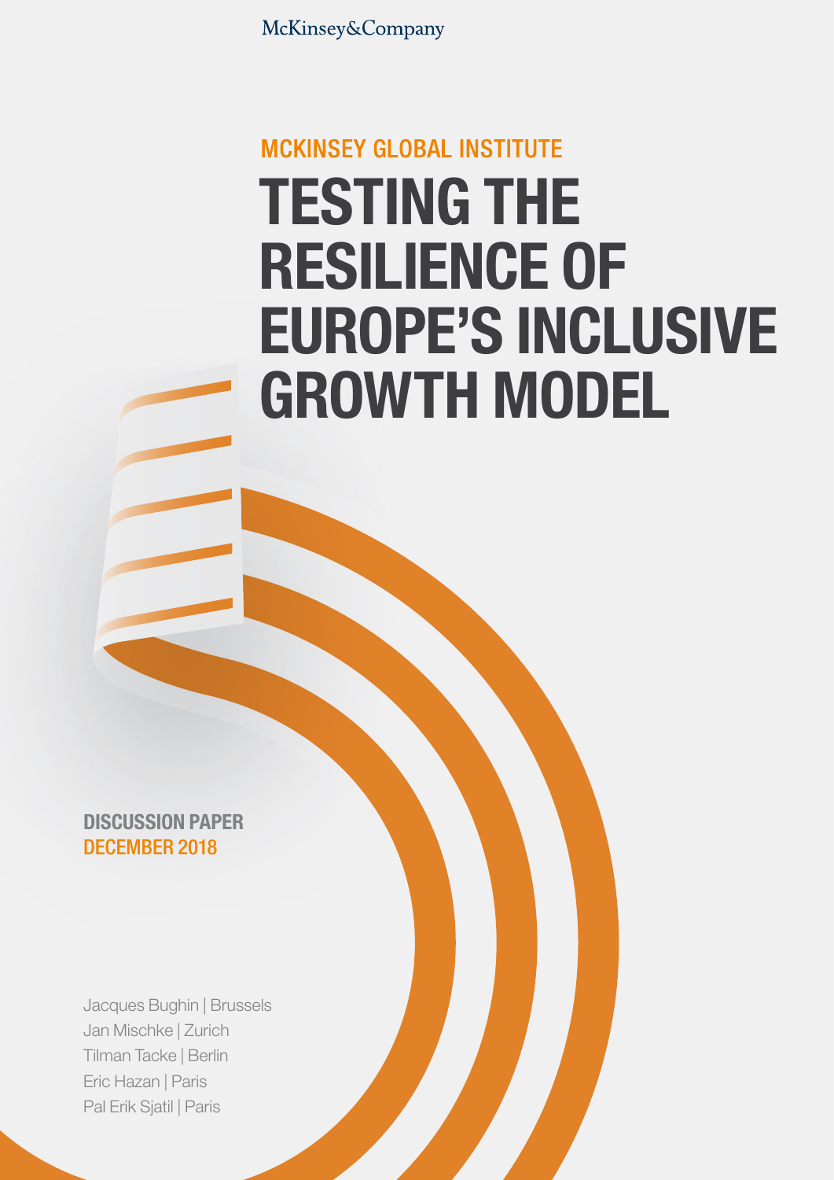McKinsey&Company

MCKINSEY GLOBAL INSTITUTE

# TESTING THE RESILIENCE OF EUROPE'S INCLUSIVE GROWTH MODEL

**DISCUSSION PAPER**
**DECEMBER 2018**

Jacques Bughin | Brussels
Jan Mischke | Zurich
Tilman Tacke | Berlin
Eric Hazan | Paris
Pal Erik Sjatil | Paris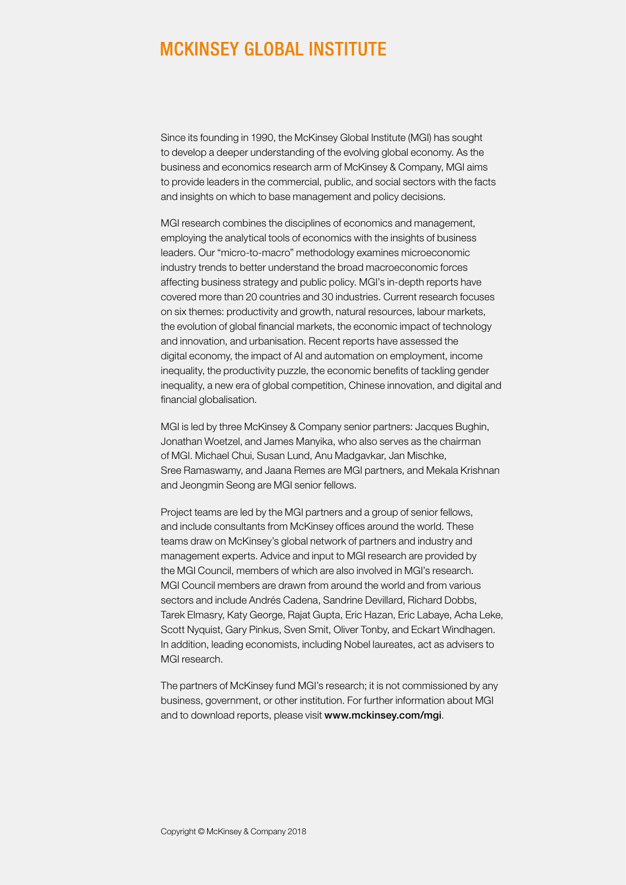# MCKINSEY GLOBAL INSTITUTE

Since its founding in 1990, the McKinsey Global Institute (MGI) has sought to develop a deeper understanding of the evolving global economy. As the business and economics research arm of McKinsey & Company, MGI aims to provide leaders in the commercial, public, and social sectors with the facts and insights on which to base management and policy decisions.

MGI research combines the disciplines of economics and management, employing the analytical tools of economics with the insights of business leaders. Our "micro-to-macro" methodology examines microeconomic industry trends to better understand the broad macroeconomic forces affecting business strategy and public policy. MGI's in-depth reports have covered more than 20 countries and 30 industries. Current research focuses on six themes: productivity and growth, natural resources, labour markets, the evolution of global financial markets, the economic impact of technology and innovation, and urbanisation. Recent reports have assessed the digital economy, the impact of AI and automation on employment, income inequality, the productivity puzzle, the economic benefits of tackling gender inequality, a new era of global competition, Chinese innovation, and digital and financial globalisation.

MGI is led by three McKinsey & Company senior partners: Jacques Bughin, Jonathan Woetzel, and James Manyika, who also serves as the chairman of MGI. Michael Chui, Susan Lund, Anu Madgavkar, Jan Mischke, Sree Ramaswamy, and Jaana Remes are MGI partners, and Mekala Krishnan and Jeongmin Seong are MGI senior fellows.

Project teams are led by the MGI partners and a group of senior fellows, and include consultants from McKinsey offices around the world. These teams draw on McKinsey's global network of partners and industry and management experts. Advice and input to MGI research are provided by the MGI Council, members of which are also involved in MGI's research. MGI Council members are drawn from around the world and from various sectors and include Andrés Cadena, Sandrine Devillard, Richard Dobbs, Tarek Elmasry, Katy George, Rajat Gupta, Eric Hazan, Eric Labaye, Acha Leke, Scott Nyquist, Gary Pinkus, Sven Smit, Oliver Tonby, and Eckart Windhagen. In addition, leading economists, including Nobel laureates, act as advisers to MGI research.

The partners of McKinsey fund MGI's research; it is not commissioned by any business, government, or other institution. For further information about MGI and to download reports, please visit **www.mckinsey.com/mgi**.

Copyright © McKinsey & Company 2018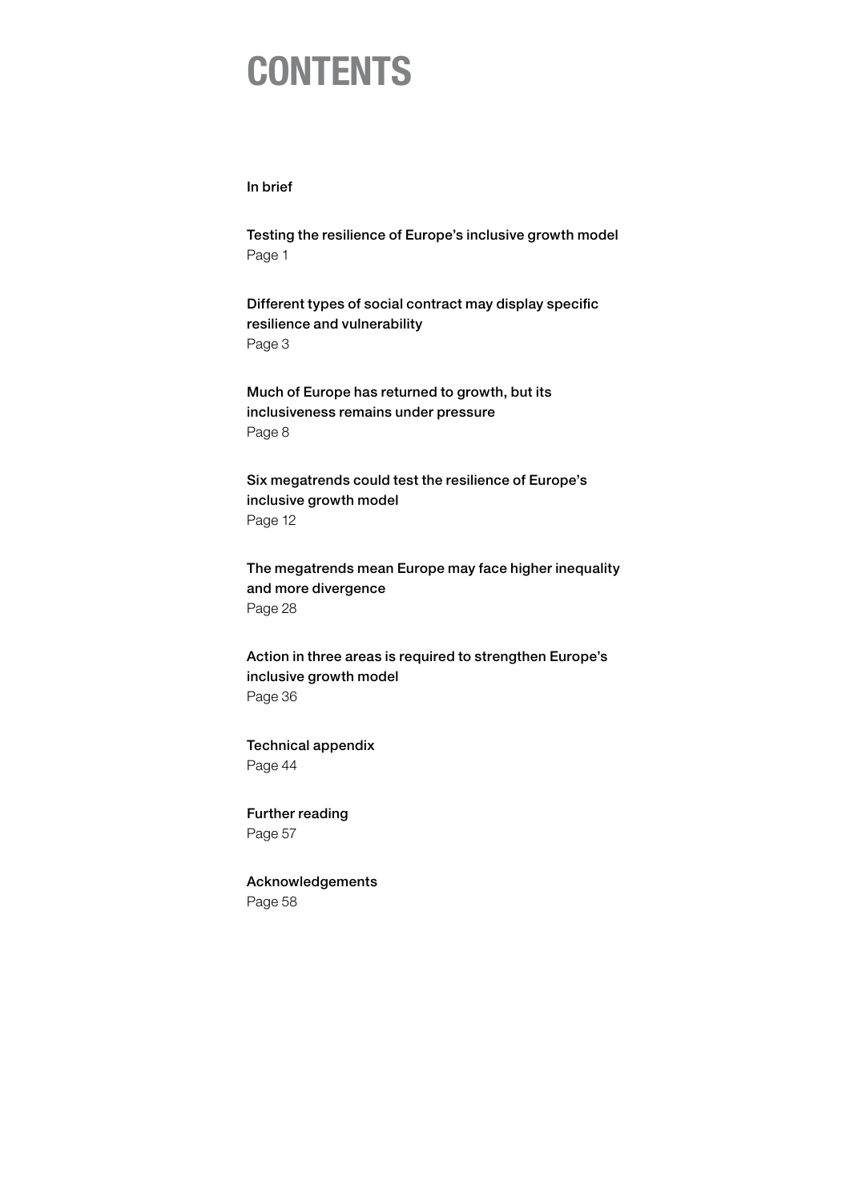# CONTENTS

In brief

Testing the resilience of Europe's inclusive growth model
Page 1

Different types of social contract may display specific resilience and vulnerability
Page 3

Much of Europe has returned to growth, but its inclusiveness remains under pressure
Page 8

Six megatrends could test the resilience of Europe's inclusive growth model
Page 12

The megatrends mean Europe may face higher inequality and more divergence
Page 28

Action in three areas is required to strengthen Europe's inclusive growth model
Page 36

Technical appendix
Page 44

Further reading
Page 57

Acknowledgements
Page 58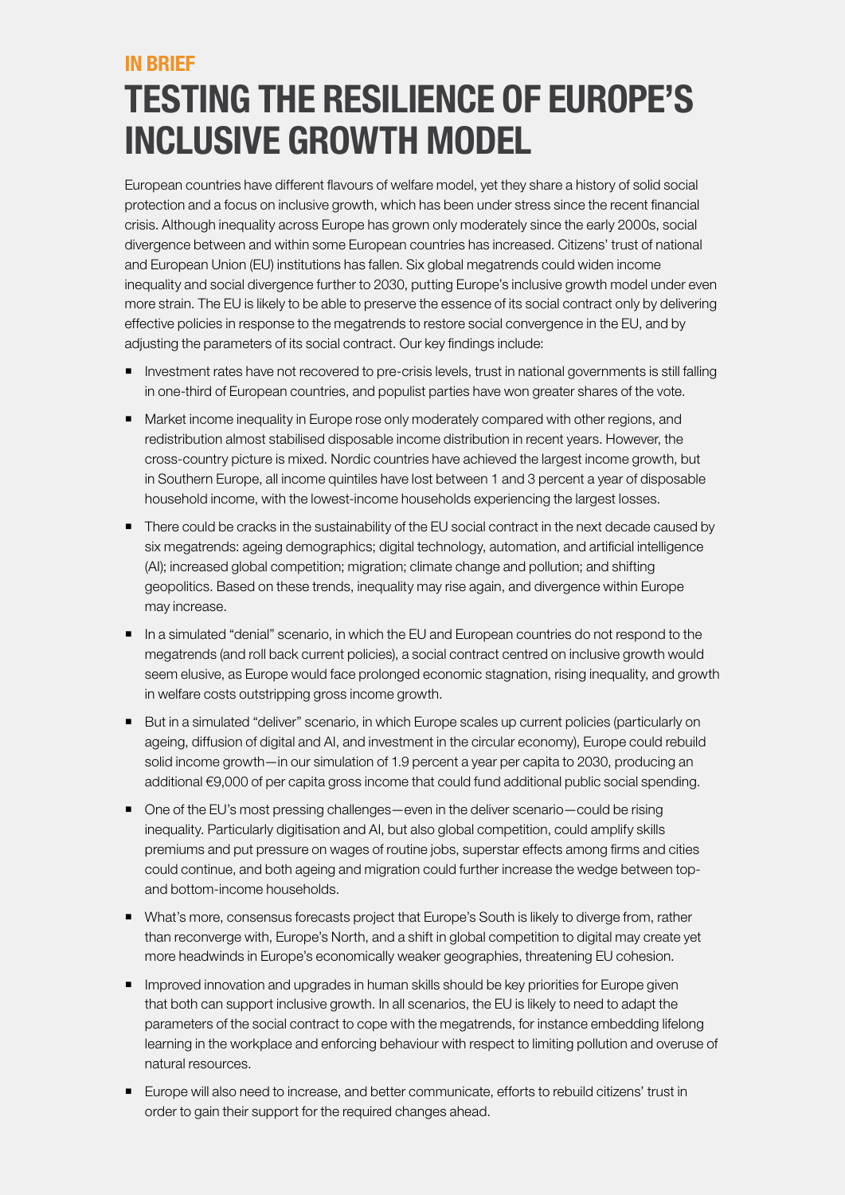## IN BRIEF

# TESTING THE RESILIENCE OF EUROPE'S INCLUSIVE GROWTH MODEL

European countries have different flavours of welfare model, yet they share a history of solid social protection and a focus on inclusive growth, which has been under stress since the recent financial crisis. Although inequality across Europe has grown only moderately since the early 2000s, social divergence between and within some European countries has increased. Citizens' trust of national and European Union (EU) institutions has fallen. Six global megatrends could widen income inequality and social divergence further to 2030, putting Europe's inclusive growth model under even more strain. The EU is likely to be able to preserve the essence of its social contract only by delivering effective policies in response to the megatrends to restore social convergence in the EU, and by adjusting the parameters of its social contract. Our key findings include:

- Investment rates have not recovered to pre-crisis levels, trust in national governments is still falling in one-third of European countries, and populist parties have won greater shares of the vote.
- Market income inequality in Europe rose only moderately compared with other regions, and redistribution almost stabilised disposable income distribution in recent years. However, the cross-country picture is mixed. Nordic countries have achieved the largest income growth, but in Southern Europe, all income quintiles have lost between 1 and 3 percent a year of disposable household income, with the lowest-income households experiencing the largest losses.
- There could be cracks in the sustainability of the EU social contract in the next decade caused by six megatrends: ageing demographics; digital technology, automation, and artificial intelligence (AI); increased global competition; migration; climate change and pollution; and shifting geopolitics. Based on these trends, inequality may rise again, and divergence within Europe may increase.
- In a simulated "denial" scenario, in which the EU and European countries do not respond to the megatrends (and roll back current policies), a social contract centred on inclusive growth would seem elusive, as Europe would face prolonged economic stagnation, rising inequality, and growth in welfare costs outstripping gross income growth.
- But in a simulated "deliver" scenario, in which Europe scales up current policies (particularly on ageing, diffusion of digital and AI, and investment in the circular economy), Europe could rebuild solid income growth—in our simulation of 1.9 percent a year per capita to 2030, producing an additional €9,000 of per capita gross income that could fund additional public social spending.
- One of the EU's most pressing challenges—even in the deliver scenario—could be rising inequality. Particularly digitisation and AI, but also global competition, could amplify skills premiums and put pressure on wages of routine jobs, superstar effects among firms and cities could continue, and both ageing and migration could further increase the wedge between top- and bottom-income households.
- What's more, consensus forecasts project that Europe's South is likely to diverge from, rather than reconverge with, Europe's North, and a shift in global competition to digital may create yet more headwinds in Europe's economically weaker geographies, threatening EU cohesion.
- Improved innovation and upgrades in human skills should be key priorities for Europe given that both can support inclusive growth. In all scenarios, the EU is likely to need to adapt the parameters of the social contract to cope with the megatrends, for instance embedding lifelong learning in the workplace and enforcing behaviour with respect to limiting pollution and overuse of natural resources.
- Europe will also need to increase, and better communicate, efforts to rebuild citizens' trust in order to gain their support for the required changes ahead.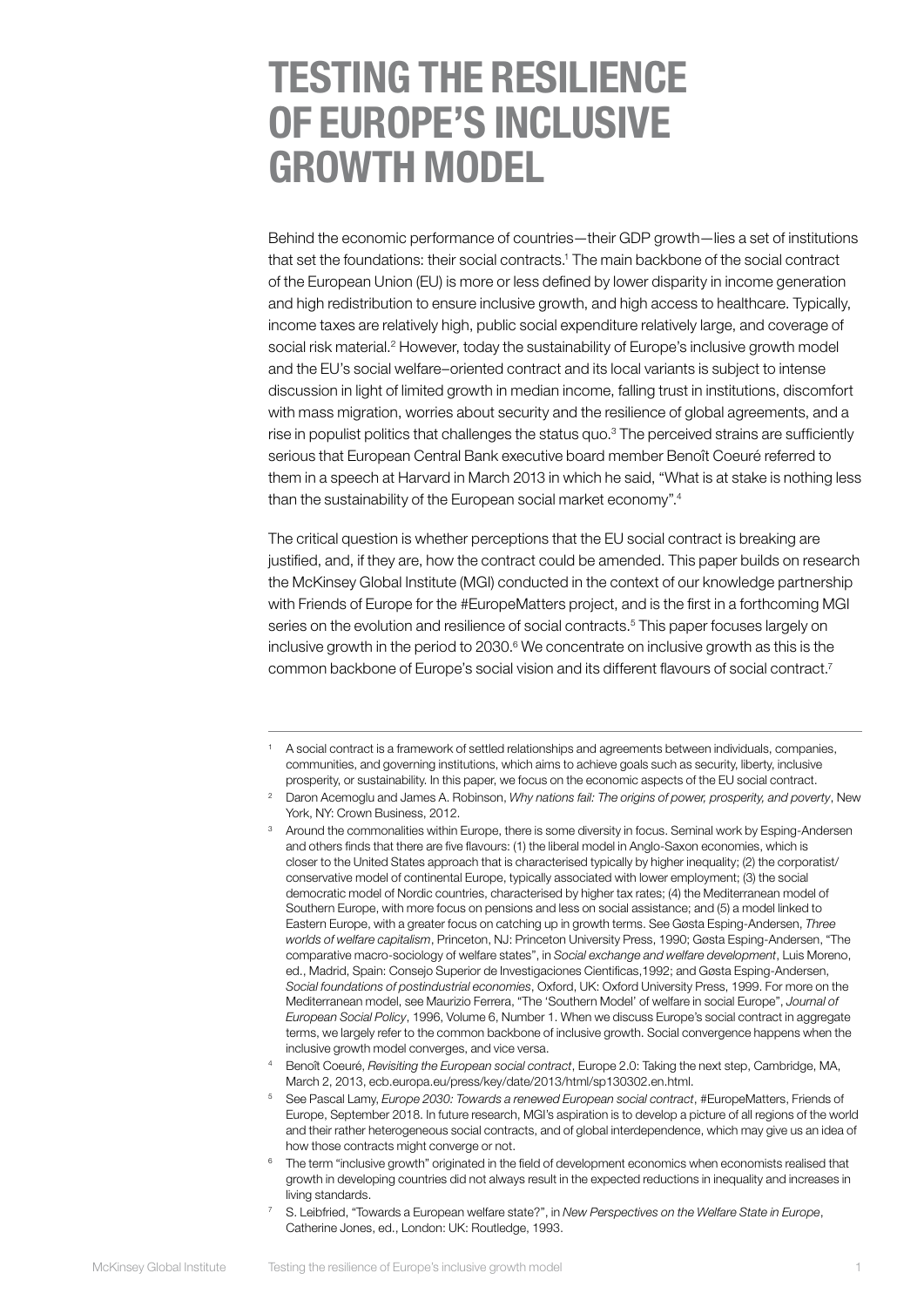# TESTING THE RESILIENCE OF EUROPE'S INCLUSIVE GROWTH MODEL

Behind the economic performance of countries—their GDP growth—lies a set of institutions that set the foundations: their social contracts.[1] The main backbone of the social contract of the European Union (EU) is more or less defined by lower disparity in income generation and high redistribution to ensure inclusive growth, and high access to healthcare. Typically, income taxes are relatively high, public social expenditure relatively large, and coverage of social risk material.[2] However, today the sustainability of Europe's inclusive growth model and the EU's social welfare–oriented contract and its local variants is subject to intense discussion in light of limited growth in median income, falling trust in institutions, discomfort with mass migration, worries about security and the resilience of global agreements, and a rise in populist politics that challenges the status quo.[3] The perceived strains are sufficiently serious that European Central Bank executive board member Benoît Coeuré referred to them in a speech at Harvard in March 2013 in which he said, "What is at stake is nothing less than the sustainability of the European social market economy".[4]

The critical question is whether perceptions that the EU social contract is breaking are justified, and, if they are, how the contract could be amended. This paper builds on research the McKinsey Global Institute (MGI) conducted in the context of our knowledge partnership with Friends of Europe for the #EuropeMatters project, and is the first in a forthcoming MGI series on the evolution and resilience of social contracts.[5] This paper focuses largely on inclusive growth in the period to 2030.[6] We concentrate on inclusive growth as this is the common backbone of Europe's social vision and its different flavours of social contract.[7]

---

[1] A social contract is a framework of settled relationships and agreements between individuals, companies, communities, and governing institutions, which aims to achieve goals such as security, liberty, inclusive prosperity, or sustainability. In this paper, we focus on the economic aspects of the EU social contract.

[2] Daron Acemoglu and James A. Robinson, *Why nations fail: The origins of power, prosperity, and poverty*, New York, NY: Crown Business, 2012.

[3] Around the commonalities within Europe, there is some diversity in focus. Seminal work by Esping-Andersen and others finds that there are five flavours: (1) the liberal model in Anglo-Saxon economies, which is closer to the United States approach that is characterised typically by higher inequality; (2) the corporatist/conservative model of continental Europe, typically associated with lower employment; (3) the social democratic model of Nordic countries, characterised by higher tax rates; (4) the Mediterranean model of Southern Europe, with more focus on pensions and less on social assistance; and (5) a model linked to Eastern Europe, with a greater focus on catching up in growth terms. See Gøsta Esping-Andersen, *Three worlds of welfare capitalism*, Princeton, NJ: Princeton University Press, 1990; Gøsta Esping-Andersen, "The comparative macro-sociology of welfare states", in *Social exchange and welfare development*, Luis Moreno, ed., Madrid, Spain: Consejo Superior de Investigaciones Cientificas,1992; and Gøsta Esping-Andersen, *Social foundations of postindustrial economies*, Oxford, UK: Oxford University Press, 1999. For more on the Mediterranean model, see Maurizio Ferrera, "The 'Southern Model' of welfare in social Europe", *Journal of European Social Policy*, 1996, Volume 6, Number 1. When we discuss Europe's social contract in aggregate terms, we largely refer to the common backbone of inclusive growth. Social convergence happens when the inclusive growth model converges, and vice versa.

[4] Benoît Coeuré, *Revisiting the European social contract*, Europe 2.0: Taking the next step, Cambridge, MA, March 2, 2013, ecb.europa.eu/press/key/date/2013/html/sp130302.en.html.

[5] See Pascal Lamy, *Europe 2030: Towards a renewed European social contract*, #EuropeMatters, Friends of Europe, September 2018. In future research, MGI's aspiration is to develop a picture of all regions of the world and their rather heterogeneous social contracts, and of global interdependence, which may give us an idea of how those contracts might converge or not.

[6] The term "inclusive growth" originated in the field of development economics when economists realised that growth in developing countries did not always result in the expected reductions in inequality and increases in living standards.

[7] S. Leibfried, "Towards a European welfare state?", in *New Perspectives on the Welfare State in Europe*, Catherine Jones, ed., London: UK: Routledge, 1993.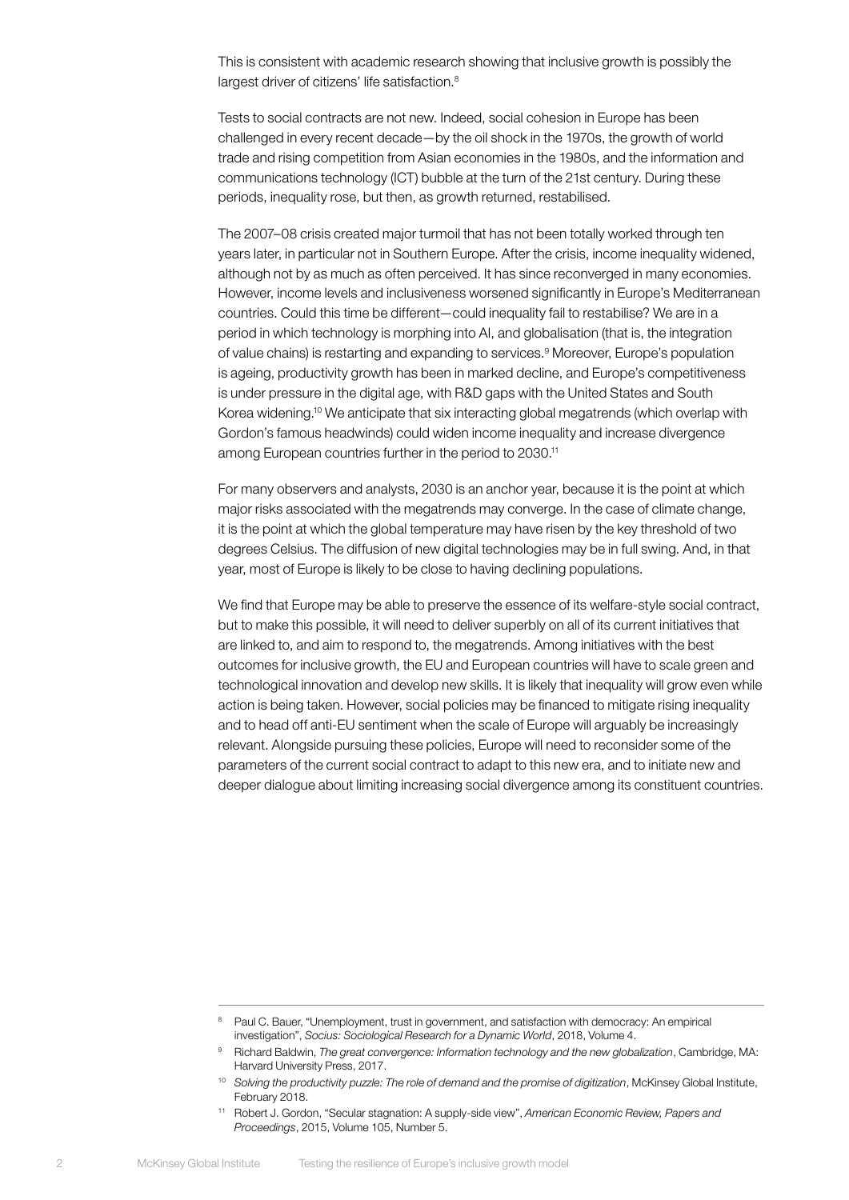This is consistent with academic research showing that inclusive growth is possibly the largest driver of citizens' life satisfaction.[8]

Tests to social contracts are not new. Indeed, social cohesion in Europe has been challenged in every recent decade—by the oil shock in the 1970s, the growth of world trade and rising competition from Asian economies in the 1980s, and the information and communications technology (ICT) bubble at the turn of the 21st century. During these periods, inequality rose, but then, as growth returned, restabilised.

The 2007–08 crisis created major turmoil that has not been totally worked through ten years later, in particular not in Southern Europe. After the crisis, income inequality widened, although not by as much as often perceived. It has since reconverged in many economies. However, income levels and inclusiveness worsened significantly in Europe's Mediterranean countries. Could this time be different—could inequality fail to restabilise? We are in a period in which technology is morphing into AI, and globalisation (that is, the integration of value chains) is restarting and expanding to services.[9] Moreover, Europe's population is ageing, productivity growth has been in marked decline, and Europe's competitiveness is under pressure in the digital age, with R&D gaps with the United States and South Korea widening.[10] We anticipate that six interacting global megatrends (which overlap with Gordon's famous headwinds) could widen income inequality and increase divergence among European countries further in the period to 2030.[11]

For many observers and analysts, 2030 is an anchor year, because it is the point at which major risks associated with the megatrends may converge. In the case of climate change, it is the point at which the global temperature may have risen by the key threshold of two degrees Celsius. The diffusion of new digital technologies may be in full swing. And, in that year, most of Europe is likely to be close to having declining populations.

We find that Europe may be able to preserve the essence of its welfare-style social contract, but to make this possible, it will need to deliver superbly on all of its current initiatives that are linked to, and aim to respond to, the megatrends. Among initiatives with the best outcomes for inclusive growth, the EU and European countries will have to scale green and technological innovation and develop new skills. It is likely that inequality will grow even while action is being taken. However, social policies may be financed to mitigate rising inequality and to head off anti-EU sentiment when the scale of Europe will arguably be increasingly relevant. Alongside pursuing these policies, Europe will need to reconsider some of the parameters of the current social contract to adapt to this new era, and to initiate new and deeper dialogue about limiting increasing social divergence among its constituent countries.

---

[8] Paul C. Bauer, "Unemployment, trust in government, and satisfaction with democracy: An empirical investigation", *Socius: Sociological Research for a Dynamic World*, 2018, Volume 4.

[9] Richard Baldwin, *The great convergence: Information technology and the new globalization*, Cambridge, MA: Harvard University Press, 2017.

[10] *Solving the productivity puzzle: The role of demand and the promise of digitization*, McKinsey Global Institute, February 2018.

[11] Robert J. Gordon, "Secular stagnation: A supply-side view", *American Economic Review, Papers and Proceedings*, 2015, Volume 105, Number 5.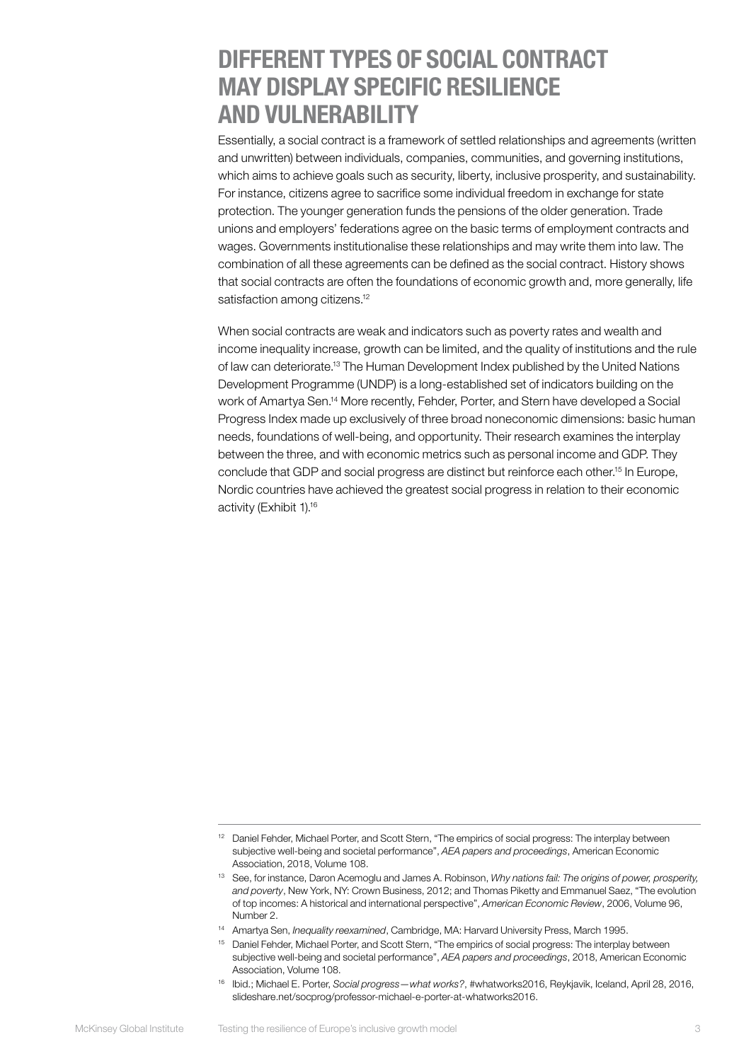# DIFFERENT TYPES OF SOCIAL CONTRACT MAY DISPLAY SPECIFIC RESILIENCE AND VULNERABILITY

Essentially, a social contract is a framework of settled relationships and agreements (written and unwritten) between individuals, companies, communities, and governing institutions, which aims to achieve goals such as security, liberty, inclusive prosperity, and sustainability. For instance, citizens agree to sacrifice some individual freedom in exchange for state protection. The younger generation funds the pensions of the older generation. Trade unions and employers' federations agree on the basic terms of employment contracts and wages. Governments institutionalise these relationships and may write them into law. The combination of all these agreements can be defined as the social contract. History shows that social contracts are often the foundations of economic growth and, more generally, life satisfaction among citizens.[12]

When social contracts are weak and indicators such as poverty rates and wealth and income inequality increase, growth can be limited, and the quality of institutions and the rule of law can deteriorate.[13] The Human Development Index published by the United Nations Development Programme (UNDP) is a long-established set of indicators building on the work of Amartya Sen.[14] More recently, Fehder, Porter, and Stern have developed a Social Progress Index made up exclusively of three broad noneconomic dimensions: basic human needs, foundations of well-being, and opportunity. Their research examines the interplay between the three, and with economic metrics such as personal income and GDP. They conclude that GDP and social progress are distinct but reinforce each other.[15] In Europe, Nordic countries have achieved the greatest social progress in relation to their economic activity (Exhibit 1).[16]

---

[12] Daniel Fehder, Michael Porter, and Scott Stern, "The empirics of social progress: The interplay between subjective well-being and societal performance", *AEA papers and proceedings*, American Economic Association, 2018, Volume 108.

[13] See, for instance, Daron Acemoglu and James A. Robinson, *Why nations fail: The origins of power, prosperity, and poverty*, New York, NY: Crown Business, 2012; and Thomas Piketty and Emmanuel Saez, "The evolution of top incomes: A historical and international perspective", *American Economic Review*, 2006, Volume 96, Number 2.

[14] Amartya Sen, *Inequality reexamined*, Cambridge, MA: Harvard University Press, March 1995.

[15] Daniel Fehder, Michael Porter, and Scott Stern, "The empirics of social progress: The interplay between subjective well-being and societal performance", *AEA papers and proceedings*, 2018, American Economic Association, Volume 108.

[16] Ibid.; Michael E. Porter, *Social progress—what works?*, #whatworks2016, Reykjavik, Iceland, April 28, 2016, slideshare.net/socprog/professor-michael-e-porter-at-whatworks2016.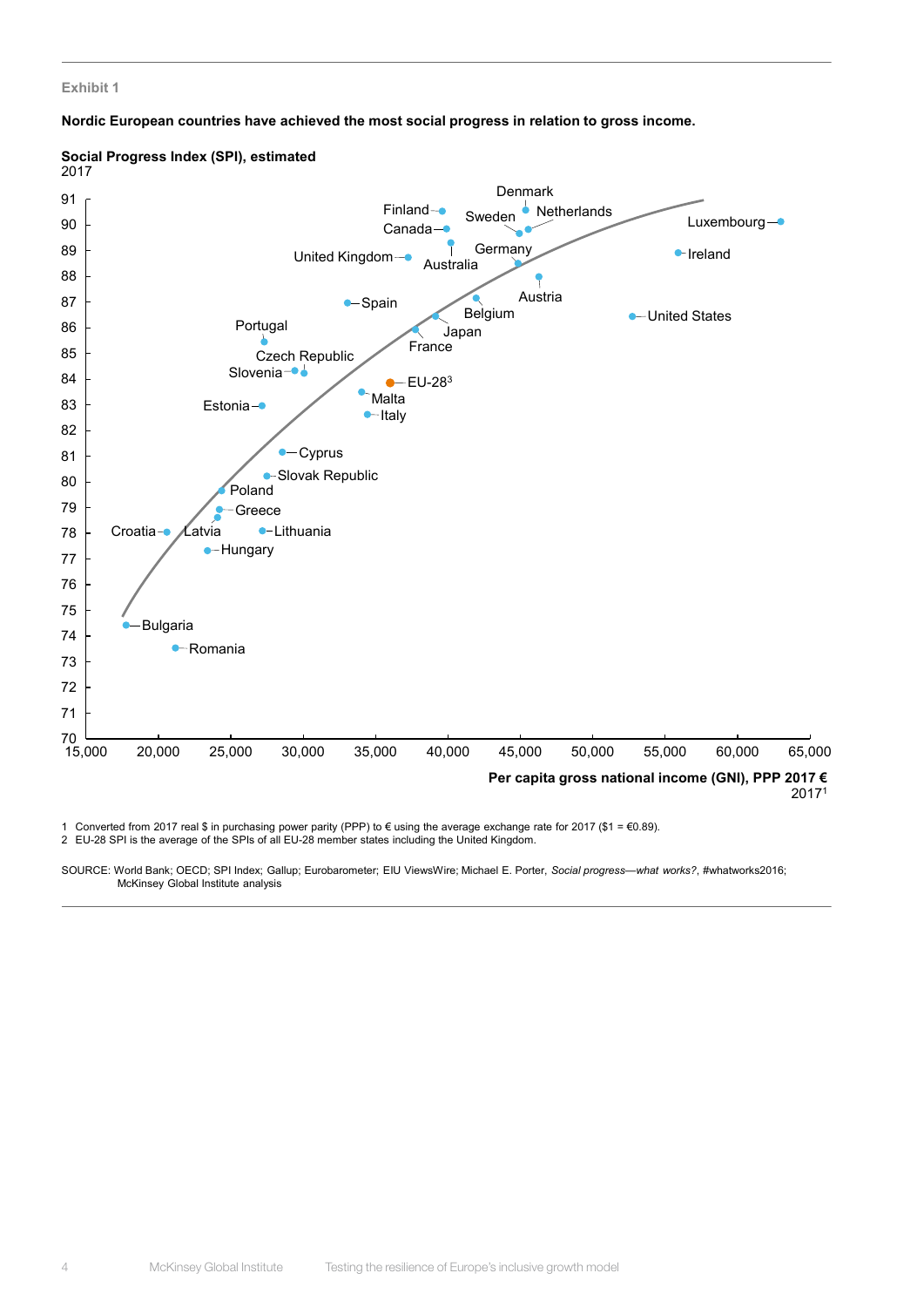Exhibit 1

**Nordic European countries have achieved the most social progress in relation to gross income.**

**Social Progress Index (SPI), estimated**
2017

Denmark, Finland, Netherlands, Sweden, Canada, Luxembourg, Germany, Australia, United Kingdom, Ireland, Austria, Spain, Belgium, United States, Portugal, Japan, France, Czech Republic, Slovenia, EU-28[3], Malta, Estonia, Italy, Cyprus, Slovak Republic, Poland, Greece, Croatia, Latvia, Lithuania, Hungary, Bulgaria, Romania

91, 90, 89, 88, 87, 86, 85, 84, 83, 82, 81, 80, 79, 78, 77, 76, 75, 74, 73, 72, 71, 70

15,000 20,000 25,000 30,000 35,000 40,000 45,000 50,000 55,000 60,000 65,000

**Per capita gross national income (GNI), PPP 2017 €**
2017[1]

1 Converted from 2017 real $ in purchasing power parity (PPP) to € using the average exchange rate for 2017 ($1 = €0.89).
2 EU-28 SPI is the average of the SPIs of all EU-28 member states including the United Kingdom.

SOURCE: World Bank; OECD; SPI Index; Gallup; Eurobarometer; EIU ViewsWire; Michael E. Porter, *Social progress—what works?*, #whatworks2016; McKinsey Global Institute analysis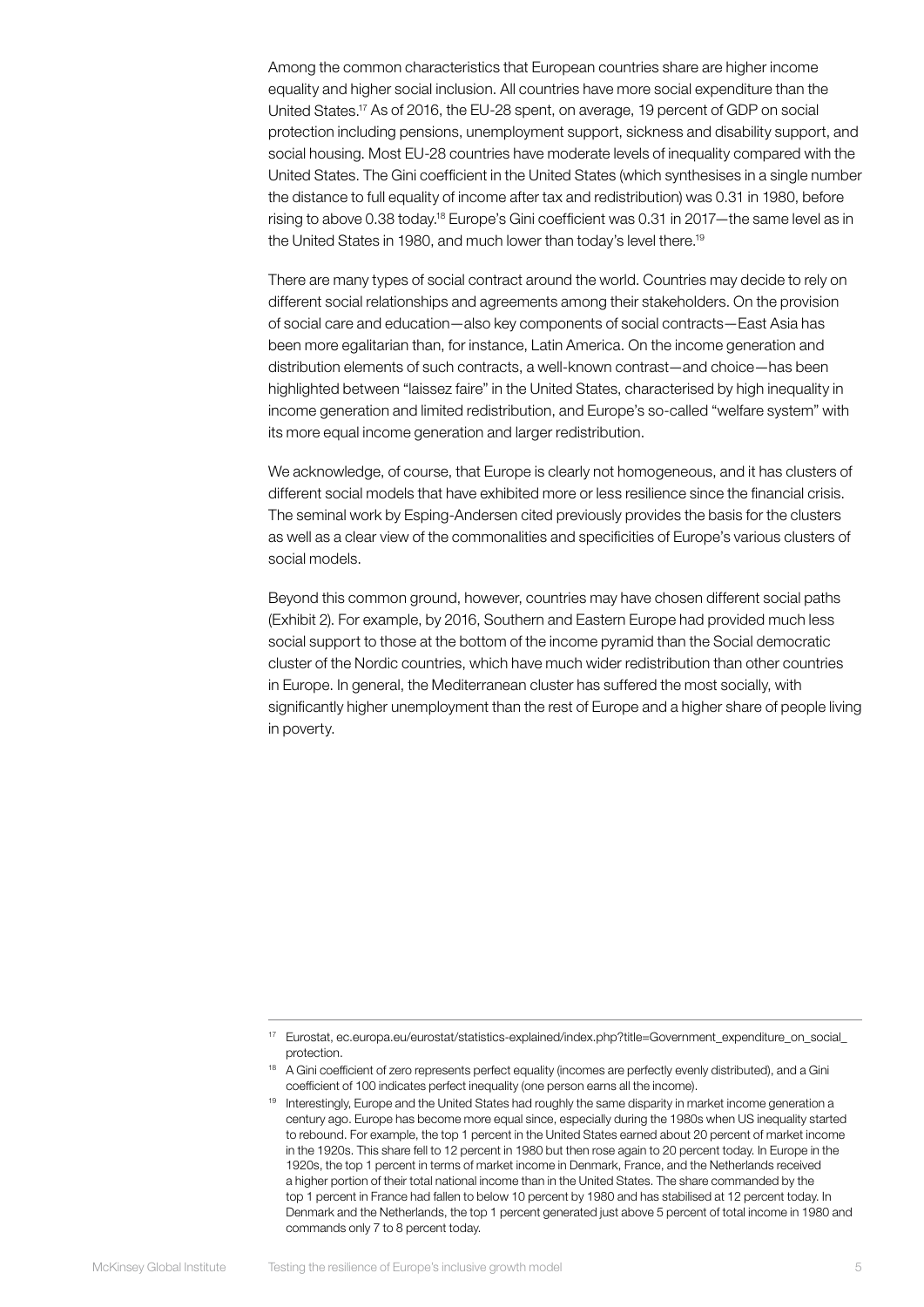Among the common characteristics that European countries share are higher income equality and higher social inclusion. All countries have more social expenditure than the United States.[17] As of 2016, the EU-28 spent, on average, 19 percent of GDP on social protection including pensions, unemployment support, sickness and disability support, and social housing. Most EU-28 countries have moderate levels of inequality compared with the United States. The Gini coefficient in the United States (which synthesises in a single number the distance to full equality of income after tax and redistribution) was 0.31 in 1980, before rising to above 0.38 today.[18] Europe's Gini coefficient was 0.31 in 2017—the same level as in the United States in 1980, and much lower than today's level there.[19]

There are many types of social contract around the world. Countries may decide to rely on different social relationships and agreements among their stakeholders. On the provision of social care and education—also key components of social contracts—East Asia has been more egalitarian than, for instance, Latin America. On the income generation and distribution elements of such contracts, a well-known contrast—and choice—has been highlighted between "laissez faire" in the United States, characterised by high inequality in income generation and limited redistribution, and Europe's so-called "welfare system" with its more equal income generation and larger redistribution.

We acknowledge, of course, that Europe is clearly not homogeneous, and it has clusters of different social models that have exhibited more or less resilience since the financial crisis. The seminal work by Esping-Andersen cited previously provides the basis for the clusters as well as a clear view of the commonalities and specificities of Europe's various clusters of social models.

Beyond this common ground, however, countries may have chosen different social paths (Exhibit 2). For example, by 2016, Southern and Eastern Europe had provided much less social support to those at the bottom of the income pyramid than the Social democratic cluster of the Nordic countries, which have much wider redistribution than other countries in Europe. In general, the Mediterranean cluster has suffered the most socially, with significantly higher unemployment than the rest of Europe and a higher share of people living in poverty.

---

[17] Eurostat, ec.europa.eu/eurostat/statistics-explained/index.php?title=Government_expenditure_on_social_protection.

[18] A Gini coefficient of zero represents perfect equality (incomes are perfectly evenly distributed), and a Gini coefficient of 100 indicates perfect inequality (one person earns all the income).

[19] Interestingly, Europe and the United States had roughly the same disparity in market income generation a century ago. Europe has become more equal since, especially during the 1980s when US inequality started to rebound. For example, the top 1 percent in the United States earned about 20 percent of market income in the 1920s. This share fell to 12 percent in 1980 but then rose again to 20 percent today. In Europe in the 1920s, the top 1 percent in terms of market income in Denmark, France, and the Netherlands received a higher portion of their total national income than in the United States. The share commanded by the top 1 percent in France had fallen to below 10 percent by 1980 and has stabilised at 12 percent today. In Denmark and the Netherlands, the top 1 percent generated just above 5 percent of total income in 1980 and commands only 7 to 8 percent today.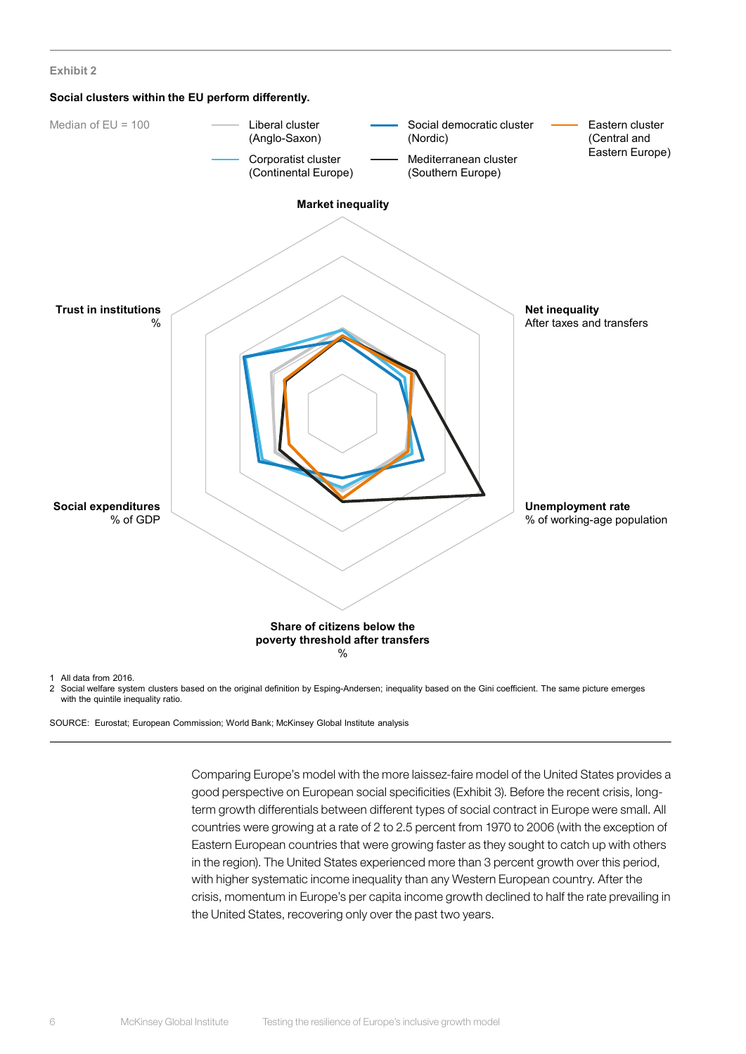Exhibit 2

**Social clusters within the EU perform differently.**

Median of EU = 100

- Liberal cluster (Anglo-Saxon)
- Corporatist cluster (Continental Europe)
- Social democratic cluster (Nordic)
- Mediterranean cluster (Southern Europe)
- Eastern cluster (Central and Eastern Europe)

**Market inequality**

**Net inequality**
After taxes and transfers

**Unemployment rate**
% of working-age population

**Share of citizens below the poverty threshold after transfers**
%

**Social expenditures**
% of GDP

**Trust in institutions**
%

1 All data from 2016.
2 Social welfare system clusters based on the original definition by Esping-Andersen; inequality based on the Gini coefficient. The same picture emerges with the quintile inequality ratio.

SOURCE: Eurostat; European Commission; World Bank; McKinsey Global Institute analysis

Comparing Europe's model with the more laissez-faire model of the United States provides a good perspective on European social specificities (Exhibit 3). Before the recent crisis, long-term growth differentials between different types of social contract in Europe were small. All countries were growing at a rate of 2 to 2.5 percent from 1970 to 2006 (with the exception of Eastern European countries that were growing faster as they sought to catch up with others in the region). The United States experienced more than 3 percent growth over this period, with higher systematic income inequality than any Western European country. After the crisis, momentum in Europe's per capita income growth declined to half the rate prevailing in the United States, recovering only over the past two years.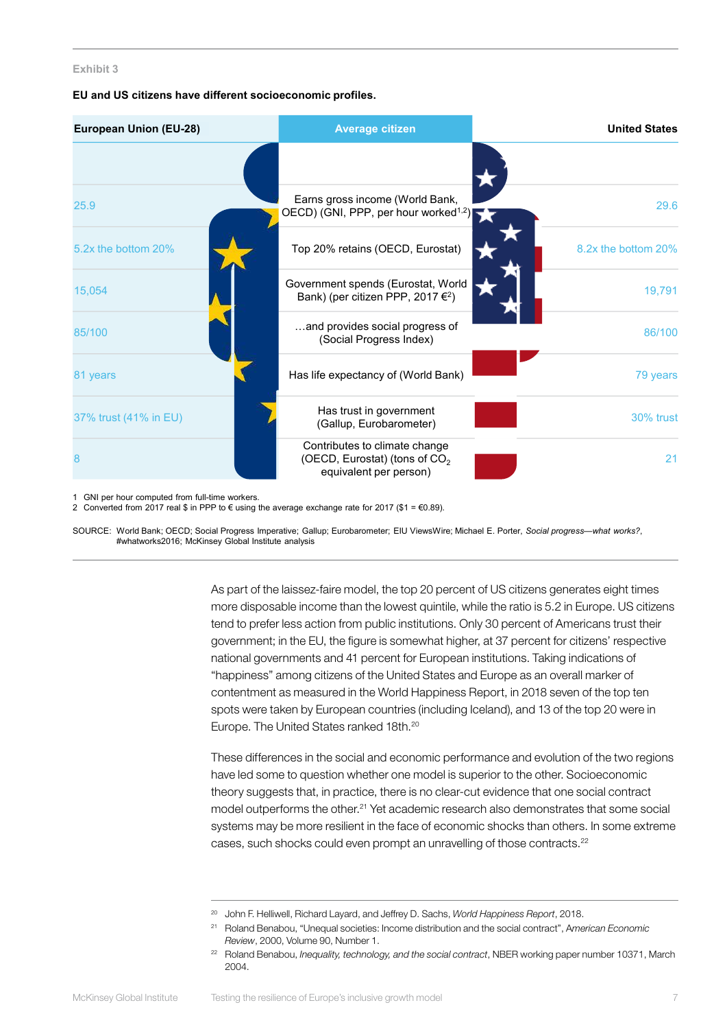Exhibit 3

**EU and US citizens have different socioeconomic profiles.**

| European Union (EU-28) | Average citizen | United States |
|---|---|---|
| 25.9 | Earns gross income (World Bank, OECD) (GNI, PPP, per hour worked[1,2]) | 29.6 |
| 5.2x the bottom 20% | Top 20% retains (OECD, Eurostat) | 8.2x the bottom 20% |
| 15,054 | Government spends (Eurostat, World Bank) (per citizen PPP, 2017 €[2]) | 19,791 |
| 85/100 | …and provides social progress of (Social Progress Index) | 86/100 |
| 81 years | Has life expectancy of (World Bank) | 79 years |
| 37% trust (41% in EU) | Has trust in government (Gallup, Eurobarometer) | 30% trust |
| 8 | Contributes to climate change (OECD, Eurostat) (tons of $CO_2$ equivalent per person) | 21 |

1 GNI per hour computed from full-time workers.
2 Converted from 2017 real $ in PPP to € using the average exchange rate for 2017 ($1 = €0.89).

SOURCE: World Bank; OECD; Social Progress Imperative; Gallup; Eurobarometer; EIU ViewsWire; Michael E. Porter, *Social progress—what works?*, #whatworks2016; McKinsey Global Institute analysis

As part of the laissez-faire model, the top 20 percent of US citizens generates eight times more disposable income than the lowest quintile, while the ratio is 5.2 in Europe. US citizens tend to prefer less action from public institutions. Only 30 percent of Americans trust their government; in the EU, the figure is somewhat higher, at 37 percent for citizens' respective national governments and 41 percent for European institutions. Taking indications of "happiness" among citizens of the United States and Europe as an overall marker of contentment as measured in the World Happiness Report, in 2018 seven of the top ten spots were taken by European countries (including Iceland), and 13 of the top 20 were in Europe. The United States ranked 18th.[20]

These differences in the social and economic performance and evolution of the two regions have led some to question whether one model is superior to the other. Socioeconomic theory suggests that, in practice, there is no clear-cut evidence that one social contract model outperforms the other.[21] Yet academic research also demonstrates that some social systems may be more resilient in the face of economic shocks than others. In some extreme cases, such shocks could even prompt an unravelling of those contracts.[22]

[20] John F. Helliwell, Richard Layard, and Jeffrey D. Sachs, *World Happiness Report*, 2018.

[21] Roland Benabou, "Unequal societies: Income distribution and the social contract", *American Economic Review*, 2000, Volume 90, Number 1.

[22] Roland Benabou, *Inequality, technology, and the social contract*, NBER working paper number 10371, March 2004.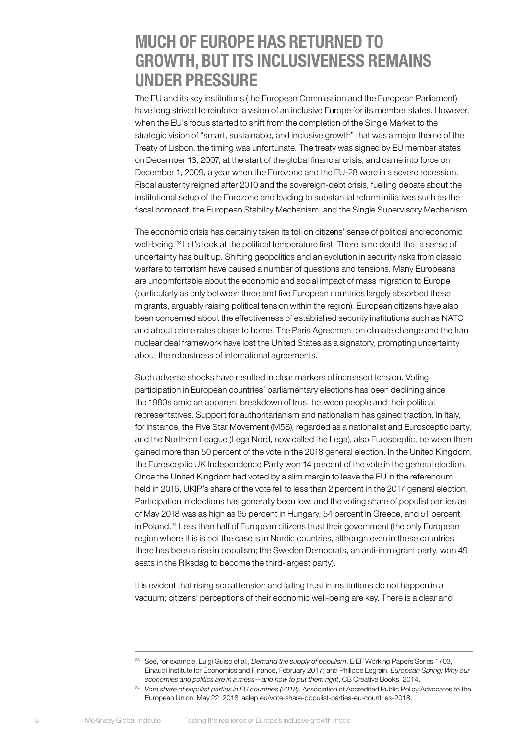# MUCH OF EUROPE HAS RETURNED TO GROWTH, BUT ITS INCLUSIVENESS REMAINS UNDER PRESSURE

The EU and its key institutions (the European Commission and the European Parliament) have long strived to reinforce a vision of an inclusive Europe for its member states. However, when the EU's focus started to shift from the completion of the Single Market to the strategic vision of "smart, sustainable, and inclusive growth" that was a major theme of the Treaty of Lisbon, the timing was unfortunate. The treaty was signed by EU member states on December 13, 2007, at the start of the global financial crisis, and came into force on December 1, 2009, a year when the Eurozone and the EU-28 were in a severe recession. Fiscal austerity reigned after 2010 and the sovereign-debt crisis, fuelling debate about the institutional setup of the Eurozone and leading to substantial reform initiatives such as the fiscal compact, the European Stability Mechanism, and the Single Supervisory Mechanism.

The economic crisis has certainly taken its toll on citizens' sense of political and economic well-being.[23] Let's look at the political temperature first. There is no doubt that a sense of uncertainty has built up. Shifting geopolitics and an evolution in security risks from classic warfare to terrorism have caused a number of questions and tensions. Many Europeans are uncomfortable about the economic and social impact of mass migration to Europe (particularly as only between three and five European countries largely absorbed these migrants, arguably raising political tension within the region). European citizens have also been concerned about the effectiveness of established security institutions such as NATO and about crime rates closer to home. The Paris Agreement on climate change and the Iran nuclear deal framework have lost the United States as a signatory, prompting uncertainty about the robustness of international agreements.

Such adverse shocks have resulted in clear markers of increased tension. Voting participation in European countries' parliamentary elections has been declining since the 1980s amid an apparent breakdown of trust between people and their political representatives. Support for authoritarianism and nationalism has gained traction. In Italy, for instance, the Five Star Movement (M5S), regarded as a nationalist and Eurosceptic party, and the Northern League (Lega Nord, now called the Lega), also Eurosceptic, between them gained more than 50 percent of the vote in the 2018 general election. In the United Kingdom, the Eurosceptic UK Independence Party won 14 percent of the vote in the general election. Once the United Kingdom had voted by a slim margin to leave the EU in the referendum held in 2016, UKIP's share of the vote fell to less than 2 percent in the 2017 general election. Participation in elections has generally been low, and the voting share of populist parties as of May 2018 was as high as 65 percent in Hungary, 54 percent in Greece, and 51 percent in Poland.[24] Less than half of European citizens trust their government (the only European region where this is not the case is in Nordic countries, although even in these countries there has been a rise in populism; the Sweden Democrats, an anti-immigrant party, won 49 seats in the Riksdag to become the third-largest party).

It is evident that rising social tension and falling trust in institutions do not happen in a vacuum; citizens' perceptions of their economic well-being are key. There is a clear and

---

[23] See, for example, Luigi Guiso et al., *Demand the supply of populism*, EIEF Working Papers Series 1703, Einaudi Institute for Economics and Finance, February 2017; and Philippe Legrain, *European Spring: Why our economies and politics are in a mess—and how to put them right*, CB Creative Books, 2014.

[24] *Vote share of populist parties in EU countries (2018)*, Association of Accredited Public Policy Advocates to the European Union, May 22, 2018, aalep.eu/vote-share-populist-parties-eu-countries-2018.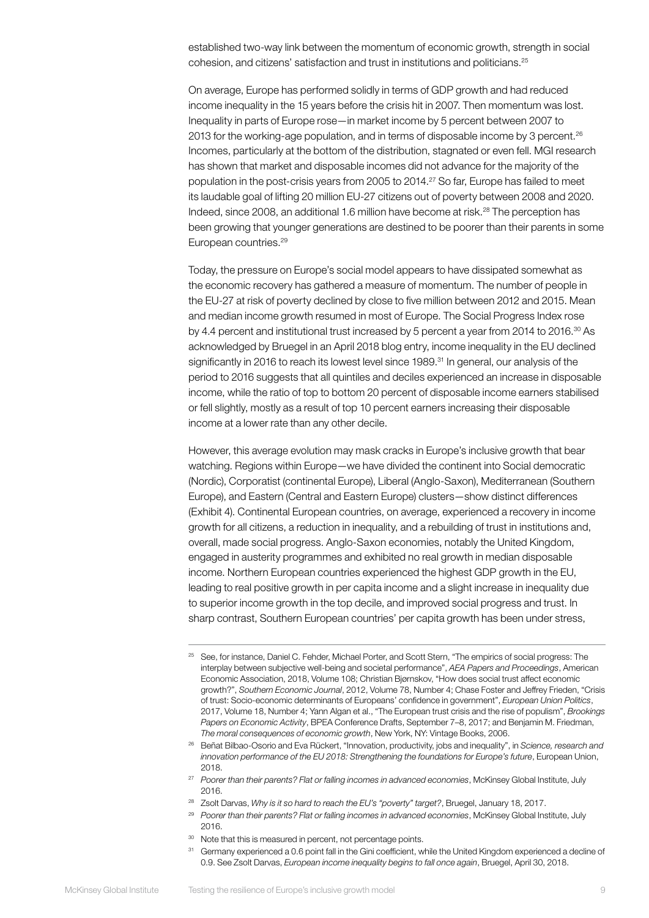established two-way link between the momentum of economic growth, strength in social cohesion, and citizens' satisfaction and trust in institutions and politicians.[25]

On average, Europe has performed solidly in terms of GDP growth and had reduced income inequality in the 15 years before the crisis hit in 2007. Then momentum was lost. Inequality in parts of Europe rose—in market income by 5 percent between 2007 to 2013 for the working-age population, and in terms of disposable income by 3 percent.[26] Incomes, particularly at the bottom of the distribution, stagnated or even fell. MGI research has shown that market and disposable incomes did not advance for the majority of the population in the post-crisis years from 2005 to 2014.[27] So far, Europe has failed to meet its laudable goal of lifting 20 million EU-27 citizens out of poverty between 2008 and 2020. Indeed, since 2008, an additional 1.6 million have become at risk.[28] The perception has been growing that younger generations are destined to be poorer than their parents in some European countries.[29]

Today, the pressure on Europe's social model appears to have dissipated somewhat as the economic recovery has gathered a measure of momentum. The number of people in the EU-27 at risk of poverty declined by close to five million between 2012 and 2015. Mean and median income growth resumed in most of Europe. The Social Progress Index rose by 4.4 percent and institutional trust increased by 5 percent a year from 2014 to 2016.[30] As acknowledged by Bruegel in an April 2018 blog entry, income inequality in the EU declined significantly in 2016 to reach its lowest level since 1989.[31] In general, our analysis of the period to 2016 suggests that all quintiles and deciles experienced an increase in disposable income, while the ratio of top to bottom 20 percent of disposable income earners stabilised or fell slightly, mostly as a result of top 10 percent earners increasing their disposable income at a lower rate than any other decile.

However, this average evolution may mask cracks in Europe's inclusive growth that bear watching. Regions within Europe—we have divided the continent into Social democratic (Nordic), Corporatist (continental Europe), Liberal (Anglo-Saxon), Mediterranean (Southern Europe), and Eastern (Central and Eastern Europe) clusters—show distinct differences (Exhibit 4). Continental European countries, on average, experienced a recovery in income growth for all citizens, a reduction in inequality, and a rebuilding of trust in institutions and, overall, made social progress. Anglo-Saxon economies, notably the United Kingdom, engaged in austerity programmes and exhibited no real growth in median disposable income. Northern European countries experienced the highest GDP growth in the EU, leading to real positive growth in per capita income and a slight increase in inequality due to superior income growth in the top decile, and improved social progress and trust. In sharp contrast, Southern European countries' per capita growth has been under stress,

---

[25] See, for instance, Daniel C. Fehder, Michael Porter, and Scott Stern, "The empirics of social progress: The interplay between subjective well-being and societal performance", *AEA Papers and Proceedings*, American Economic Association, 2018, Volume 108; Christian Bjørnskov, "How does social trust affect economic growth?", *Southern Economic Journal*, 2012, Volume 78, Number 4; Chase Foster and Jeffrey Frieden, "Crisis of trust: Socio-economic determinants of Europeans' confidence in government", *European Union Politics*, 2017, Volume 18, Number 4; Yann Algan et al., "The European trust crisis and the rise of populism", *Brookings Papers on Economic Activity*, BPEA Conference Drafts, September 7–8, 2017; and Benjamin M. Friedman, *The moral consequences of economic growth*, New York, NY: Vintage Books, 2006.

[26] Beñat Bilbao-Osorio and Eva Rückert, "Innovation, productivity, jobs and inequality", in *Science, research and innovation performance of the EU 2018: Strengthening the foundations for Europe's future*, European Union, 2018.

[27] *Poorer than their parents? Flat or falling incomes in advanced economies*, McKinsey Global Institute, July 2016.

[28] Zsolt Darvas, *Why is it so hard to reach the EU's "poverty" target?*, Bruegel, January 18, 2017.

[29] *Poorer than their parents? Flat or falling incomes in advanced economies*, McKinsey Global Institute, July 2016.

[30] Note that this is measured in percent, not percentage points.

[31] Germany experienced a 0.6 point fall in the Gini coefficient, while the United Kingdom experienced a decline of 0.9. See Zsolt Darvas, *European income inequality begins to fall once again*, Bruegel, April 30, 2018.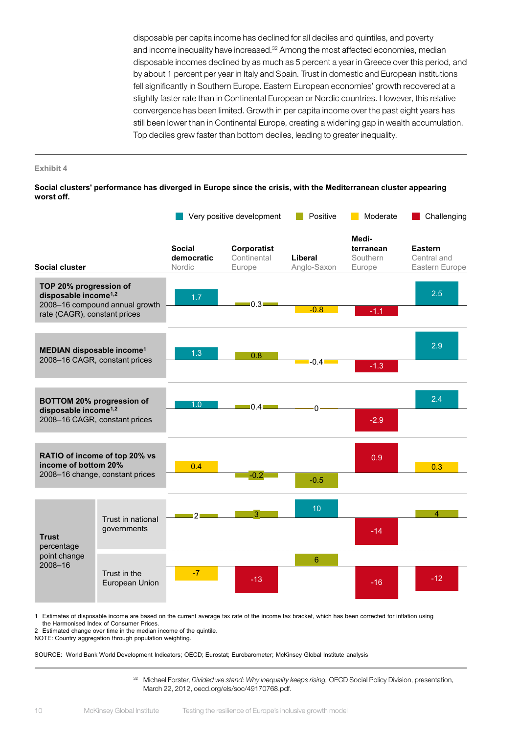disposable per capita income has declined for all deciles and quintiles, and poverty and income inequality have increased.[32] Among the most affected economies, median disposable incomes declined by as much as 5 percent a year in Greece over this period, and by about 1 percent per year in Italy and Spain. Trust in domestic and European institutions fell significantly in Southern Europe. Eastern European economies' growth recovered at a slightly faster rate than in Continental European or Nordic countries. However, this relative convergence has been limited. Growth in per capita income over the past eight years has still been lower than in Continental Europe, creating a widening gap in wealth accumulation. Top deciles grew faster than bottom deciles, leading to greater inequality.

Exhibit 4

**Social clusters' performance has diverged in Europe since the crisis, with the Mediterranean cluster appearing worst off.**

Legend: Very positive development | Positive | Moderate | Challenging

| Social cluster | | Social democratic (Nordic) | Corporatist (Continental Europe) | Liberal (Anglo-Saxon) | Mediterranean (Southern Europe) | Eastern (Central and Eastern Europe) |
|---|---|---|---|---|---|---|
| **TOP 20% progression of disposable income**[1,2] 2008–16 compound annual growth rate (CAGR), constant prices | | 1.7 | 0.3 | -0.8 | -1.1 | 2.5 |
| **MEDIAN disposable income**[1] 2008–16 CAGR, constant prices | | 1.3 | 0.8 | -0.4 | -1.3 | 2.9 |
| **BOTTOM 20% progression of disposable income**[1,2] 2008–16 CAGR, constant prices | | 1.0 | 0.4 | 0 | -2.9 | 2.4 |
| **RATIO of income of top 20% vs income of bottom 20%** 2008–16 change, constant prices | | 0.4 | -0.2 | -0.5 | 0.9 | 0.3 |
| **Trust** percentage point change 2008–16 | Trust in national governments | 2 | 3 | 10 | -14 | 4 |
| | Trust in the European Union | -7 | -13 | 6 | -16 | -12 |

1 Estimates of disposable income are based on the current average tax rate of the income tax bracket, which has been corrected for inflation using the Harmonised Index of Consumer Prices.
2 Estimated change over time in the median income of the quintile.
NOTE: Country aggregation through population weighting.

SOURCE: World Bank World Development Indicators; OECD; Eurostat; Eurobarometer; McKinsey Global Institute analysis

[32] Michael Forster, *Divided we stand: Why inequality keeps rising,* OECD Social Policy Division, presentation, March 22, 2012, oecd.org/els/soc/49170768.pdf.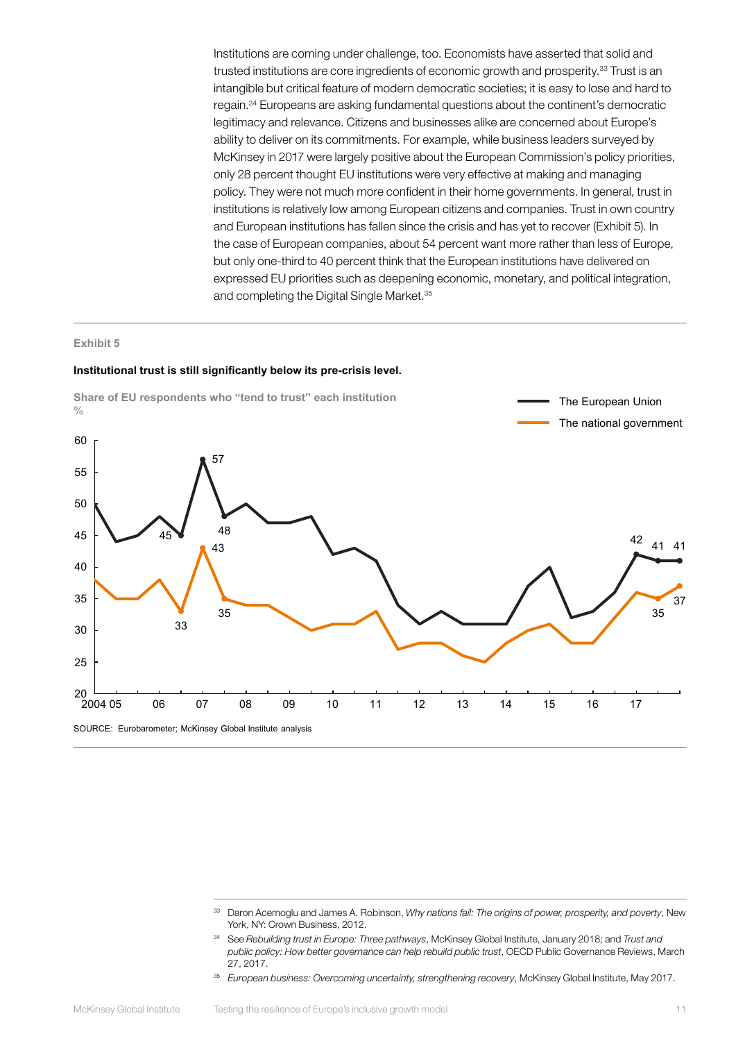Institutions are coming under challenge, too. Economists have asserted that solid and trusted institutions are core ingredients of economic growth and prosperity.[33] Trust is an intangible but critical feature of modern democratic societies; it is easy to lose and hard to regain.[34] Europeans are asking fundamental questions about the continent's democratic legitimacy and relevance. Citizens and businesses alike are concerned about Europe's ability to deliver on its commitments. For example, while business leaders surveyed by McKinsey in 2017 were largely positive about the European Commission's policy priorities, only 28 percent thought EU institutions were very effective at making and managing policy. They were not much more confident in their home governments. In general, trust in institutions is relatively low among European citizens and companies. Trust in own country and European institutions has fallen since the crisis and has yet to recover (Exhibit 5). In the case of European companies, about 54 percent want more rather than less of Europe, but only one-third to 40 percent think that the European institutions have delivered on expressed EU priorities such as deepening economic, monetary, and political integration, and completing the Digital Single Market.[35]

Exhibit 5

**Institutional trust is still significantly below its pre-crisis level.**

Share of EU respondents who "tend to trust" each institution
%

Legend: The European Union; The national government

Y-axis: 20–60. X-axis: 2004, 05, 06, 07, 08, 09, 10, 11, 12, 13, 14, 15, 16, 17

Labeled values — The European Union: 45, 57, 48, 42, 41, 41. The national government: 33, 43, 35, 35, 37.

SOURCE: Eurobarometer; McKinsey Global Institute analysis

[33] Daron Acemoglu and James A. Robinson, *Why nations fail: The origins of power, prosperity, and poverty*, New York, NY: Crown Business, 2012.

[34] See *Rebuilding trust in Europe: Three pathways*, McKinsey Global Institute, January 2018; and *Trust and public policy: How better governance can help rebuild public trust*, OECD Public Governance Reviews, March 27, 2017.

[35] *European business: Overcoming uncertainty, strengthening recovery*, McKinsey Global Institute, May 2017.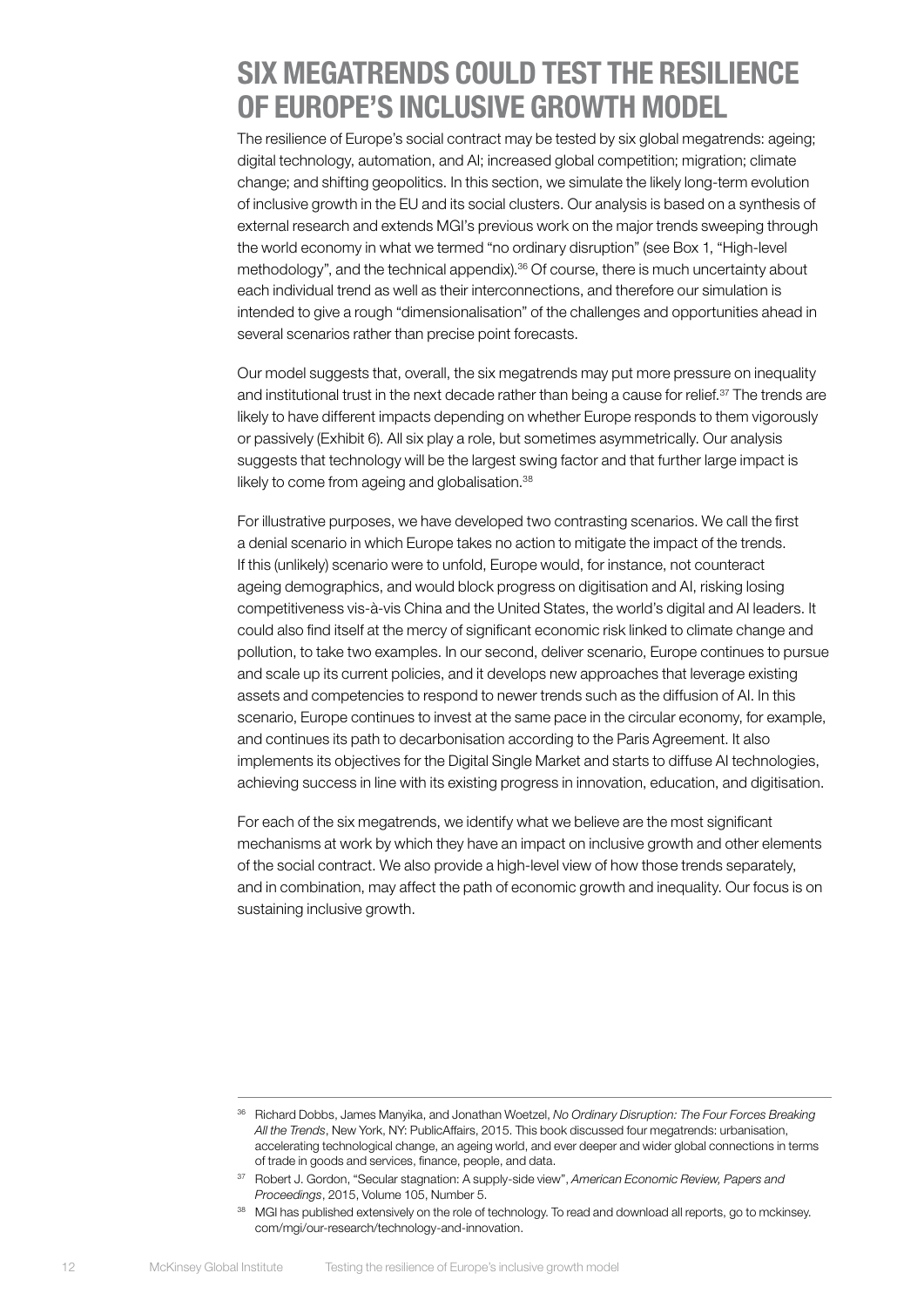# SIX MEGATRENDS COULD TEST THE RESILIENCE OF EUROPE'S INCLUSIVE GROWTH MODEL

The resilience of Europe's social contract may be tested by six global megatrends: ageing; digital technology, automation, and AI; increased global competition; migration; climate change; and shifting geopolitics. In this section, we simulate the likely long-term evolution of inclusive growth in the EU and its social clusters. Our analysis is based on a synthesis of external research and extends MGI's previous work on the major trends sweeping through the world economy in what we termed "no ordinary disruption" (see Box 1, "High-level methodology", and the technical appendix).[36] Of course, there is much uncertainty about each individual trend as well as their interconnections, and therefore our simulation is intended to give a rough "dimensionalisation" of the challenges and opportunities ahead in several scenarios rather than precise point forecasts.

Our model suggests that, overall, the six megatrends may put more pressure on inequality and institutional trust in the next decade rather than being a cause for relief.[37] The trends are likely to have different impacts depending on whether Europe responds to them vigorously or passively (Exhibit 6). All six play a role, but sometimes asymmetrically. Our analysis suggests that technology will be the largest swing factor and that further large impact is likely to come from ageing and globalisation.[38]

For illustrative purposes, we have developed two contrasting scenarios. We call the first a denial scenario in which Europe takes no action to mitigate the impact of the trends. If this (unlikely) scenario were to unfold, Europe would, for instance, not counteract ageing demographics, and would block progress on digitisation and AI, risking losing competitiveness vis-à-vis China and the United States, the world's digital and AI leaders. It could also find itself at the mercy of significant economic risk linked to climate change and pollution, to take two examples. In our second, deliver scenario, Europe continues to pursue and scale up its current policies, and it develops new approaches that leverage existing assets and competencies to respond to newer trends such as the diffusion of AI. In this scenario, Europe continues to invest at the same pace in the circular economy, for example, and continues its path to decarbonisation according to the Paris Agreement. It also implements its objectives for the Digital Single Market and starts to diffuse AI technologies, achieving success in line with its existing progress in innovation, education, and digitisation.

For each of the six megatrends, we identify what we believe are the most significant mechanisms at work by which they have an impact on inclusive growth and other elements of the social contract. We also provide a high-level view of how those trends separately, and in combination, may affect the path of economic growth and inequality. Our focus is on sustaining inclusive growth.

---

[36] Richard Dobbs, James Manyika, and Jonathan Woetzel, *No Ordinary Disruption: The Four Forces Breaking All the Trends*, New York, NY: PublicAffairs, 2015. This book discussed four megatrends: urbanisation, accelerating technological change, an ageing world, and ever deeper and wider global connections in terms of trade in goods and services, finance, people, and data.

[37] Robert J. Gordon, "Secular stagnation: A supply-side view", *American Economic Review, Papers and Proceedings*, 2015, Volume 105, Number 5.

[38] MGI has published extensively on the role of technology. To read and download all reports, go to mckinsey.com/mgi/our-research/technology-and-innovation.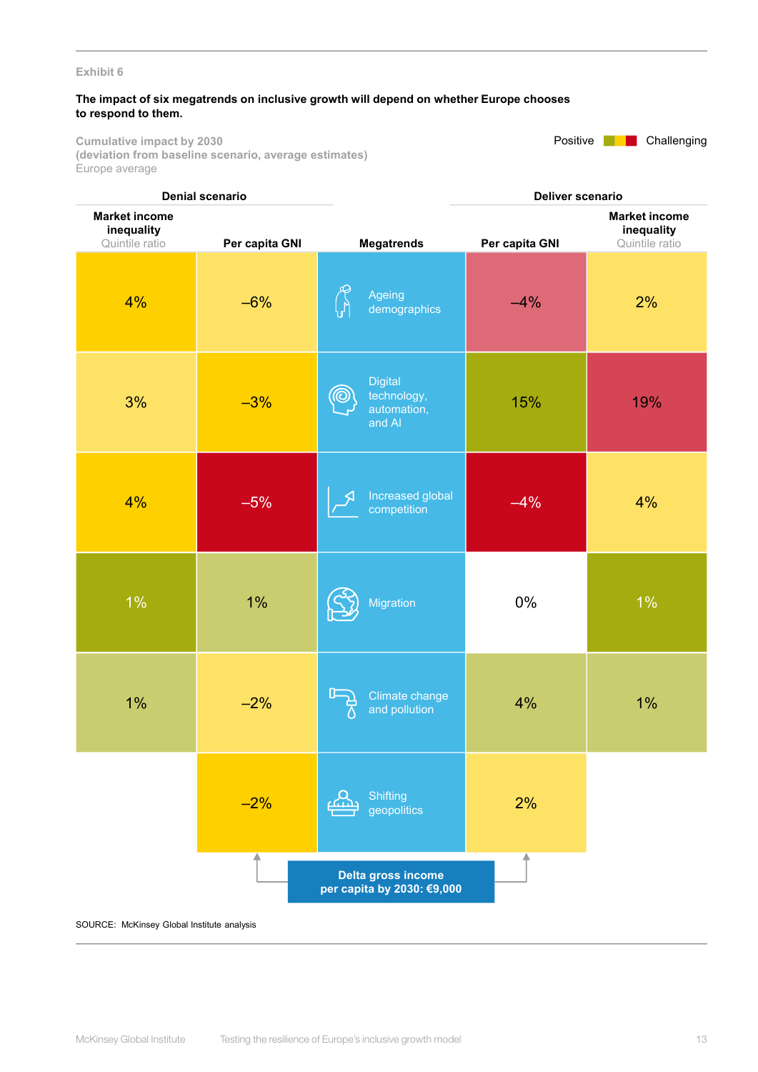Exhibit 6

**The impact of six megatrends on inclusive growth will depend on whether Europe chooses to respond to them.**

**Cumulative impact by 2030**
**(deviation from baseline scenario, average estimates)**
Europe average

Positive — Challenging

| Denial scenario | | | Deliver scenario | |
|---|---|---|---|---|
| **Market income inequality** Quintile ratio | **Per capita GNI** | **Megatrends** | **Per capita GNI** | **Market income inequality** Quintile ratio |
| 4% | –6% | Ageing demographics | –4% | 2% |
| 3% | –3% | Digital technology, automation, and AI | 15% | 19% |
| 4% | –5% | Increased global competition | –4% | 4% |
| 1% | 1% | Migration | 0% | 1% |
| 1% | –2% | Climate change and pollution | 4% | 1% |
| | –2% | Shifting geopolitics | 2% | |

**Delta gross income per capita by 2030: €9,000**

SOURCE: McKinsey Global Institute analysis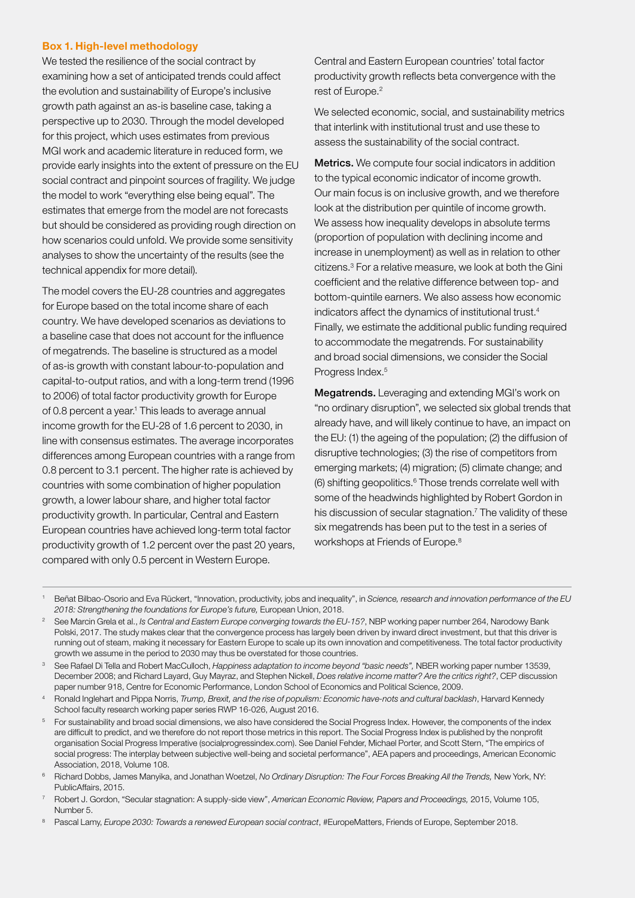### Box 1. High-level methodology

We tested the resilience of the social contract by examining how a set of anticipated trends could affect the evolution and sustainability of Europe's inclusive growth path against an as-is baseline case, taking a perspective up to 2030. Through the model developed for this project, which uses estimates from previous MGI work and academic literature in reduced form, we provide early insights into the extent of pressure on the EU social contract and pinpoint sources of fragility. We judge the model to work "everything else being equal". The estimates that emerge from the model are not forecasts but should be considered as providing rough direction on how scenarios could unfold. We provide some sensitivity analyses to show the uncertainty of the results (see the technical appendix for more detail).

The model covers the EU-28 countries and aggregates for Europe based on the total income share of each country. We have developed scenarios as deviations to a baseline case that does not account for the influence of megatrends. The baseline is structured as a model of as-is growth with constant labour-to-population and capital-to-output ratios, and with a long-term trend (1996 to 2006) of total factor productivity growth for Europe of 0.8 percent a year.[1] This leads to average annual income growth for the EU-28 of 1.6 percent to 2030, in line with consensus estimates. The average incorporates differences among European countries with a range from 0.8 percent to 3.1 percent. The higher rate is achieved by countries with some combination of higher population growth, a lower labour share, and higher total factor productivity growth. In particular, Central and Eastern European countries have achieved long-term total factor productivity growth of 1.2 percent over the past 20 years, compared with only 0.5 percent in Western Europe. Central and Eastern European countries' total factor productivity growth reflects beta convergence with the rest of Europe.[2]

We selected economic, social, and sustainability metrics that interlink with institutional trust and use these to assess the sustainability of the social contract.

**Metrics.** We compute four social indicators in addition to the typical economic indicator of income growth. Our main focus is on inclusive growth, and we therefore look at the distribution per quintile of income growth. We assess how inequality develops in absolute terms (proportion of population with declining income and increase in unemployment) as well as in relation to other citizens.[3] For a relative measure, we look at both the Gini coefficient and the relative difference between top- and bottom-quintile earners. We also assess how economic indicators affect the dynamics of institutional trust.[4] Finally, we estimate the additional public funding required to accommodate the megatrends. For sustainability and broad social dimensions, we consider the Social Progress Index.[5]

**Megatrends.** Leveraging and extending MGI's work on "no ordinary disruption", we selected six global trends that already have, and will likely continue to have, an impact on the EU: (1) the ageing of the population; (2) the diffusion of disruptive technologies; (3) the rise of competitors from emerging markets; (4) migration; (5) climate change; and (6) shifting geopolitics.[6] Those trends correlate well with some of the headwinds highlighted by Robert Gordon in his discussion of secular stagnation.[7] The validity of these six megatrends has been put to the test in a series of workshops at Friends of Europe.[8]

---

1. Beñat Bilbao-Osorio and Eva Rückert, "Innovation, productivity, jobs and inequality", in *Science, research and innovation performance of the EU 2018: Strengthening the foundations for Europe's future,* European Union, 2018.
2. See Marcin Grela et al., *Is Central and Eastern Europe converging towards the EU-15?*, NBP working paper number 264, Narodowy Bank Polski, 2017. The study makes clear that the convergence process has largely been driven by inward direct investment, but that this driver is running out of steam, making it necessary for Eastern Europe to scale up its own innovation and competitiveness. The total factor productivity growth we assume in the period to 2030 may thus be overstated for those countries.
3. See Rafael Di Tella and Robert MacCulloch, *Happiness adaptation to income beyond "basic needs",* NBER working paper number 13539, December 2008; and Richard Layard, Guy Mayraz, and Stephen Nickell, *Does relative income matter? Are the critics right?*, CEP discussion paper number 918, Centre for Economic Performance, London School of Economics and Political Science, 2009.
4. Ronald Inglehart and Pippa Norris, *Trump, Brexit, and the rise of populism: Economic have-nots and cultural backlash*, Harvard Kennedy School faculty research working paper series RWP 16-026, August 2016.
5. For sustainability and broad social dimensions, we also have considered the Social Progress Index. However, the components of the index are difficult to predict, and we therefore do not report those metrics in this report. The Social Progress Index is published by the nonprofit organisation Social Progress Imperative (socialprogressindex.com). See Daniel Fehder, Michael Porter, and Scott Stern, "The empirics of social progress: The interplay between subjective well-being and societal performance", AEA papers and proceedings, American Economic Association, 2018, Volume 108.
6. Richard Dobbs, James Manyika, and Jonathan Woetzel, *No Ordinary Disruption: The Four Forces Breaking All the Trends,* New York, NY: PublicAffairs, 2015.
7. Robert J. Gordon, "Secular stagnation: A supply-side view", *American Economic Review, Papers and Proceedings,* 2015, Volume 105, Number 5.
8. Pascal Lamy, *Europe 2030: Towards a renewed European social contract*, #EuropeMatters, Friends of Europe, September 2018.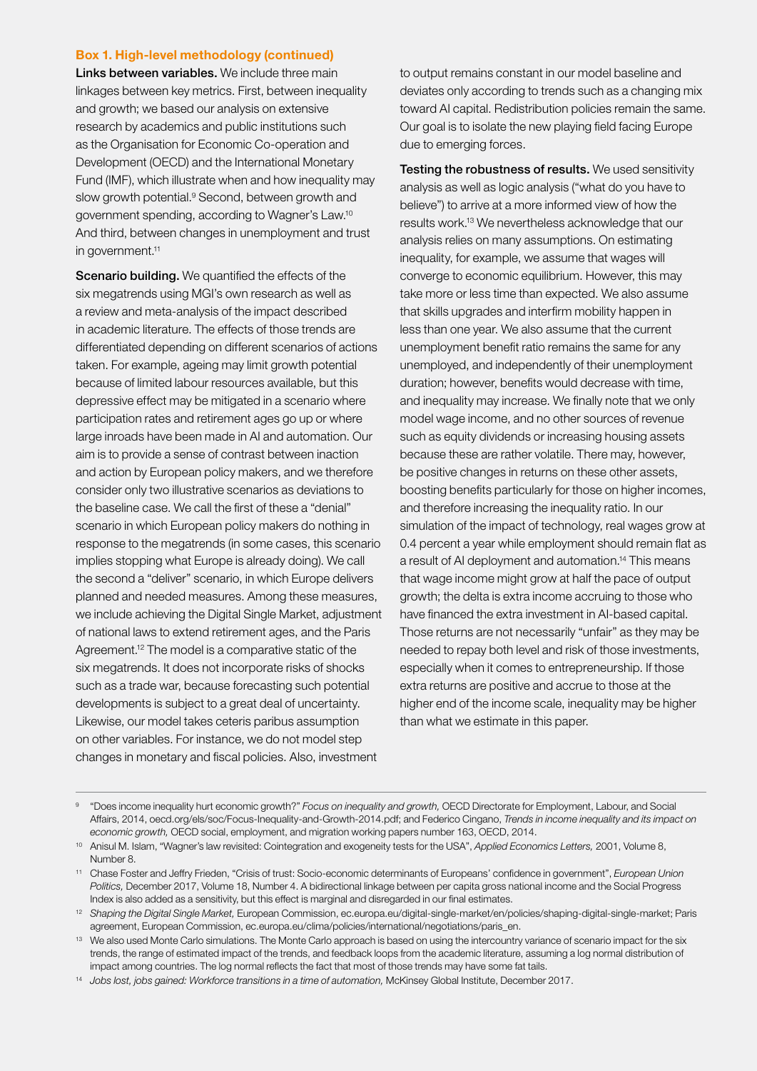### Box 1. High-level methodology (continued)

**Links between variables.** We include three main linkages between key metrics. First, between inequality and growth; we based our analysis on extensive research by academics and public institutions such as the Organisation for Economic Co-operation and Development (OECD) and the International Monetary Fund (IMF), which illustrate when and how inequality may slow growth potential.[9] Second, between growth and government spending, according to Wagner's Law.[10] And third, between changes in unemployment and trust in government.[11]

**Scenario building.** We quantified the effects of the six megatrends using MGI's own research as well as a review and meta-analysis of the impact described in academic literature. The effects of those trends are differentiated depending on different scenarios of actions taken. For example, ageing may limit growth potential because of limited labour resources available, but this depressive effect may be mitigated in a scenario where participation rates and retirement ages go up or where large inroads have been made in AI and automation. Our aim is to provide a sense of contrast between inaction and action by European policy makers, and we therefore consider only two illustrative scenarios as deviations to the baseline case. We call the first of these a "denial" scenario in which European policy makers do nothing in response to the megatrends (in some cases, this scenario implies stopping what Europe is already doing). We call the second a "deliver" scenario, in which Europe delivers planned and needed measures. Among these measures, we include achieving the Digital Single Market, adjustment of national laws to extend retirement ages, and the Paris Agreement.[12] The model is a comparative static of the six megatrends. It does not incorporate risks of shocks such as a trade war, because forecasting such potential developments is subject to a great deal of uncertainty. Likewise, our model takes ceteris paribus assumption on other variables. For instance, we do not model step changes in monetary and fiscal policies. Also, investment to output remains constant in our model baseline and deviates only according to trends such as a changing mix toward AI capital. Redistribution policies remain the same. Our goal is to isolate the new playing field facing Europe due to emerging forces.

**Testing the robustness of results.** We used sensitivity analysis as well as logic analysis ("what do you have to believe") to arrive at a more informed view of how the results work.[13] We nevertheless acknowledge that our analysis relies on many assumptions. On estimating inequality, for example, we assume that wages will converge to economic equilibrium. However, this may take more or less time than expected. We also assume that skills upgrades and interfirm mobility happen in less than one year. We also assume that the current unemployment benefit ratio remains the same for any unemployed, and independently of their unemployment duration; however, benefits would decrease with time, and inequality may increase. We finally note that we only model wage income, and no other sources of revenue such as equity dividends or increasing housing assets because these are rather volatile. There may, however, be positive changes in returns on these other assets, boosting benefits particularly for those on higher incomes, and therefore increasing the inequality ratio. In our simulation of the impact of technology, real wages grow at 0.4 percent a year while employment should remain flat as a result of AI deployment and automation.[14] This means that wage income might grow at half the pace of output growth; the delta is extra income accruing to those who have financed the extra investment in AI-based capital. Those returns are not necessarily "unfair" as they may be needed to repay both level and risk of those investments, especially when it comes to entrepreneurship. If those extra returns are positive and accrue to those at the higher end of the income scale, inequality may be higher than what we estimate in this paper.

---

[9] "Does income inequality hurt economic growth?" *Focus on inequality and growth,* OECD Directorate for Employment, Labour, and Social Affairs, 2014, oecd.org/els/soc/Focus-Inequality-and-Growth-2014.pdf; and Federico Cingano, *Trends in income inequality and its impact on economic growth,* OECD social, employment, and migration working papers number 163, OECD, 2014.

[10] Anisul M. Islam, "Wagner's law revisited: Cointegration and exogeneity tests for the USA", *Applied Economics Letters,* 2001, Volume 8, Number 8.

[11] Chase Foster and Jeffry Frieden, "Crisis of trust: Socio-economic determinants of Europeans' confidence in government", *European Union Politics,* December 2017, Volume 18, Number 4. A bidirectional linkage between per capita gross national income and the Social Progress Index is also added as a sensitivity, but this effect is marginal and disregarded in our final estimates.

[12] *Shaping the Digital Single Market,* European Commission, ec.europa.eu/digital-single-market/en/policies/shaping-digital-single-market; Paris agreement, European Commission, ec.europa.eu/clima/policies/international/negotiations/paris_en.

[13] We also used Monte Carlo simulations. The Monte Carlo approach is based on using the intercountry variance of scenario impact for the six trends, the range of estimated impact of the trends, and feedback loops from the academic literature, assuming a log normal distribution of impact among countries. The log normal reflects the fact that most of those trends may have some fat tails.

[14] *Jobs lost, jobs gained: Workforce transitions in a time of automation,* McKinsey Global Institute, December 2017.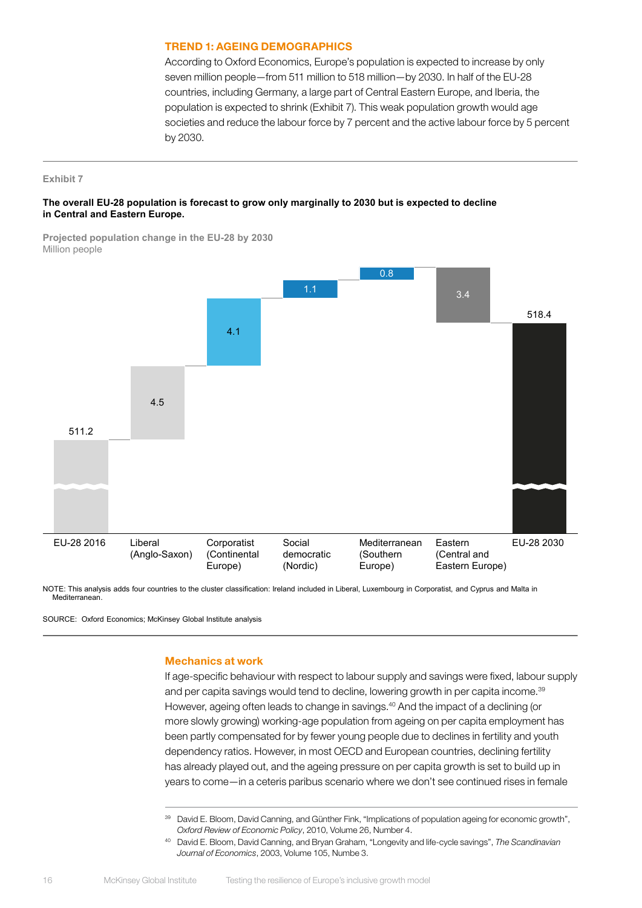## TREND 1: AGEING DEMOGRAPHICS

According to Oxford Economics, Europe's population is expected to increase by only seven million people—from 511 million to 518 million—by 2030. In half of the EU-28 countries, including Germany, a large part of Central Eastern Europe, and Iberia, the population is expected to shrink (Exhibit 7). This weak population growth would age societies and reduce the labour force by 7 percent and the active labour force by 5 percent by 2030.

Exhibit 7

**The overall EU-28 population is forecast to grow only marginally to 2030 but is expected to decline in Central and Eastern Europe.**

**Projected population change in the EU-28 by 2030**
Million people

| Category | Value |
|---|---|
| EU-28 2016 | 511.2 |
| Liberal (Anglo-Saxon) | 4.5 |
| Corporatist (Continental Europe) | 4.1 |
| Social democratic (Nordic) | 1.1 |
| Mediterranean (Southern Europe) | 0.8 |
| Eastern (Central and Eastern Europe) | 3.4 |
| EU-28 2030 | 518.4 |

NOTE: This analysis adds four countries to the cluster classification: Ireland included in Liberal, Luxembourg in Corporatist, and Cyprus and Malta in Mediterranean.

SOURCE: Oxford Economics; McKinsey Global Institute analysis

### Mechanics at work

If age-specific behaviour with respect to labour supply and savings were fixed, labour supply and per capita savings would tend to decline, lowering growth in per capita income.[39] However, ageing often leads to change in savings.[40] And the impact of a declining (or more slowly growing) working-age population from ageing on per capita employment has been partly compensated for by fewer young people due to declines in fertility and youth dependency ratios. However, in most OECD and European countries, declining fertility has already played out, and the ageing pressure on per capita growth is set to build up in years to come—in a ceteris paribus scenario where we don't see continued rises in female

[39] David E. Bloom, David Canning, and Günther Fink, "Implications of population ageing for economic growth", *Oxford Review of Economic Policy*, 2010, Volume 26, Number 4.

[40] David E. Bloom, David Canning, and Bryan Graham, "Longevity and life-cycle savings", *The Scandinavian Journal of Economics*, 2003, Volume 105, Numbe 3.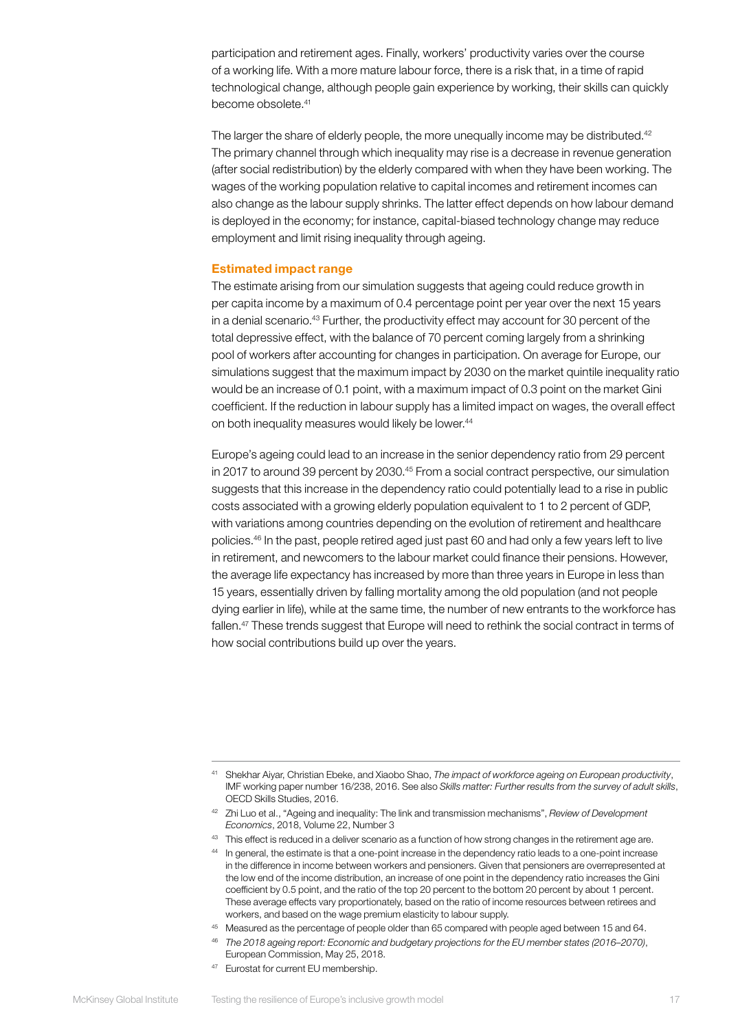participation and retirement ages. Finally, workers' productivity varies over the course of a working life. With a more mature labour force, there is a risk that, in a time of rapid technological change, although people gain experience by working, their skills can quickly become obsolete.[41]

The larger the share of elderly people, the more unequally income may be distributed.[42] The primary channel through which inequality may rise is a decrease in revenue generation (after social redistribution) by the elderly compared with when they have been working. The wages of the working population relative to capital incomes and retirement incomes can also change as the labour supply shrinks. The latter effect depends on how labour demand is deployed in the economy; for instance, capital-biased technology change may reduce employment and limit rising inequality through ageing.

### Estimated impact range

The estimate arising from our simulation suggests that ageing could reduce growth in per capita income by a maximum of 0.4 percentage point per year over the next 15 years in a denial scenario.[43] Further, the productivity effect may account for 30 percent of the total depressive effect, with the balance of 70 percent coming largely from a shrinking pool of workers after accounting for changes in participation. On average for Europe, our simulations suggest that the maximum impact by 2030 on the market quintile inequality ratio would be an increase of 0.1 point, with a maximum impact of 0.3 point on the market Gini coefficient. If the reduction in labour supply has a limited impact on wages, the overall effect on both inequality measures would likely be lower.[44]

Europe's ageing could lead to an increase in the senior dependency ratio from 29 percent in 2017 to around 39 percent by 2030.[45] From a social contract perspective, our simulation suggests that this increase in the dependency ratio could potentially lead to a rise in public costs associated with a growing elderly population equivalent to 1 to 2 percent of GDP, with variations among countries depending on the evolution of retirement and healthcare policies.[46] In the past, people retired aged just past 60 and had only a few years left to live in retirement, and newcomers to the labour market could finance their pensions. However, the average life expectancy has increased by more than three years in Europe in less than 15 years, essentially driven by falling mortality among the old population (and not people dying earlier in life), while at the same time, the number of new entrants to the workforce has fallen.[47] These trends suggest that Europe will need to rethink the social contract in terms of how social contributions build up over the years.

---

[41] Shekhar Aiyar, Christian Ebeke, and Xiaobo Shao, *The impact of workforce ageing on European productivity*, IMF working paper number 16/238, 2016. See also *Skills matter: Further results from the survey of adult skills*, OECD Skills Studies, 2016.

[42] Zhi Luo et al., "Ageing and inequality: The link and transmission mechanisms", *Review of Development Economics*, 2018, Volume 22, Number 3

[43] This effect is reduced in a deliver scenario as a function of how strong changes in the retirement age are.

[44] In general, the estimate is that a one-point increase in the dependency ratio leads to a one-point increase in the difference in income between workers and pensioners. Given that pensioners are overrepresented at the low end of the income distribution, an increase of one point in the dependency ratio increases the Gini coefficient by 0.5 point, and the ratio of the top 20 percent to the bottom 20 percent by about 1 percent. These average effects vary proportionately, based on the ratio of income resources between retirees and workers, and based on the wage premium elasticity to labour supply.

[45] Measured as the percentage of people older than 65 compared with people aged between 15 and 64.

[46] *The 2018 ageing report: Economic and budgetary projections for the EU member states (2016–2070)*, European Commission, May 25, 2018.

[47] Eurostat for current EU membership.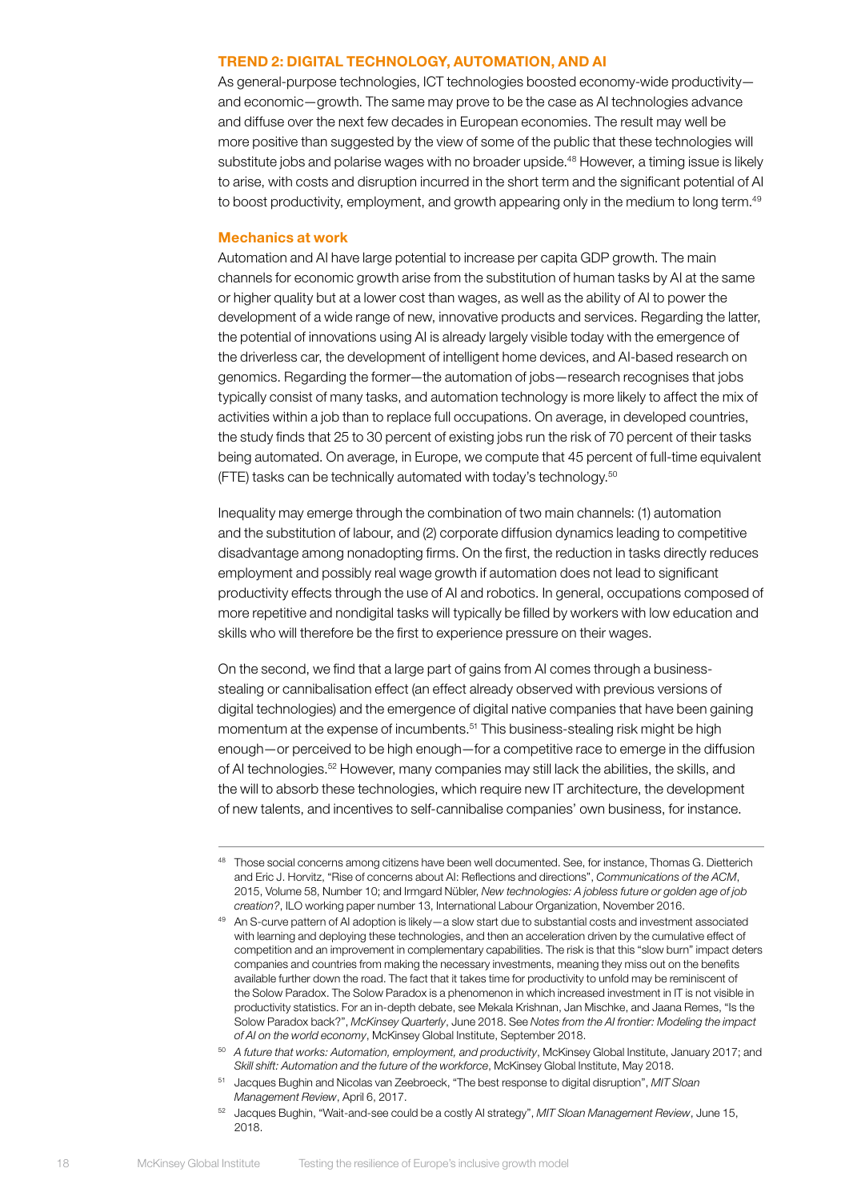### TREND 2: DIGITAL TECHNOLOGY, AUTOMATION, AND AI

As general-purpose technologies, ICT technologies boosted economy-wide productivity—and economic—growth. The same may prove to be the case as AI technologies advance and diffuse over the next few decades in European economies. The result may well be more positive than suggested by the view of some of the public that these technologies will substitute jobs and polarise wages with no broader upside.[48] However, a timing issue is likely to arise, with costs and disruption incurred in the short term and the significant potential of AI to boost productivity, employment, and growth appearing only in the medium to long term.[49]

#### Mechanics at work

Automation and AI have large potential to increase per capita GDP growth. The main channels for economic growth arise from the substitution of human tasks by AI at the same or higher quality but at a lower cost than wages, as well as the ability of AI to power the development of a wide range of new, innovative products and services. Regarding the latter, the potential of innovations using AI is already largely visible today with the emergence of the driverless car, the development of intelligent home devices, and AI-based research on genomics. Regarding the former—the automation of jobs—research recognises that jobs typically consist of many tasks, and automation technology is more likely to affect the mix of activities within a job than to replace full occupations. On average, in developed countries, the study finds that 25 to 30 percent of existing jobs run the risk of 70 percent of their tasks being automated. On average, in Europe, we compute that 45 percent of full-time equivalent (FTE) tasks can be technically automated with today's technology.[50]

Inequality may emerge through the combination of two main channels: (1) automation and the substitution of labour, and (2) corporate diffusion dynamics leading to competitive disadvantage among nonadopting firms. On the first, the reduction in tasks directly reduces employment and possibly real wage growth if automation does not lead to significant productivity effects through the use of AI and robotics. In general, occupations composed of more repetitive and nondigital tasks will typically be filled by workers with low education and skills who will therefore be the first to experience pressure on their wages.

On the second, we find that a large part of gains from AI comes through a business-stealing or cannibalisation effect (an effect already observed with previous versions of digital technologies) and the emergence of digital native companies that have been gaining momentum at the expense of incumbents.[51] This business-stealing risk might be high enough—or perceived to be high enough—for a competitive race to emerge in the diffusion of AI technologies.[52] However, many companies may still lack the abilities, the skills, and the will to absorb these technologies, which require new IT architecture, the development of new talents, and incentives to self-cannibalise companies' own business, for instance.

---

[48] Those social concerns among citizens have been well documented. See, for instance, Thomas G. Dietterich and Eric J. Horvitz, "Rise of concerns about AI: Reflections and directions", *Communications of the ACM*, 2015, Volume 58, Number 10; and Irmgard Nübler, *New technologies: A jobless future or golden age of job creation?*, ILO working paper number 13, International Labour Organization, November 2016.

[49] An S-curve pattern of AI adoption is likely—a slow start due to substantial costs and investment associated with learning and deploying these technologies, and then an acceleration driven by the cumulative effect of competition and an improvement in complementary capabilities. The risk is that this "slow burn" impact deters companies and countries from making the necessary investments, meaning they miss out on the benefits available further down the road. The fact that it takes time for productivity to unfold may be reminiscent of the Solow Paradox. The Solow Paradox is a phenomenon in which increased investment in IT is not visible in productivity statistics. For an in-depth debate, see Mekala Krishnan, Jan Mischke, and Jaana Remes, "Is the Solow Paradox back?", *McKinsey Quarterly*, June 2018. See *Notes from the AI frontier: Modeling the impact of AI on the world economy*, McKinsey Global Institute, September 2018.

[50] *A future that works: Automation, employment, and productivity*, McKinsey Global Institute, January 2017; and *Skill shift: Automation and the future of the workforce*, McKinsey Global Institute, May 2018.

[51] Jacques Bughin and Nicolas van Zeebroeck, "The best response to digital disruption", *MIT Sloan Management Review*, April 6, 2017.

[52] Jacques Bughin, "Wait-and-see could be a costly AI strategy", *MIT Sloan Management Review*, June 15, 2018.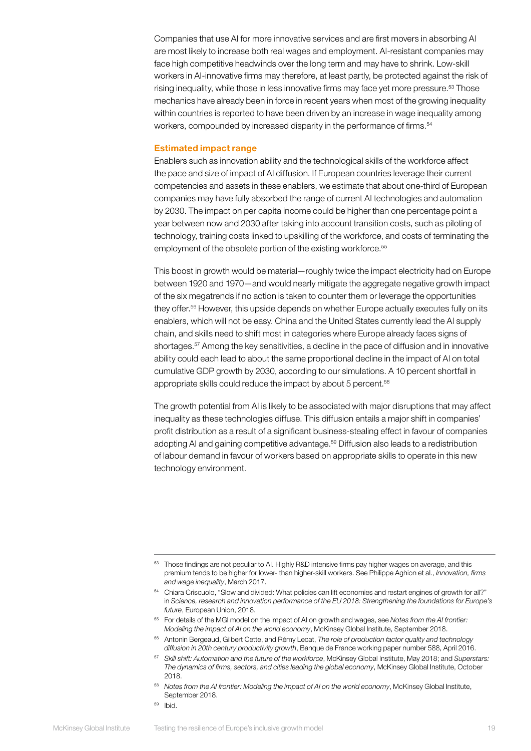Companies that use AI for more innovative services and are first movers in absorbing AI are most likely to increase both real wages and employment. AI-resistant companies may face high competitive headwinds over the long term and may have to shrink. Low-skill workers in AI-innovative firms may therefore, at least partly, be protected against the risk of rising inequality, while those in less innovative firms may face yet more pressure.[53] Those mechanics have already been in force in recent years when most of the growing inequality within countries is reported to have been driven by an increase in wage inequality among workers, compounded by increased disparity in the performance of firms.[54]

### Estimated impact range

Enablers such as innovation ability and the technological skills of the workforce affect the pace and size of impact of AI diffusion. If European countries leverage their current competencies and assets in these enablers, we estimate that about one-third of European companies may have fully absorbed the range of current AI technologies and automation by 2030. The impact on per capita income could be higher than one percentage point a year between now and 2030 after taking into account transition costs, such as piloting of technology, training costs linked to upskilling of the workforce, and costs of terminating the employment of the obsolete portion of the existing workforce.[55]

This boost in growth would be material—roughly twice the impact electricity had on Europe between 1920 and 1970—and would nearly mitigate the aggregate negative growth impact of the six megatrends if no action is taken to counter them or leverage the opportunities they offer.[56] However, this upside depends on whether Europe actually executes fully on its enablers, which will not be easy. China and the United States currently lead the AI supply chain, and skills need to shift most in categories where Europe already faces signs of shortages.[57] Among the key sensitivities, a decline in the pace of diffusion and in innovative ability could each lead to about the same proportional decline in the impact of AI on total cumulative GDP growth by 2030, according to our simulations. A 10 percent shortfall in appropriate skills could reduce the impact by about 5 percent.[58]

The growth potential from AI is likely to be associated with major disruptions that may affect inequality as these technologies diffuse. This diffusion entails a major shift in companies' profit distribution as a result of a significant business-stealing effect in favour of companies adopting AI and gaining competitive advantage.[59] Diffusion also leads to a redistribution of labour demand in favour of workers based on appropriate skills to operate in this new technology environment.

---

[53] Those findings are not peculiar to AI. Highly R&D intensive firms pay higher wages on average, and this premium tends to be higher for lower- than higher-skill workers. See Philippe Aghion et al., *Innovation, firms and wage inequality*, March 2017.

[54] Chiara Criscuolo, "Slow and divided: What policies can lift economies and restart engines of growth for all?" in *Science, research and innovation performance of the EU 2018: Strengthening the foundations for Europe's future*, European Union, 2018.

[55] For details of the MGI model on the impact of AI on growth and wages, see *Notes from the AI frontier: Modeling the impact of AI on the world economy*, McKinsey Global Institute, September 2018.

[56] Antonin Bergeaud, Gilbert Cette, and Rémy Lecat, *The role of production factor quality and technology diffusion in 20th century productivity growth*, Banque de France working paper number 588, April 2016.

[57] *Skill shift: Automation and the future of the workforce*, McKinsey Global Institute, May 2018; and *Superstars: The dynamics of firms, sectors, and cities leading the global economy*, McKinsey Global Institute, October 2018.

[58] *Notes from the AI frontier: Modeling the impact of AI on the world economy*, McKinsey Global Institute, September 2018.

[59] Ibid.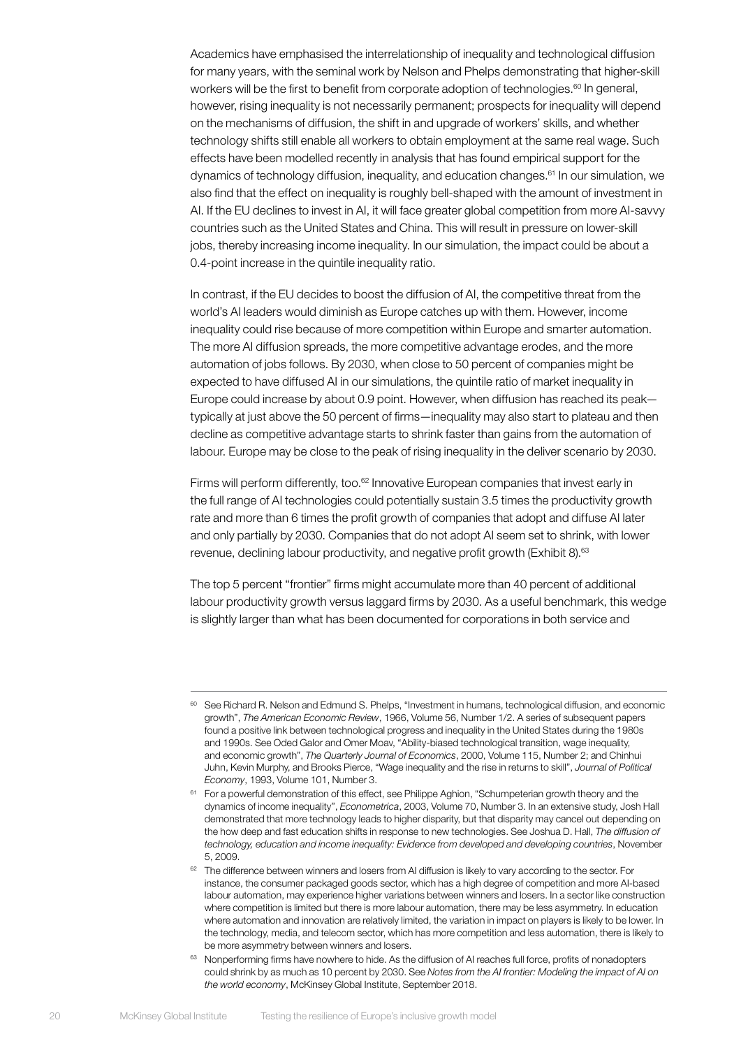Academics have emphasised the interrelationship of inequality and technological diffusion for many years, with the seminal work by Nelson and Phelps demonstrating that higher-skill workers will be the first to benefit from corporate adoption of technologies.[60] In general, however, rising inequality is not necessarily permanent; prospects for inequality will depend on the mechanisms of diffusion, the shift in and upgrade of workers' skills, and whether technology shifts still enable all workers to obtain employment at the same real wage. Such effects have been modelled recently in analysis that has found empirical support for the dynamics of technology diffusion, inequality, and education changes.[61] In our simulation, we also find that the effect on inequality is roughly bell-shaped with the amount of investment in AI. If the EU declines to invest in AI, it will face greater global competition from more AI-savvy countries such as the United States and China. This will result in pressure on lower-skill jobs, thereby increasing income inequality. In our simulation, the impact could be about a 0.4-point increase in the quintile inequality ratio.

In contrast, if the EU decides to boost the diffusion of AI, the competitive threat from the world's AI leaders would diminish as Europe catches up with them. However, income inequality could rise because of more competition within Europe and smarter automation. The more AI diffusion spreads, the more competitive advantage erodes, and the more automation of jobs follows. By 2030, when close to 50 percent of companies might be expected to have diffused AI in our simulations, the quintile ratio of market inequality in Europe could increase by about 0.9 point. However, when diffusion has reached its peak—typically at just above the 50 percent of firms—inequality may also start to plateau and then decline as competitive advantage starts to shrink faster than gains from the automation of labour. Europe may be close to the peak of rising inequality in the deliver scenario by 2030.

Firms will perform differently, too.[62] Innovative European companies that invest early in the full range of AI technologies could potentially sustain 3.5 times the productivity growth rate and more than 6 times the profit growth of companies that adopt and diffuse AI later and only partially by 2030. Companies that do not adopt AI seem set to shrink, with lower revenue, declining labour productivity, and negative profit growth (Exhibit 8).[63]

The top 5 percent "frontier" firms might accumulate more than 40 percent of additional labour productivity growth versus laggard firms by 2030. As a useful benchmark, this wedge is slightly larger than what has been documented for corporations in both service and

---

[60] See Richard R. Nelson and Edmund S. Phelps, "Investment in humans, technological diffusion, and economic growth", *The American Economic Review*, 1966, Volume 56, Number 1/2. A series of subsequent papers found a positive link between technological progress and inequality in the United States during the 1980s and 1990s. See Oded Galor and Omer Moav, "Ability-biased technological transition, wage inequality, and economic growth", *The Quarterly Journal of Economics*, 2000, Volume 115, Number 2; and Chinhui Juhn, Kevin Murphy, and Brooks Pierce, "Wage inequality and the rise in returns to skill", *Journal of Political Economy*, 1993, Volume 101, Number 3.

[61] For a powerful demonstration of this effect, see Philippe Aghion, "Schumpeterian growth theory and the dynamics of income inequality", *Econometrica*, 2003, Volume 70, Number 3. In an extensive study, Josh Hall demonstrated that more technology leads to higher disparity, but that disparity may cancel out depending on the how deep and fast education shifts in response to new technologies. See Joshua D. Hall, *The diffusion of technology, education and income inequality: Evidence from developed and developing countries*, November 5, 2009.

[62] The difference between winners and losers from AI diffusion is likely to vary according to the sector. For instance, the consumer packaged goods sector, which has a high degree of competition and more AI-based labour automation, may experience higher variations between winners and losers. In a sector like construction where competition is limited but there is more labour automation, there may be less asymmetry. In education where automation and innovation are relatively limited, the variation in impact on players is likely to be lower. In the technology, media, and telecom sector, which has more competition and less automation, there is likely to be more asymmetry between winners and losers.

[63] Nonperforming firms have nowhere to hide. As the diffusion of AI reaches full force, profits of nonadopters could shrink by as much as 10 percent by 2030. See *Notes from the AI frontier: Modeling the impact of AI on the world economy*, McKinsey Global Institute, September 2018.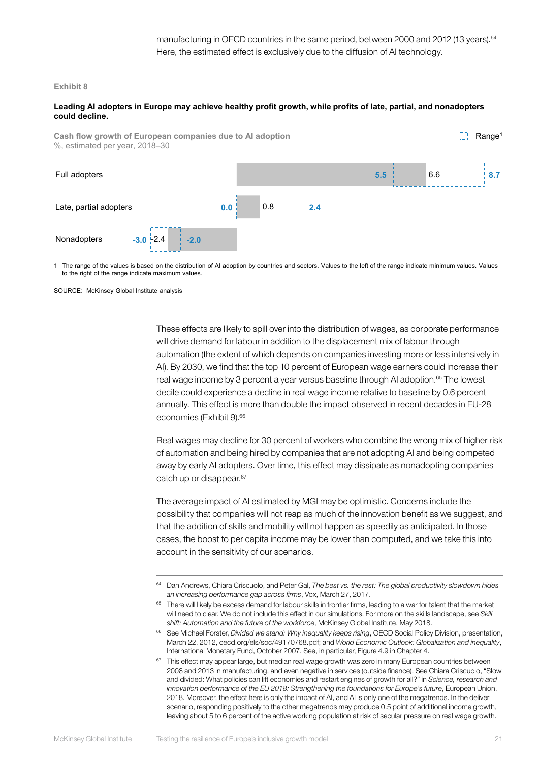manufacturing in OECD countries in the same period, between 2000 and 2012 (13 years).[64] Here, the estimated effect is exclusively due to the diffusion of AI technology.

Exhibit 8

**Leading AI adopters in Europe may achieve healthy profit growth, while profits of late, partial, and nonadopters could decline.**

**Cash flow growth of European companies due to AI adoption**
%, estimated per year, 2018–30

| | Minimum | Value | Maximum |
|---|---|---|---|
| Full adopters | 5.5 | 6.6 | 8.7 |
| Late, partial adopters | 0.0 | 0.8 | 2.4 |
| Nonadopters | -3.0 | -2.4 | -2.0 |

1 The range of the values is based on the distribution of AI adoption by countries and sectors. Values to the left of the range indicate minimum values. Values to the right of the range indicate maximum values.

SOURCE: McKinsey Global Institute analysis

These effects are likely to spill over into the distribution of wages, as corporate performance will drive demand for labour in addition to the displacement mix of labour through automation (the extent of which depends on companies investing more or less intensively in AI). By 2030, we find that the top 10 percent of European wage earners could increase their real wage income by 3 percent a year versus baseline through AI adoption.[65] The lowest decile could experience a decline in real wage income relative to baseline by 0.6 percent annually. This effect is more than double the impact observed in recent decades in EU-28 economies (Exhibit 9).[66]

Real wages may decline for 30 percent of workers who combine the wrong mix of higher risk of automation and being hired by companies that are not adopting AI and being competed away by early AI adopters. Over time, this effect may dissipate as nonadopting companies catch up or disappear.[67]

The average impact of AI estimated by MGI may be optimistic. Concerns include the possibility that companies will not reap as much of the innovation benefit as we suggest, and that the addition of skills and mobility will not happen as speedily as anticipated. In those cases, the boost to per capita income may be lower than computed, and we take this into account in the sensitivity of our scenarios.

[64] Dan Andrews, Chiara Criscuolo, and Peter Gal, *The best vs. the rest: The global productivity slowdown hides an increasing performance gap across firms*, Vox, March 27, 2017.

[65] There will likely be excess demand for labour skills in frontier firms, leading to a war for talent that the market will need to clear. We do not include this effect in our simulations. For more on the skills landscape, see *Skill shift: Automation and the future of the workforce*, McKinsey Global Institute, May 2018.

[66] See Michael Forster, *Divided we stand: Why inequality keeps rising*, OECD Social Policy Division, presentation, March 22, 2012, oecd.org/els/soc/49170768.pdf; and *World Economic Outlook: Globalization and inequality*, International Monetary Fund, October 2007. See, in particular, Figure 4.9 in Chapter 4.

[67] This effect may appear large, but median real wage growth was zero in many European countries between 2008 and 2013 in manufacturing, and even negative in services (outside finance). See Chiara Criscuolo, "Slow and divided: What policies can lift economies and restart engines of growth for all?" in *Science, research and innovation performance of the EU 2018: Strengthening the foundations for Europe's future*, European Union, 2018. Moreover, the effect here is only the impact of AI, and AI is only one of the megatrends. In the deliver scenario, responding positively to the other megatrends may produce 0.5 point of additional income growth, leaving about 5 to 6 percent of the active working population at risk of secular pressure on real wage growth.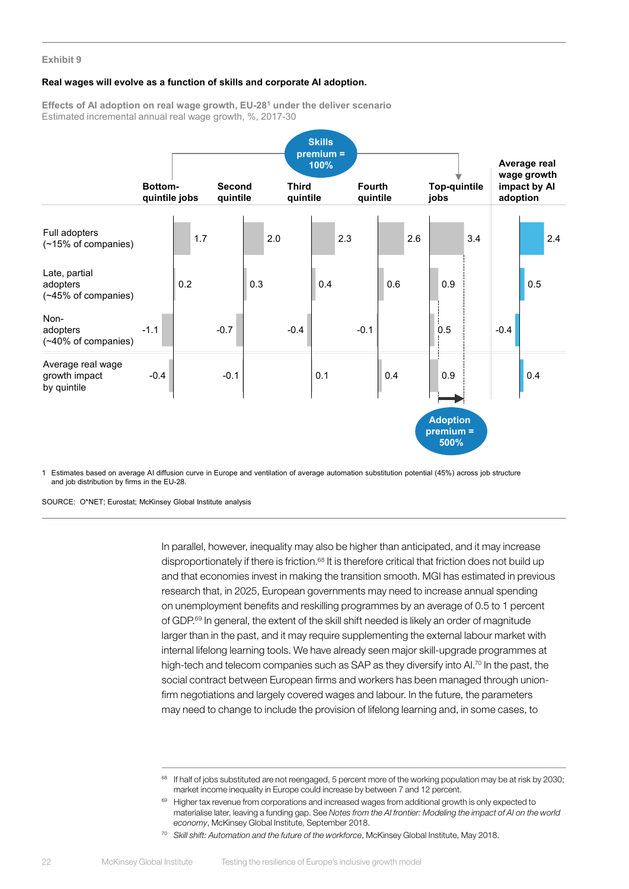Exhibit 9

**Real wages will evolve as a function of skills and corporate AI adoption.**

**Effects of AI adoption on real wage growth, EU-28[1] under the deliver scenario**
Estimated incremental annual real wage growth, %, 2017-30

Skills premium = 100%

| | Bottom-quintile jobs | Second quintile | Third quintile | Fourth quintile | Top-quintile jobs | Average real wage growth impact by AI adoption |
|---|---|---|---|---|---|---|
| Full adopters (~15% of companies) | 1.7 | 2.0 | 2.3 | 2.6 | 3.4 | 2.4 |
| Late, partial adopters (~45% of companies) | 0.2 | 0.3 | 0.4 | 0.6 | 0.9 | 0.5 |
| Non-adopters (~40% of companies) | -1.1 | -0.7 | -0.4 | -0.1 | 0.5 | -0.4 |
| Average real wage growth impact by quintile | -0.4 | -0.1 | 0.1 | 0.4 | 0.9 | 0.4 |

Adoption premium = 500%

1 Estimates based on average AI diffusion curve in Europe and ventilation of average automation substitution potential (45%) across job structure and job distribution by firms in the EU-28.

SOURCE: O*NET; Eurostat; McKinsey Global Institute analysis

In parallel, however, inequality may also be higher than anticipated, and it may increase disproportionately if there is friction.[68] It is therefore critical that friction does not build up and that economies invest in making the transition smooth. MGI has estimated in previous research that, in 2025, European governments may need to increase annual spending on unemployment benefits and reskilling programmes by an average of 0.5 to 1 percent of GDP.[69] In general, the extent of the skill shift needed is likely an order of magnitude larger than in the past, and it may require supplementing the external labour market with internal lifelong learning tools. We have already seen major skill-upgrade programmes at high-tech and telecom companies such as SAP as they diversify into AI.[70] In the past, the social contract between European firms and workers has been managed through union-firm negotiations and largely covered wages and labour. In the future, the parameters may need to change to include the provision of lifelong learning and, in some cases, to

[68] If half of jobs substituted are not reengaged, 5 percent more of the working population may be at risk by 2030; market income inequality in Europe could increase by between 7 and 12 percent.

[69] Higher tax revenue from corporations and increased wages from additional growth is only expected to materialise later, leaving a funding gap. See *Notes from the AI frontier: Modeling the impact of AI on the world economy*, McKinsey Global Institute, September 2018.

[70] *Skill shift: Automation and the future of the workforce*, McKinsey Global Institute, May 2018.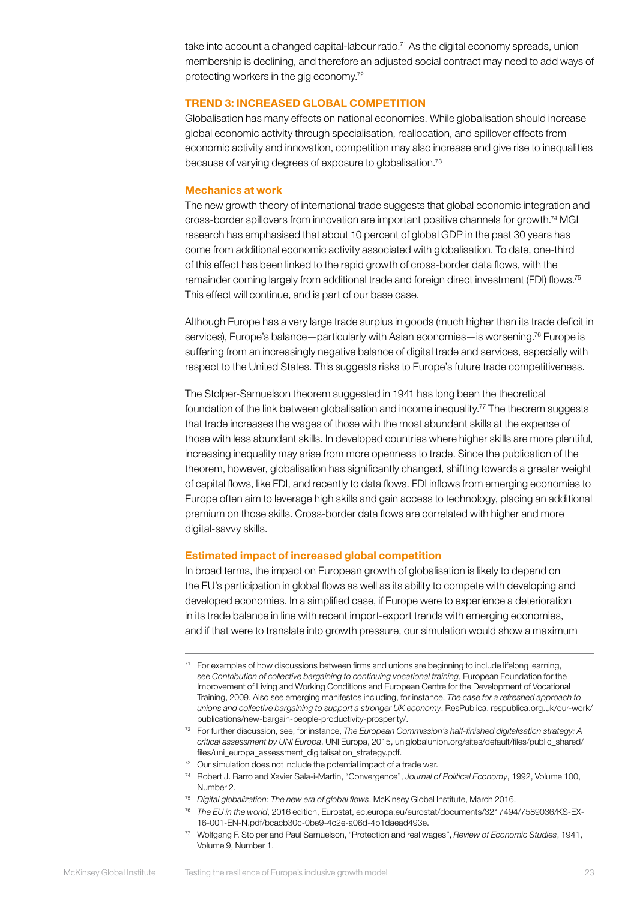take into account a changed capital-labour ratio.[71] As the digital economy spreads, union membership is declining, and therefore an adjusted social contract may need to add ways of protecting workers in the gig economy.[72]

## TREND 3: INCREASED GLOBAL COMPETITION

Globalisation has many effects on national economies. While globalisation should increase global economic activity through specialisation, reallocation, and spillover effects from economic activity and innovation, competition may also increase and give rise to inequalities because of varying degrees of exposure to globalisation.[73]

### Mechanics at work

The new growth theory of international trade suggests that global economic integration and cross-border spillovers from innovation are important positive channels for growth.[74] MGI research has emphasised that about 10 percent of global GDP in the past 30 years has come from additional economic activity associated with globalisation. To date, one-third of this effect has been linked to the rapid growth of cross-border data flows, with the remainder coming largely from additional trade and foreign direct investment (FDI) flows.[75] This effect will continue, and is part of our base case.

Although Europe has a very large trade surplus in goods (much higher than its trade deficit in services), Europe's balance—particularly with Asian economies—is worsening.[76] Europe is suffering from an increasingly negative balance of digital trade and services, especially with respect to the United States. This suggests risks to Europe's future trade competitiveness.

The Stolper-Samuelson theorem suggested in 1941 has long been the theoretical foundation of the link between globalisation and income inequality.[77] The theorem suggests that trade increases the wages of those with the most abundant skills at the expense of those with less abundant skills. In developed countries where higher skills are more plentiful, increasing inequality may arise from more openness to trade. Since the publication of the theorem, however, globalisation has significantly changed, shifting towards a greater weight of capital flows, like FDI, and recently to data flows. FDI inflows from emerging economies to Europe often aim to leverage high skills and gain access to technology, placing an additional premium on those skills. Cross-border data flows are correlated with higher and more digital-savvy skills.

### Estimated impact of increased global competition

In broad terms, the impact on European growth of globalisation is likely to depend on the EU's participation in global flows as well as its ability to compete with developing and developed economies. In a simplified case, if Europe were to experience a deterioration in its trade balance in line with recent import-export trends with emerging economies, and if that were to translate into growth pressure, our simulation would show a maximum

---

[71] For examples of how discussions between firms and unions are beginning to include lifelong learning, see *Contribution of collective bargaining to continuing vocational training*, European Foundation for the Improvement of Living and Working Conditions and European Centre for the Development of Vocational Training, 2009. Also see emerging manifestos including, for instance, *The case for a refreshed approach to unions and collective bargaining to support a stronger UK economy*, ResPublica, respublica.org.uk/our-work/publications/new-bargain-people-productivity-prosperity/.

[72] For further discussion, see, for instance, *The European Commission's half-finished digitalisation strategy: A critical assessment by UNI Europa*, UNI Europa, 2015, uniglobalunion.org/sites/default/files/public_shared/files/uni_europa_assessment_digitalisation_strategy.pdf.

[73] Our simulation does not include the potential impact of a trade war.

[74] Robert J. Barro and Xavier Sala-i-Martin, "Convergence", *Journal of Political Economy*, 1992, Volume 100, Number 2.

[75] *Digital globalization: The new era of global flows*, McKinsey Global Institute, March 2016.

[76] *The EU in the world*, 2016 edition, Eurostat, ec.europa.eu/eurostat/documents/3217494/7589036/KS-EX-16-001-EN-N.pdf/bcacb30c-0be9-4c2e-a06d-4b1daead493e.

[77] Wolfgang F. Stolper and Paul Samuelson, "Protection and real wages", *Review of Economic Studies*, 1941, Volume 9, Number 1.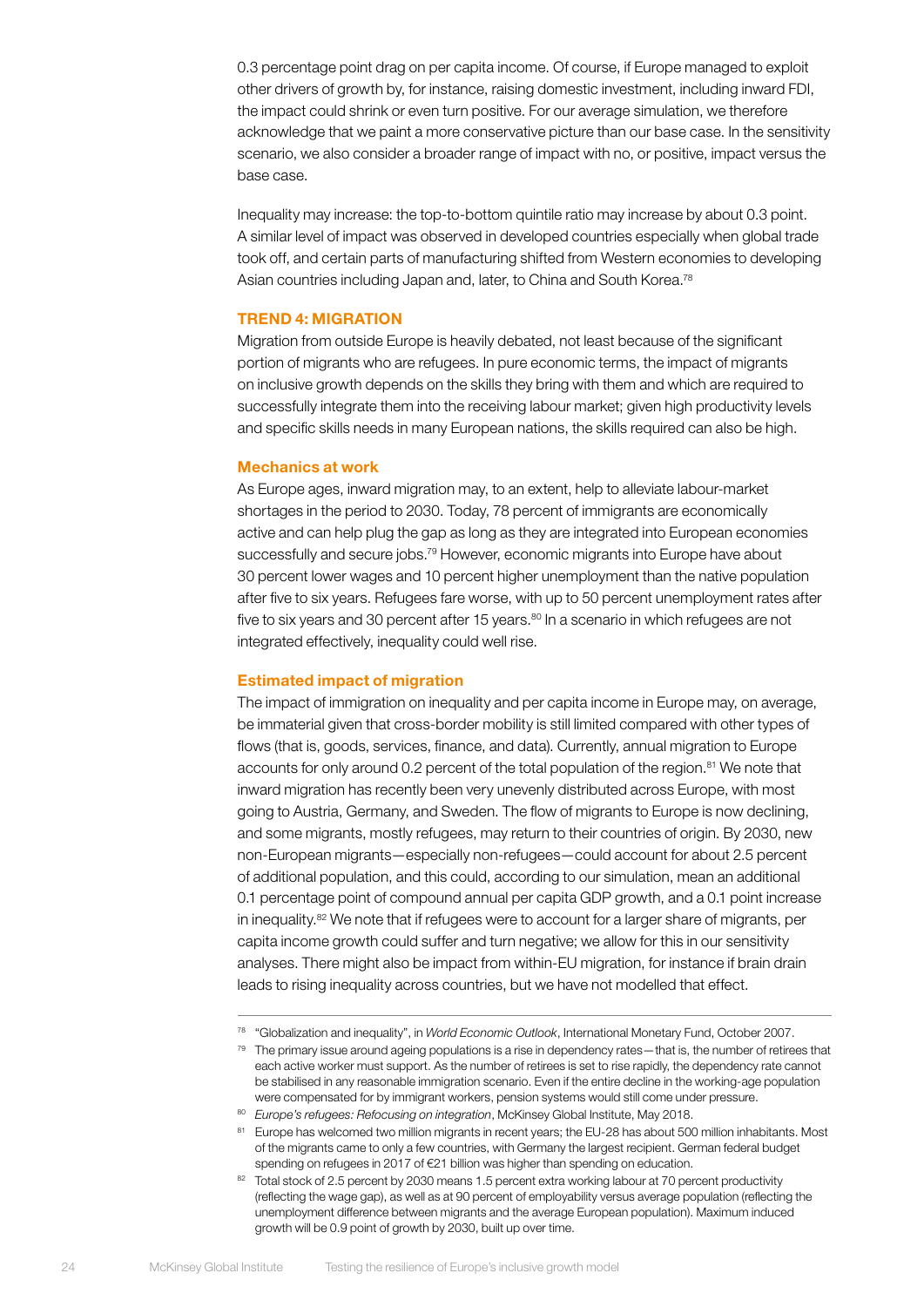0.3 percentage point drag on per capita income. Of course, if Europe managed to exploit other drivers of growth by, for instance, raising domestic investment, including inward FDI, the impact could shrink or even turn positive. For our average simulation, we therefore acknowledge that we paint a more conservative picture than our base case. In the sensitivity scenario, we also consider a broader range of impact with no, or positive, impact versus the base case.

Inequality may increase: the top-to-bottom quintile ratio may increase by about 0.3 point. A similar level of impact was observed in developed countries especially when global trade took off, and certain parts of manufacturing shifted from Western economies to developing Asian countries including Japan and, later, to China and South Korea.[78]

## TREND 4: MIGRATION

Migration from outside Europe is heavily debated, not least because of the significant portion of migrants who are refugees. In pure economic terms, the impact of migrants on inclusive growth depends on the skills they bring with them and which are required to successfully integrate them into the receiving labour market; given high productivity levels and specific skills needs in many European nations, the skills required can also be high.

### Mechanics at work

As Europe ages, inward migration may, to an extent, help to alleviate labour-market shortages in the period to 2030. Today, 78 percent of immigrants are economically active and can help plug the gap as long as they are integrated into European economies successfully and secure jobs.[79] However, economic migrants into Europe have about 30 percent lower wages and 10 percent higher unemployment than the native population after five to six years. Refugees fare worse, with up to 50 percent unemployment rates after five to six years and 30 percent after 15 years.[80] In a scenario in which refugees are not integrated effectively, inequality could well rise.

### Estimated impact of migration

The impact of immigration on inequality and per capita income in Europe may, on average, be immaterial given that cross-border mobility is still limited compared with other types of flows (that is, goods, services, finance, and data). Currently, annual migration to Europe accounts for only around 0.2 percent of the total population of the region.[81] We note that inward migration has recently been very unevenly distributed across Europe, with most going to Austria, Germany, and Sweden. The flow of migrants to Europe is now declining, and some migrants, mostly refugees, may return to their countries of origin. By 2030, new non-European migrants—especially non-refugees—could account for about 2.5 percent of additional population, and this could, according to our simulation, mean an additional 0.1 percentage point of compound annual per capita GDP growth, and a 0.1 point increase in inequality.[82] We note that if refugees were to account for a larger share of migrants, per capita income growth could suffer and turn negative; we allow for this in our sensitivity analyses. There might also be impact from within-EU migration, for instance if brain drain leads to rising inequality across countries, but we have not modelled that effect.

---

[78] "Globalization and inequality", in *World Economic Outlook*, International Monetary Fund, October 2007.

[79] The primary issue around ageing populations is a rise in dependency rates—that is, the number of retirees that each active worker must support. As the number of retirees is set to rise rapidly, the dependency rate cannot be stabilised in any reasonable immigration scenario. Even if the entire decline in the working-age population were compensated for by immigrant workers, pension systems would still come under pressure.

[80] *Europe's refugees: Refocusing on integration*, McKinsey Global Institute, May 2018.

[81] Europe has welcomed two million migrants in recent years; the EU-28 has about 500 million inhabitants. Most of the migrants came to only a few countries, with Germany the largest recipient. German federal budget spending on refugees in 2017 of €21 billion was higher than spending on education.

[82] Total stock of 2.5 percent by 2030 means 1.5 percent extra working labour at 70 percent productivity (reflecting the wage gap), as well as at 90 percent of employability versus average population (reflecting the unemployment difference between migrants and the average European population). Maximum induced growth will be 0.9 point of growth by 2030, built up over time.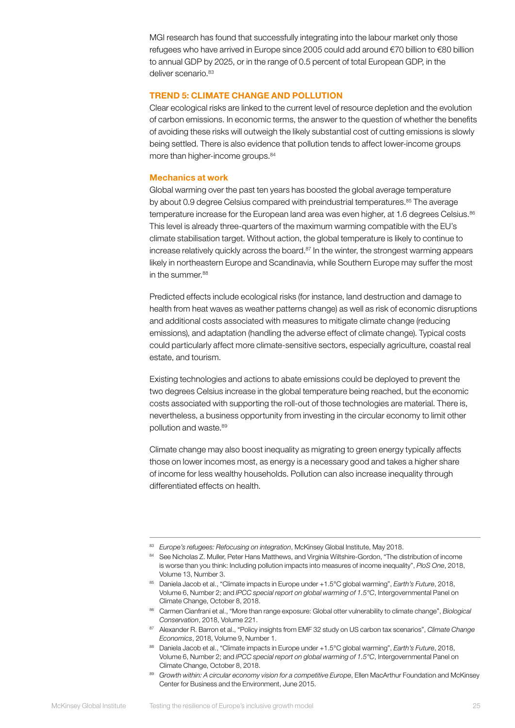MGI research has found that successfully integrating into the labour market only those refugees who have arrived in Europe since 2005 could add around €70 billion to €80 billion to annual GDP by 2025, or in the range of 0.5 percent of total European GDP, in the deliver scenario.[83]

### TREND 5: CLIMATE CHANGE AND POLLUTION

Clear ecological risks are linked to the current level of resource depletion and the evolution of carbon emissions. In economic terms, the answer to the question of whether the benefits of avoiding these risks will outweigh the likely substantial cost of cutting emissions is slowly being settled. There is also evidence that pollution tends to affect lower-income groups more than higher-income groups.[84]

#### Mechanics at work

Global warming over the past ten years has boosted the global average temperature by about 0.9 degree Celsius compared with preindustrial temperatures.[85] The average temperature increase for the European land area was even higher, at 1.6 degrees Celsius.[86] This level is already three-quarters of the maximum warming compatible with the EU's climate stabilisation target. Without action, the global temperature is likely to continue to increase relatively quickly across the board.[87] In the winter, the strongest warming appears likely in northeastern Europe and Scandinavia, while Southern Europe may suffer the most in the summer.[88]

Predicted effects include ecological risks (for instance, land destruction and damage to health from heat waves as weather patterns change) as well as risk of economic disruptions and additional costs associated with measures to mitigate climate change (reducing emissions), and adaptation (handling the adverse effect of climate change). Typical costs could particularly affect more climate-sensitive sectors, especially agriculture, coastal real estate, and tourism.

Existing technologies and actions to abate emissions could be deployed to prevent the two degrees Celsius increase in the global temperature being reached, but the economic costs associated with supporting the roll-out of those technologies are material. There is, nevertheless, a business opportunity from investing in the circular economy to limit other pollution and waste.[89]

Climate change may also boost inequality as migrating to green energy typically affects those on lower incomes most, as energy is a necessary good and takes a higher share of income for less wealthy households. Pollution can also increase inequality through differentiated effects on health.

---

[83] *Europe's refugees: Refocusing on integration*, McKinsey Global Institute, May 2018.

[84] See Nicholas Z. Muller, Peter Hans Matthews, and Virginia Wiltshire-Gordon, "The distribution of income is worse than you think: Including pollution impacts into measures of income inequality", *PloS One*, 2018, Volume 13, Number 3.

[85] Daniela Jacob et al., "Climate impacts in Europe under +1.5°C global warming", *Earth's Future*, 2018, Volume 6, Number 2; and *IPCC special report on global warming of 1.5°C*, Intergovernmental Panel on Climate Change, October 8, 2018.

[86] Carmen Cianfrani et al., "More than range exposure: Global otter vulnerability to climate change", *Biological Conservation*, 2018, Volume 221.

[87] Alexander R. Barron et al., "Policy insights from EMF 32 study on US carbon tax scenarios", *Climate Change Economics*, 2018, Volume 9, Number 1.

[88] Daniela Jacob et al., "Climate impacts in Europe under +1.5°C global warming", *Earth's Future*, 2018, Volume 6, Number 2; and *IPCC special report on global warming of 1.5°C*, Intergovernmental Panel on Climate Change, October 8, 2018.

[89] *Growth within: A circular economy vision for a competitive Europe*, Ellen MacArthur Foundation and McKinsey Center for Business and the Environment, June 2015.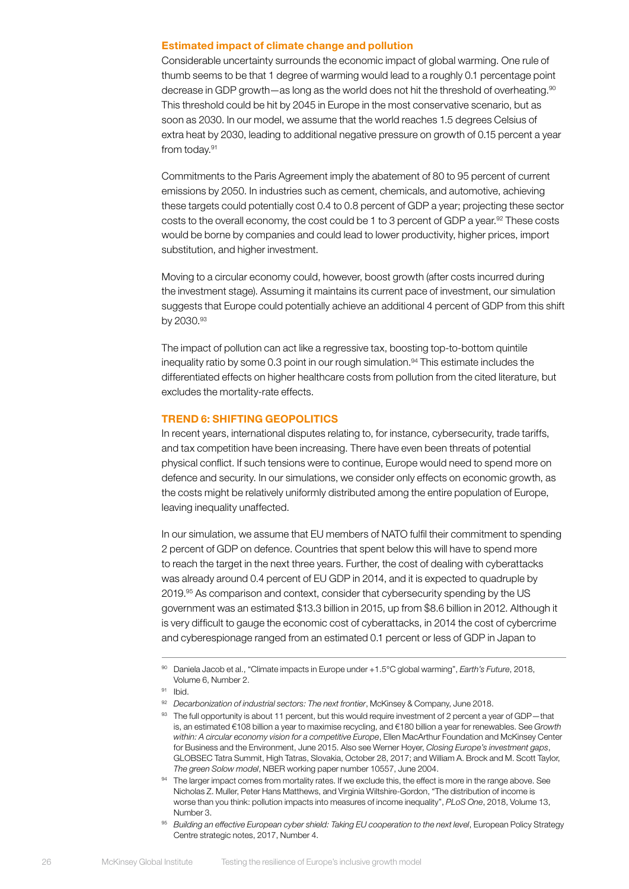### Estimated impact of climate change and pollution

Considerable uncertainty surrounds the economic impact of global warming. One rule of thumb seems to be that 1 degree of warming would lead to a roughly 0.1 percentage point decrease in GDP growth—as long as the world does not hit the threshold of overheating.[90] This threshold could be hit by 2045 in Europe in the most conservative scenario, but as soon as 2030. In our model, we assume that the world reaches 1.5 degrees Celsius of extra heat by 2030, leading to additional negative pressure on growth of 0.15 percent a year from today.[91]

Commitments to the Paris Agreement imply the abatement of 80 to 95 percent of current emissions by 2050. In industries such as cement, chemicals, and automotive, achieving these targets could potentially cost 0.4 to 0.8 percent of GDP a year; projecting these sector costs to the overall economy, the cost could be 1 to 3 percent of GDP a year.[92] These costs would be borne by companies and could lead to lower productivity, higher prices, import substitution, and higher investment.

Moving to a circular economy could, however, boost growth (after costs incurred during the investment stage). Assuming it maintains its current pace of investment, our simulation suggests that Europe could potentially achieve an additional 4 percent of GDP from this shift by 2030.[93]

The impact of pollution can act like a regressive tax, boosting top-to-bottom quintile inequality ratio by some 0.3 point in our rough simulation.[94] This estimate includes the differentiated effects on higher healthcare costs from pollution from the cited literature, but excludes the mortality-rate effects.

## TREND 6: SHIFTING GEOPOLITICS

In recent years, international disputes relating to, for instance, cybersecurity, trade tariffs, and tax competition have been increasing. There have even been threats of potential physical conflict. If such tensions were to continue, Europe would need to spend more on defence and security. In our simulations, we consider only effects on economic growth, as the costs might be relatively uniformly distributed among the entire population of Europe, leaving inequality unaffected.

In our simulation, we assume that EU members of NATO fulfil their commitment to spending 2 percent of GDP on defence. Countries that spent below this will have to spend more to reach the target in the next three years. Further, the cost of dealing with cyberattacks was already around 0.4 percent of EU GDP in 2014, and it is expected to quadruple by 2019.[95] As comparison and context, consider that cybersecurity spending by the US government was an estimated $13.3 billion in 2015, up from $8.6 billion in 2012. Although it is very difficult to gauge the economic cost of cyberattacks, in 2014 the cost of cybercrime and cyberespionage ranged from an estimated 0.1 percent or less of GDP in Japan to

---

[90] Daniela Jacob et al., "Climate impacts in Europe under +1.5°C global warming", *Earth's Future*, 2018, Volume 6, Number 2.

[91] Ibid.

[92] *Decarbonization of industrial sectors: The next frontier*, McKinsey & Company, June 2018.

[93] The full opportunity is about 11 percent, but this would require investment of 2 percent a year of GDP—that is, an estimated €108 billion a year to maximise recycling, and €180 billion a year for renewables. See *Growth within: A circular economy vision for a competitive Europe*, Ellen MacArthur Foundation and McKinsey Center for Business and the Environment, June 2015. Also see Werner Hoyer, *Closing Europe's investment gaps*, GLOBSEC Tatra Summit, High Tatras, Slovakia, October 28, 2017; and William A. Brock and M. Scott Taylor, *The green Solow model*, NBER working paper number 10557, June 2004.

[94] The larger impact comes from mortality rates. If we exclude this, the effect is more in the range above. See Nicholas Z. Muller, Peter Hans Matthews, and Virginia Wiltshire-Gordon, "The distribution of income is worse than you think: pollution impacts into measures of income inequality", *PLoS One*, 2018, Volume 13, Number 3.

[95] *Building an effective European cyber shield: Taking EU cooperation to the next level*, European Policy Strategy Centre strategic notes, 2017, Number 4.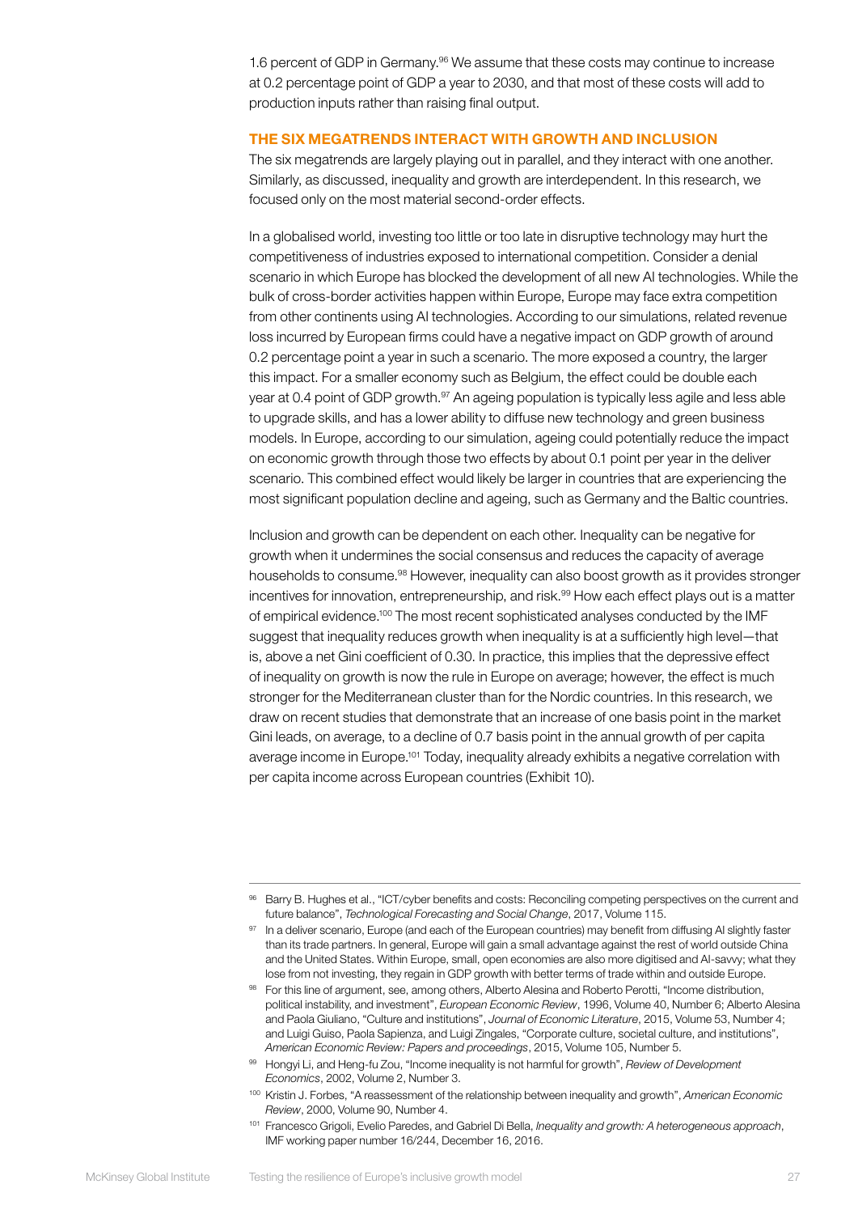1.6 percent of GDP in Germany.[96] We assume that these costs may continue to increase at 0.2 percentage point of GDP a year to 2030, and that most of these costs will add to production inputs rather than raising final output.

### THE SIX MEGATRENDS INTERACT WITH GROWTH AND INCLUSION

The six megatrends are largely playing out in parallel, and they interact with one another. Similarly, as discussed, inequality and growth are interdependent. In this research, we focused only on the most material second-order effects.

In a globalised world, investing too little or too late in disruptive technology may hurt the competitiveness of industries exposed to international competition. Consider a denial scenario in which Europe has blocked the development of all new AI technologies. While the bulk of cross-border activities happen within Europe, Europe may face extra competition from other continents using AI technologies. According to our simulations, related revenue loss incurred by European firms could have a negative impact on GDP growth of around 0.2 percentage point a year in such a scenario. The more exposed a country, the larger this impact. For a smaller economy such as Belgium, the effect could be double each year at 0.4 point of GDP growth.[97] An ageing population is typically less agile and less able to upgrade skills, and has a lower ability to diffuse new technology and green business models. In Europe, according to our simulation, ageing could potentially reduce the impact on economic growth through those two effects by about 0.1 point per year in the deliver scenario. This combined effect would likely be larger in countries that are experiencing the most significant population decline and ageing, such as Germany and the Baltic countries.

Inclusion and growth can be dependent on each other. Inequality can be negative for growth when it undermines the social consensus and reduces the capacity of average households to consume.[98] However, inequality can also boost growth as it provides stronger incentives for innovation, entrepreneurship, and risk.[99] How each effect plays out is a matter of empirical evidence.[100] The most recent sophisticated analyses conducted by the IMF suggest that inequality reduces growth when inequality is at a sufficiently high level—that is, above a net Gini coefficient of 0.30. In practice, this implies that the depressive effect of inequality on growth is now the rule in Europe on average; however, the effect is much stronger for the Mediterranean cluster than for the Nordic countries. In this research, we draw on recent studies that demonstrate that an increase of one basis point in the market Gini leads, on average, to a decline of 0.7 basis point in the annual growth of per capita average income in Europe.[101] Today, inequality already exhibits a negative correlation with per capita income across European countries (Exhibit 10).

---

[96] Barry B. Hughes et al., "ICT/cyber benefits and costs: Reconciling competing perspectives on the current and future balance", *Technological Forecasting and Social Change*, 2017, Volume 115.

[97] In a deliver scenario, Europe (and each of the European countries) may benefit from diffusing AI slightly faster than its trade partners. In general, Europe will gain a small advantage against the rest of world outside China and the United States. Within Europe, small, open economies are also more digitised and AI-savvy; what they lose from not investing, they regain in GDP growth with better terms of trade within and outside Europe.

[98] For this line of argument, see, among others, Alberto Alesina and Roberto Perotti, "Income distribution, political instability, and investment", *European Economic Review*, 1996, Volume 40, Number 6; Alberto Alesina and Paola Giuliano, "Culture and institutions", *Journal of Economic Literature*, 2015, Volume 53, Number 4; and Luigi Guiso, Paola Sapienza, and Luigi Zingales, "Corporate culture, societal culture, and institutions", *American Economic Review: Papers and proceedings*, 2015, Volume 105, Number 5.

[99] Hongyi Li, and Heng-fu Zou, "Income inequality is not harmful for growth", *Review of Development Economics*, 2002, Volume 2, Number 3.

[100] Kristin J. Forbes, "A reassessment of the relationship between inequality and growth", *American Economic Review*, 2000, Volume 90, Number 4.

[101] Francesco Grigoli, Evelio Paredes, and Gabriel Di Bella, *Inequality and growth: A heterogeneous approach*, IMF working paper number 16/244, December 16, 2016.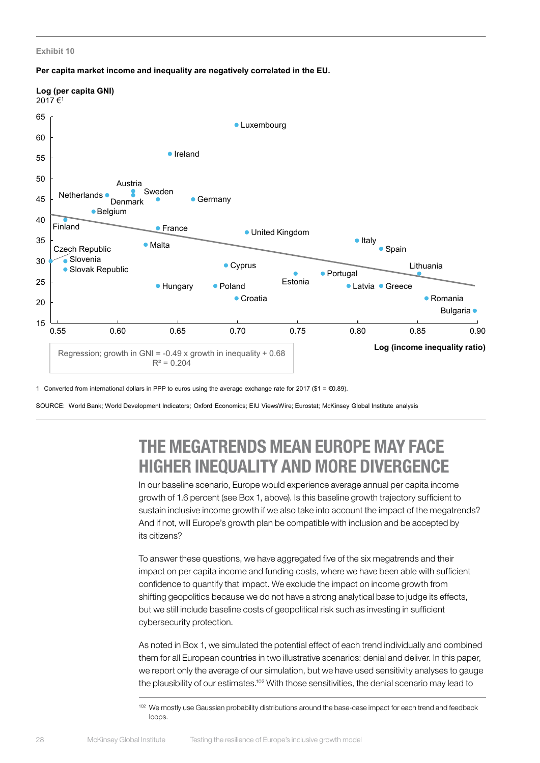Exhibit 10

**Per capita market income and inequality are negatively correlated in the EU.**

**Log (per capita GNI)**
2017 €[1]

65
60
55
50
45
40
35
30
25
20
15

Luxembourg
Ireland
Austria
Netherlands
Sweden
Denmark
Germany
Belgium
Finland
France
United Kingdom
Italy
Malta
Czech Republic
Spain
Slovenia
Cyprus
Lithuania
Slovak Republic
Estonia
Portugal
Hungary
Poland
Latvia
Greece
Croatia
Romania
Bulgaria

0.55 0.60 0.65 0.70 0.75 0.80 0.85 0.90

**Log (income inequality ratio)**

Regression; growth in GNI = -0.49 x growth in inequality + 0.68
$R^2 = 0.204$

1 Converted from international dollars in PPP to euros using the average exchange rate for 2017 ($1 = €0.89).

SOURCE: World Bank; World Development Indicators; Oxford Economics; EIU ViewsWire; Eurostat; McKinsey Global Institute analysis

## THE MEGATRENDS MEAN EUROPE MAY FACE HIGHER INEQUALITY AND MORE DIVERGENCE

In our baseline scenario, Europe would experience average annual per capita income growth of 1.6 percent (see Box 1, above). Is this baseline growth trajectory sufficient to sustain inclusive income growth if we also take into account the impact of the megatrends? And if not, will Europe's growth plan be compatible with inclusion and be accepted by its citizens?

To answer these questions, we have aggregated five of the six megatrends and their impact on per capita income and funding costs, where we have been able with sufficient confidence to quantify that impact. We exclude the impact on income growth from shifting geopolitics because we do not have a strong analytical base to judge its effects, but we still include baseline costs of geopolitical risk such as investing in sufficient cybersecurity protection.

As noted in Box 1, we simulated the potential effect of each trend individually and combined them for all European countries in two illustrative scenarios: denial and deliver. In this paper, we report only the average of our simulation, but we have used sensitivity analyses to gauge the plausibility of our estimates.[102] With those sensitivities, the denial scenario may lead to

[102] We mostly use Gaussian probability distributions around the base-case impact for each trend and feedback loops.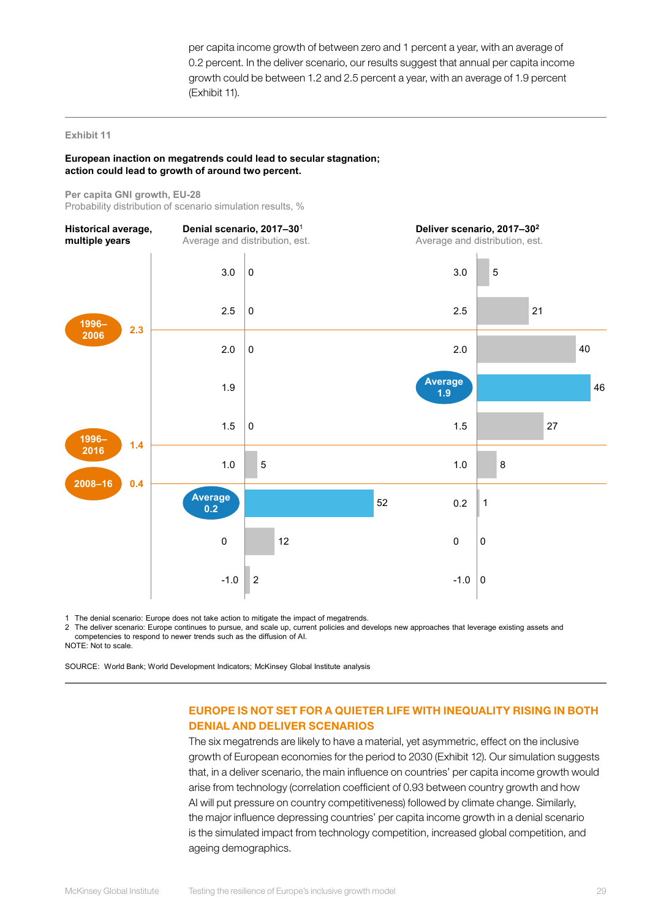per capita income growth of between zero and 1 percent a year, with an average of 0.2 percent. In the deliver scenario, our results suggest that annual per capita income growth could be between 1.2 and 2.5 percent a year, with an average of 1.9 percent (Exhibit 11).

Exhibit 11

**European inaction on megatrends could lead to secular stagnation; action could lead to growth of around two percent.**

Per capita GNI growth, EU-28
Probability distribution of scenario simulation results, %

**Historical average, multiple years**

- 1996–2006: 2.3
- 1996–2016: 1.4
- 2008–16: 0.4

| Growth, % | Denial scenario, 2017–30[1] Average and distribution, est. | Deliver scenario, 2017–30[2] Average and distribution, est. |
|---|---|---|
| 3.0 | 0 | 5 |
| 2.5 | 0 | 21 |
| 2.0 | 0 | 40 |
| 1.9 | | 46 (Average 1.9) |
| 1.5 | 0 | 27 |
| 1.0 | 5 | 8 |
| 0.2 | 52 (Average 0.2) | 1 |
| 0 | 12 | 0 |
| -1.0 | 2 | 0 |

1 The denial scenario: Europe does not take action to mitigate the impact of megatrends.
2 The deliver scenario: Europe continues to pursue, and scale up, current policies and develops new approaches that leverage existing assets and competencies to respond to newer trends such as the diffusion of AI.
NOTE: Not to scale.

SOURCE: World Bank; World Development Indicators; McKinsey Global Institute analysis

## EUROPE IS NOT SET FOR A QUIETER LIFE WITH INEQUALITY RISING IN BOTH DENIAL AND DELIVER SCENARIOS

The six megatrends are likely to have a material, yet asymmetric, effect on the inclusive growth of European economies for the period to 2030 (Exhibit 12). Our simulation suggests that, in a deliver scenario, the main influence on countries' per capita income growth would arise from technology (correlation coefficient of 0.93 between country growth and how AI will put pressure on country competitiveness) followed by climate change. Similarly, the major influence depressing countries' per capita income growth in a denial scenario is the simulated impact from technology competition, increased global competition, and ageing demographics.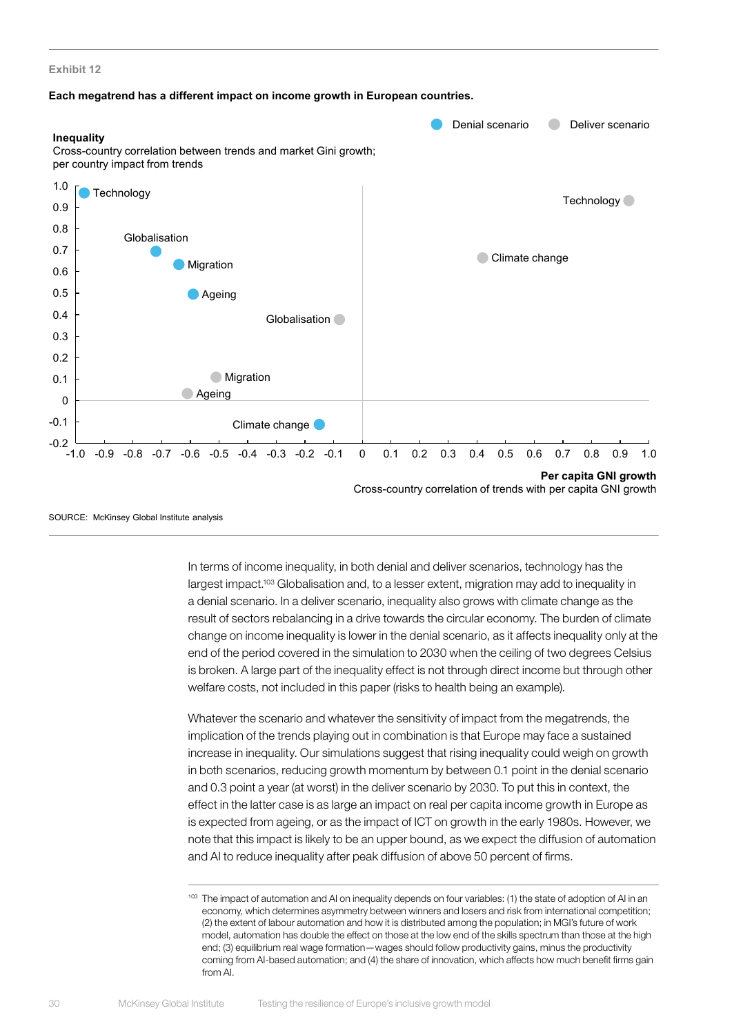Exhibit 12

**Each megatrend has a different impact on income growth in European countries.**

Denial scenario | Deliver scenario

**Inequality**
Cross-country correlation between trends and market Gini growth; per country impact from trends

| Trend | Scenario | Per capita GNI growth (x) | Inequality (y) |
|---|---|---|---|
| Technology | Denial | -0.97 | 0.97 |
| Globalisation | Denial | -0.72 | 0.70 |
| Migration | Denial | -0.64 | 0.64 |
| Ageing | Denial | -0.59 | 0.50 |
| Climate change | Denial | -0.15 | -0.11 |
| Technology | Deliver | 0.93 | 0.93 |
| Climate change | Deliver | 0.42 | 0.67 |
| Globalisation | Deliver | -0.08 | 0.38 |
| Migration | Deliver | -0.51 | 0.11 |
| Ageing | Deliver | -0.61 | 0.03 |

**Per capita GNI growth**
Cross-country correlation of trends with per capita GNI growth

SOURCE: McKinsey Global Institute analysis

In terms of income inequality, in both denial and deliver scenarios, technology has the largest impact.[103] Globalisation and, to a lesser extent, migration may add to inequality in a denial scenario. In a deliver scenario, inequality also grows with climate change as the result of sectors rebalancing in a drive towards the circular economy. The burden of climate change on income inequality is lower in the denial scenario, as it affects inequality only at the end of the period covered in the simulation to 2030 when the ceiling of two degrees Celsius is broken. A large part of the inequality effect is not through direct income but through other welfare costs, not included in this paper (risks to health being an example).

Whatever the scenario and whatever the sensitivity of impact from the megatrends, the implication of the trends playing out in combination is that Europe may face a sustained increase in inequality. Our simulations suggest that rising inequality could weigh on growth in both scenarios, reducing growth momentum by between 0.1 point in the denial scenario and 0.3 point a year (at worst) in the deliver scenario by 2030. To put this in context, the effect in the latter case is as large an impact on real per capita income growth in Europe as is expected from ageing, or as the impact of ICT on growth in the early 1980s. However, we note that this impact is likely to be an upper bound, as we expect the diffusion of automation and AI to reduce inequality after peak diffusion of above 50 percent of firms.

[103] The impact of automation and AI on inequality depends on four variables: (1) the state of adoption of AI in an economy, which determines asymmetry between winners and losers and risk from international competition; (2) the extent of labour automation and how it is distributed among the population; in MGI's future of work model, automation has double the effect on those at the low end of the skills spectrum than those at the high end; (3) equilibrium real wage formation—wages should follow productivity gains, minus the productivity coming from AI-based automation; and (4) the share of innovation, which affects how much benefit firms gain from AI.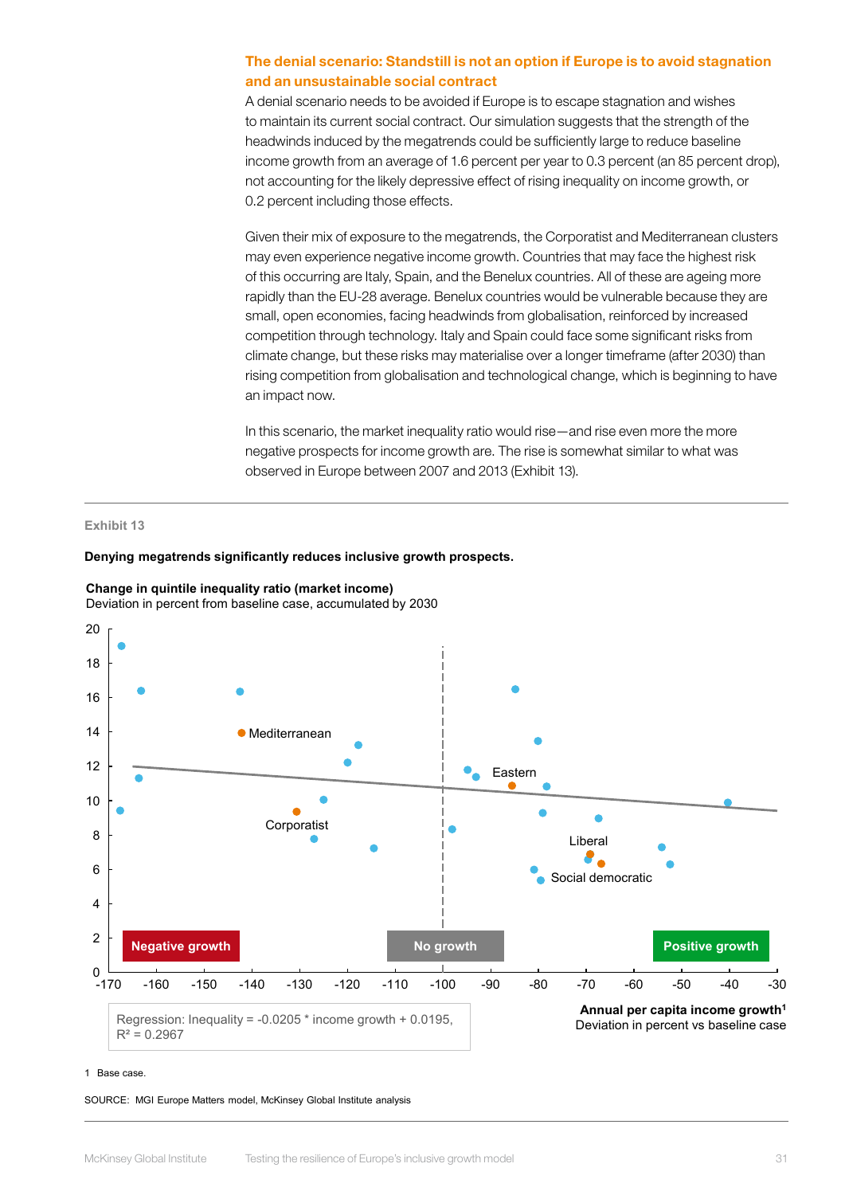### The denial scenario: Standstill is not an option if Europe is to avoid stagnation and an unsustainable social contract

A denial scenario needs to be avoided if Europe is to escape stagnation and wishes to maintain its current social contract. Our simulation suggests that the strength of the headwinds induced by the megatrends could be sufficiently large to reduce baseline income growth from an average of 1.6 percent per year to 0.3 percent (an 85 percent drop), not accounting for the likely depressive effect of rising inequality on income growth, or 0.2 percent including those effects.

Given their mix of exposure to the megatrends, the Corporatist and Mediterranean clusters may even experience negative income growth. Countries that may face the highest risk of this occurring are Italy, Spain, and the Benelux countries. All of these are ageing more rapidly than the EU-28 average. Benelux countries would be vulnerable because they are small, open economies, facing headwinds from globalisation, reinforced by increased competition through technology. Italy and Spain could face some significant risks from climate change, but these risks may materialise over a longer timeframe (after 2030) than rising competition from globalisation and technological change, which is beginning to have an impact now.

In this scenario, the market inequality ratio would rise—and rise even more the more negative prospects for income growth are. The rise is somewhat similar to what was observed in Europe between 2007 and 2013 (Exhibit 13).

Exhibit 13

**Denying megatrends significantly reduces inclusive growth prospects.**

**Change in quintile inequality ratio (market income)**
Deviation in percent from baseline case, accumulated by 2030

Chart labels: Mediterranean; Corporatist; Eastern; Liberal; Social democratic; Negative growth; No growth; Positive growth

**Annual per capita income growth[1]**
Deviation in percent vs baseline case

Regression: Inequality = -0.0205 * income growth + 0.0195, $R^2$ = 0.2967

1 Base case.

SOURCE: MGI Europe Matters model, McKinsey Global Institute analysis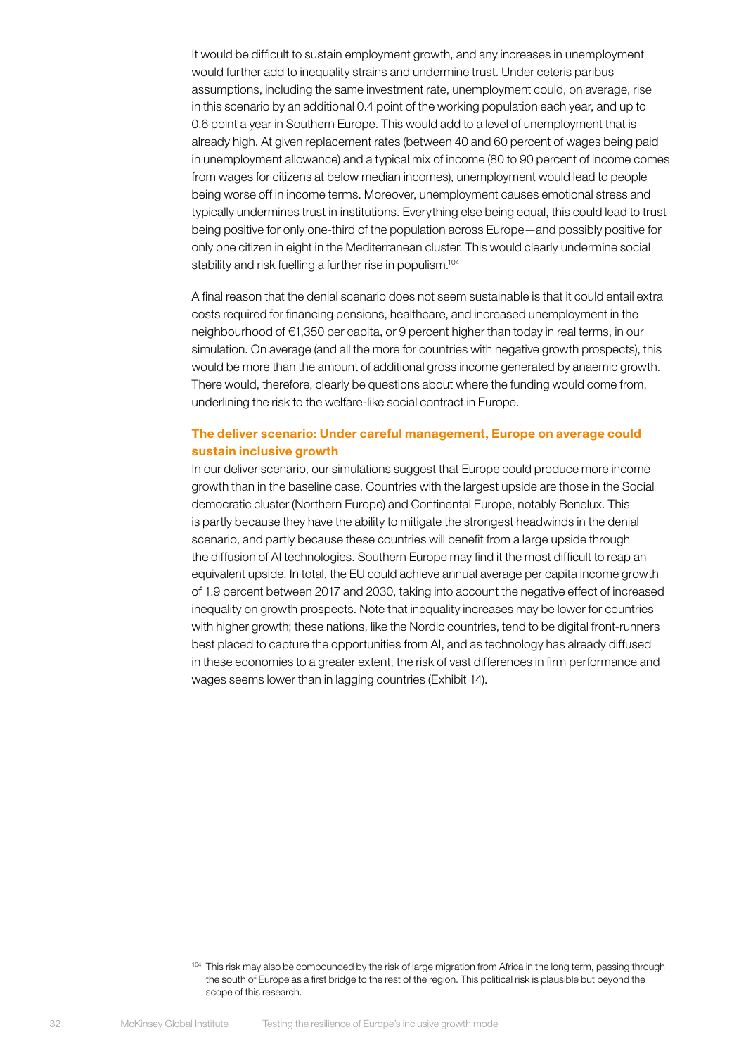It would be difficult to sustain employment growth, and any increases in unemployment would further add to inequality strains and undermine trust. Under ceteris paribus assumptions, including the same investment rate, unemployment could, on average, rise in this scenario by an additional 0.4 point of the working population each year, and up to 0.6 point a year in Southern Europe. This would add to a level of unemployment that is already high. At given replacement rates (between 40 and 60 percent of wages being paid in unemployment allowance) and a typical mix of income (80 to 90 percent of income comes from wages for citizens at below median incomes), unemployment would lead to people being worse off in income terms. Moreover, unemployment causes emotional stress and typically undermines trust in institutions. Everything else being equal, this could lead to trust being positive for only one-third of the population across Europe—and possibly positive for only one citizen in eight in the Mediterranean cluster. This would clearly undermine social stability and risk fuelling a further rise in populism.[104]

A final reason that the denial scenario does not seem sustainable is that it could entail extra costs required for financing pensions, healthcare, and increased unemployment in the neighbourhood of €1,350 per capita, or 9 percent higher than today in real terms, in our simulation. On average (and all the more for countries with negative growth prospects), this would be more than the amount of additional gross income generated by anaemic growth. There would, therefore, clearly be questions about where the funding would come from, underlining the risk to the welfare-like social contract in Europe.

### The deliver scenario: Under careful management, Europe on average could sustain inclusive growth

In our deliver scenario, our simulations suggest that Europe could produce more income growth than in the baseline case. Countries with the largest upside are those in the Social democratic cluster (Northern Europe) and Continental Europe, notably Benelux. This is partly because they have the ability to mitigate the strongest headwinds in the denial scenario, and partly because these countries will benefit from a large upside through the diffusion of AI technologies. Southern Europe may find it the most difficult to reap an equivalent upside. In total, the EU could achieve annual average per capita income growth of 1.9 percent between 2017 and 2030, taking into account the negative effect of increased inequality on growth prospects. Note that inequality increases may be lower for countries with higher growth; these nations, like the Nordic countries, tend to be digital front-runners best placed to capture the opportunities from AI, and as technology has already diffused in these economies to a greater extent, the risk of vast differences in firm performance and wages seems lower than in lagging countries (Exhibit 14).

---

[104] This risk may also be compounded by the risk of large migration from Africa in the long term, passing through the south of Europe as a first bridge to the rest of the region. This political risk is plausible but beyond the scope of this research.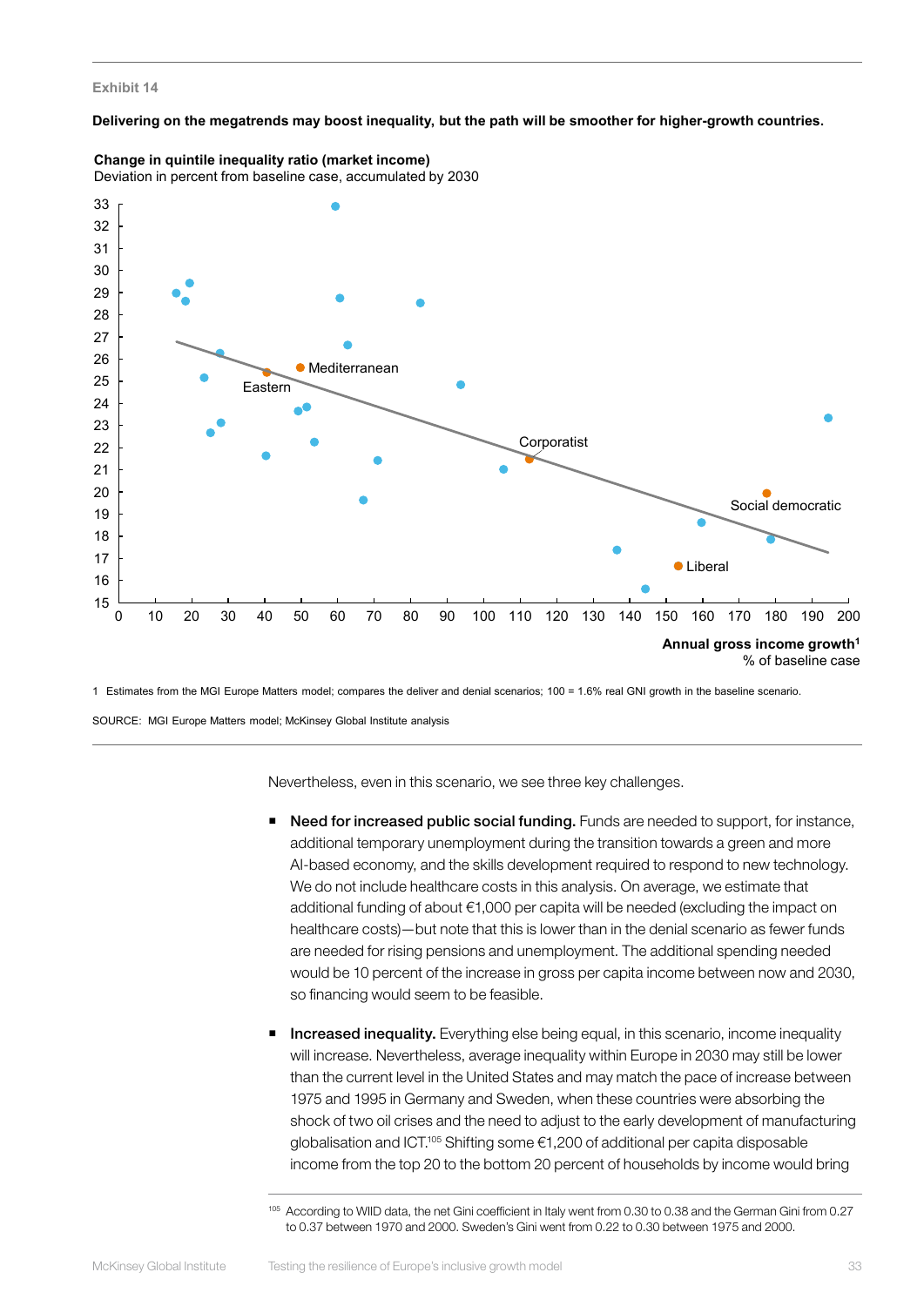Exhibit 14

**Delivering on the megatrends may boost inequality, but the path will be smoother for higher-growth countries.**

**Change in quintile inequality ratio (market income)**
Deviation in percent from baseline case, accumulated by 2030

**Annual gross income growth[1]**
% of baseline case

1 Estimates from the MGI Europe Matters model; compares the deliver and denial scenarios; 100 = 1.6% real GNI growth in the baseline scenario.

SOURCE: MGI Europe Matters model; McKinsey Global Institute analysis

Nevertheless, even in this scenario, we see three key challenges.

- **Need for increased public social funding.** Funds are needed to support, for instance, additional temporary unemployment during the transition towards a green and more AI-based economy, and the skills development required to respond to new technology. We do not include healthcare costs in this analysis. On average, we estimate that additional funding of about €1,000 per capita will be needed (excluding the impact on healthcare costs)—but note that this is lower than in the denial scenario as fewer funds are needed for rising pensions and unemployment. The additional spending needed would be 10 percent of the increase in gross per capita income between now and 2030, so financing would seem to be feasible.

- **Increased inequality.** Everything else being equal, in this scenario, income inequality will increase. Nevertheless, average inequality within Europe in 2030 may still be lower than the current level in the United States and may match the pace of increase between 1975 and 1995 in Germany and Sweden, when these countries were absorbing the shock of two oil crises and the need to adjust to the early development of manufacturing globalisation and ICT.[105] Shifting some €1,200 of additional per capita disposable income from the top 20 to the bottom 20 percent of households by income would bring

[105] According to WIID data, the net Gini coefficient in Italy went from 0.30 to 0.38 and the German Gini from 0.27 to 0.37 between 1970 and 2000. Sweden's Gini went from 0.22 to 0.30 between 1975 and 2000.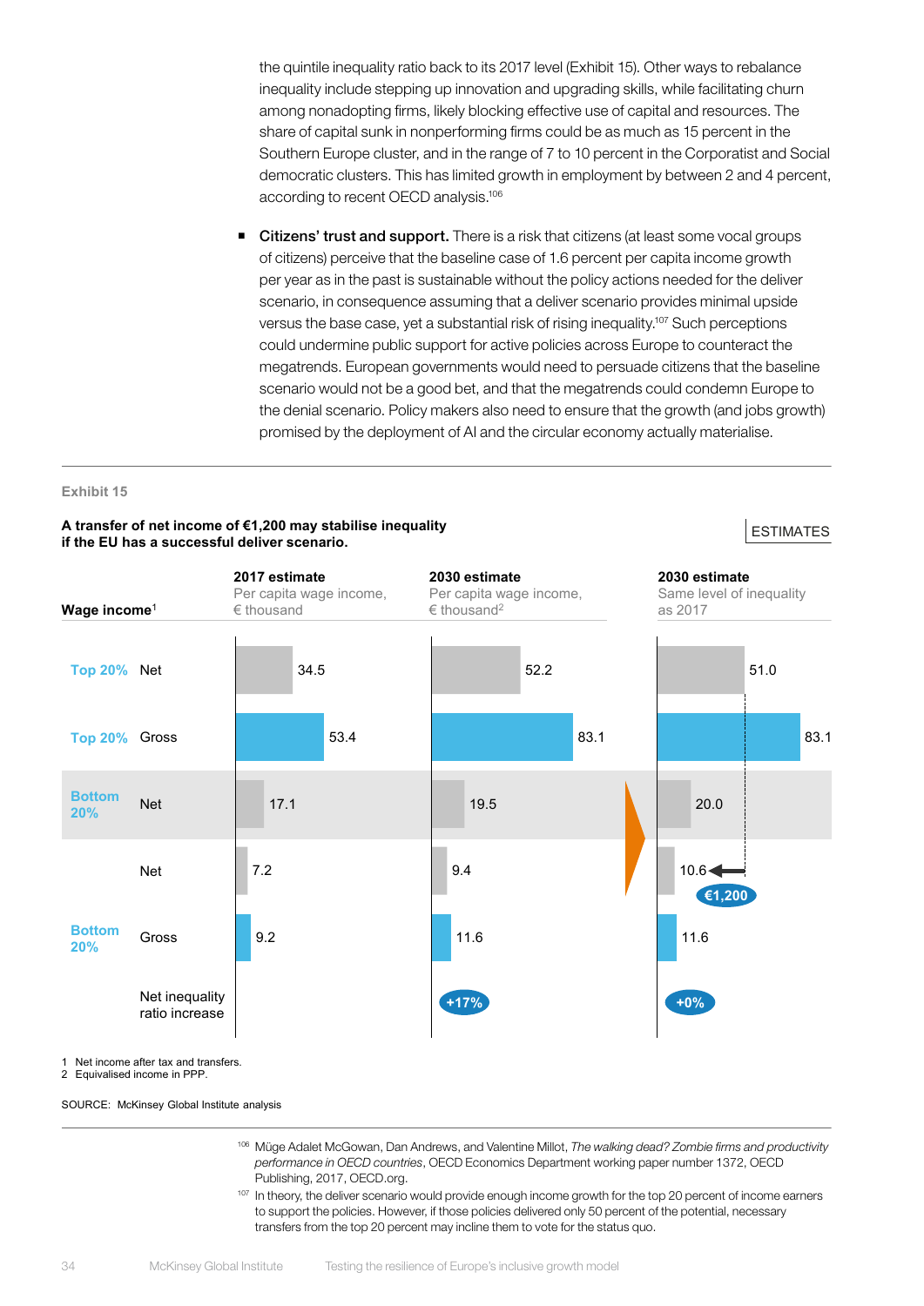the quintile inequality ratio back to its 2017 level (Exhibit 15). Other ways to rebalance inequality include stepping up innovation and upgrading skills, while facilitating churn among nonadopting firms, likely blocking effective use of capital and resources. The share of capital sunk in nonperforming firms could be as much as 15 percent in the Southern Europe cluster, and in the range of 7 to 10 percent in the Corporatist and Social democratic clusters. This has limited growth in employment by between 2 and 4 percent, according to recent OECD analysis.[106]

- **Citizens' trust and support.** There is a risk that citizens (at least some vocal groups of citizens) perceive that the baseline case of 1.6 percent per capita income growth per year as in the past is sustainable without the policy actions needed for the deliver scenario, in consequence assuming that a deliver scenario provides minimal upside versus the base case, yet a substantial risk of rising inequality.[107] Such perceptions could undermine public support for active policies across Europe to counteract the megatrends. European governments would need to persuade citizens that the baseline scenario would not be a good bet, and that the megatrends could condemn Europe to the denial scenario. Policy makers also need to ensure that the growth (and jobs growth) promised by the deployment of AI and the circular economy actually materialise.

Exhibit 15

**A transfer of net income of €1,200 may stabilise inequality if the EU has a successful deliver scenario.**

ESTIMATES

| Wage income[1] | | 2017 estimate<br>Per capita wage income, € thousand | 2030 estimate<br>Per capita wage income, € thousand[2] | 2030 estimate<br>Same level of inequality as 2017 |
|---|---|---|---|---|
| Top 20% | Net | 34.5 | 52.2 | 51.0 |
| Top 20% | Gross | 53.4 | 83.1 | 83.1 |
| Bottom 20% | Net | 17.1 | 19.5 | 20.0 |
| Bottom 20% | Net | 7.2 | 9.4 | 10.6 (€1,200) |
| Bottom 20% | Gross | 9.2 | 11.6 | 11.6 |
| | Net inequality ratio increase | | +17% | +0% |

1 Net income after tax and transfers.
2 Equivalised income in PPP.

SOURCE: McKinsey Global Institute analysis

[106] Müge Adalet McGowan, Dan Andrews, and Valentine Millot, *The walking dead? Zombie firms and productivity performance in OECD countries*, OECD Economics Department working paper number 1372, OECD Publishing, 2017, OECD.org.

[107] In theory, the deliver scenario would provide enough income growth for the top 20 percent of income earners to support the policies. However, if those policies delivered only 50 percent of the potential, necessary transfers from the top 20 percent may incline them to vote for the status quo.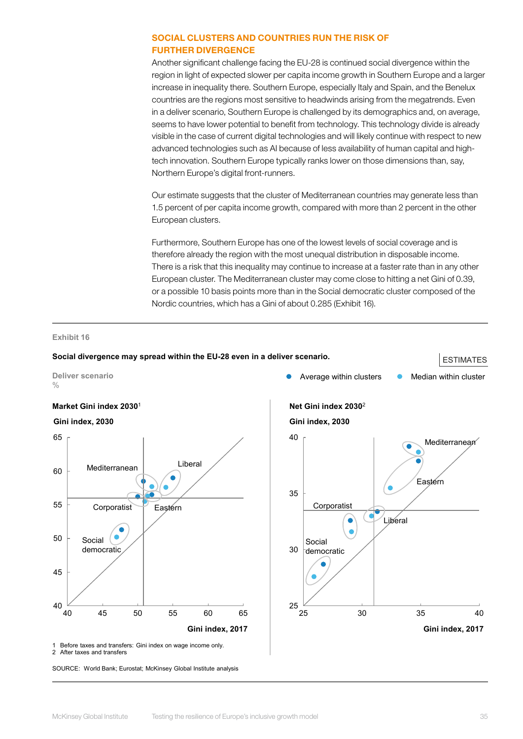## SOCIAL CLUSTERS AND COUNTRIES RUN THE RISK OF FURTHER DIVERGENCE

Another significant challenge facing the EU-28 is continued social divergence within the region in light of expected slower per capita income growth in Southern Europe and a larger increase in inequality there. Southern Europe, especially Italy and Spain, and the Benelux countries are the regions most sensitive to headwinds arising from the megatrends. Even in a deliver scenario, Southern Europe is challenged by its demographics and, on average, seems to have lower potential to benefit from technology. This technology divide is already visible in the case of current digital technologies and will likely continue with respect to new advanced technologies such as AI because of less availability of human capital and high-tech innovation. Southern Europe typically ranks lower on those dimensions than, say, Northern Europe's digital front-runners.

Our estimate suggests that the cluster of Mediterranean countries may generate less than 1.5 percent of per capita income growth, compared with more than 2 percent in the other European clusters.

Furthermore, Southern Europe has one of the lowest levels of social coverage and is therefore already the region with the most unequal distribution in disposable income. There is a risk that this inequality may continue to increase at a faster rate than in any other European cluster. The Mediterranean cluster may come close to hitting a net Gini of 0.39, or a possible 10 basis points more than in the Social democratic cluster composed of the Nordic countries, which has a Gini of about 0.285 (Exhibit 16).

Exhibit 16

**Social divergence may spread within the EU-28 even in a deliver scenario.**

ESTIMATES

Deliver scenario
%

● Average within clusters ● Median within cluster

**Market Gini index 2030**[1]

**Gini index, 2030**

(Chart: y-axis 40–65; x-axis 40–65, **Gini index, 2017**. Clusters labeled: Mediterranean, Liberal, Corporatist, Eastern, Social democratic.)

**Net Gini index 2030**[2]

**Gini index, 2030**

(Chart: y-axis 25–40; x-axis 25–40, **Gini index, 2017**. Clusters labeled: Mediterranean, Eastern, Corporatist, Liberal, Social democratic.)

1 Before taxes and transfers: Gini index on wage income only.
2 After taxes and transfers

SOURCE: World Bank; Eurostat; McKinsey Global Institute analysis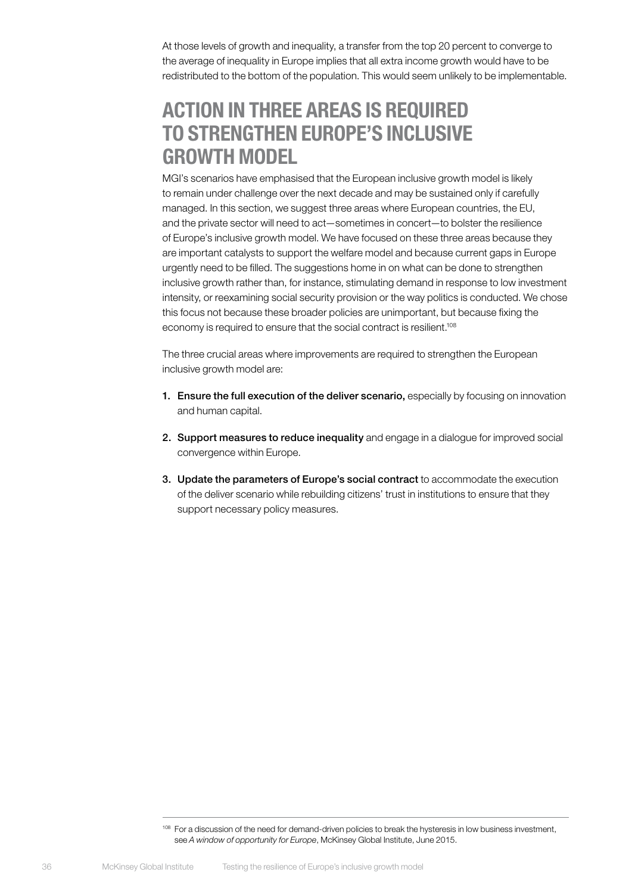At those levels of growth and inequality, a transfer from the top 20 percent to converge to the average of inequality in Europe implies that all extra income growth would have to be redistributed to the bottom of the population. This would seem unlikely to be implementable.

## ACTION IN THREE AREAS IS REQUIRED TO STRENGTHEN EUROPE'S INCLUSIVE GROWTH MODEL

MGI's scenarios have emphasised that the European inclusive growth model is likely to remain under challenge over the next decade and may be sustained only if carefully managed. In this section, we suggest three areas where European countries, the EU, and the private sector will need to act—sometimes in concert—to bolster the resilience of Europe's inclusive growth model. We have focused on these three areas because they are important catalysts to support the welfare model and because current gaps in Europe urgently need to be filled. The suggestions home in on what can be done to strengthen inclusive growth rather than, for instance, stimulating demand in response to low investment intensity, or reexamining social security provision or the way politics is conducted. We chose this focus not because these broader policies are unimportant, but because fixing the economy is required to ensure that the social contract is resilient.[108]

The three crucial areas where improvements are required to strengthen the European inclusive growth model are:

1. **Ensure the full execution of the deliver scenario,** especially by focusing on innovation and human capital.
2. **Support measures to reduce inequality** and engage in a dialogue for improved social convergence within Europe.
3. **Update the parameters of Europe's social contract** to accommodate the execution of the deliver scenario while rebuilding citizens' trust in institutions to ensure that they support necessary policy measures.

---

[108] For a discussion of the need for demand-driven policies to break the hysteresis in low business investment, see *A window of opportunity for Europe*, McKinsey Global Institute, June 2015.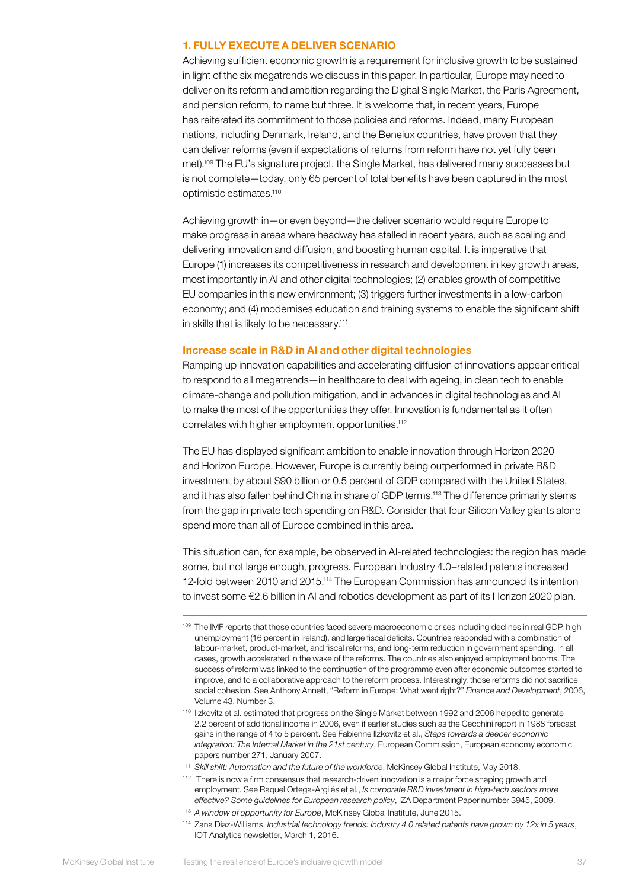### 1. FULLY EXECUTE A DELIVER SCENARIO

Achieving sufficient economic growth is a requirement for inclusive growth to be sustained in light of the six megatrends we discuss in this paper. In particular, Europe may need to deliver on its reform and ambition regarding the Digital Single Market, the Paris Agreement, and pension reform, to name but three. It is welcome that, in recent years, Europe has reiterated its commitment to those policies and reforms. Indeed, many European nations, including Denmark, Ireland, and the Benelux countries, have proven that they can deliver reforms (even if expectations of returns from reform have not yet fully been met).[109] The EU's signature project, the Single Market, has delivered many successes but is not complete—today, only 65 percent of total benefits have been captured in the most optimistic estimates.[110]

Achieving growth in—or even beyond—the deliver scenario would require Europe to make progress in areas where headway has stalled in recent years, such as scaling and delivering innovation and diffusion, and boosting human capital. It is imperative that Europe (1) increases its competitiveness in research and development in key growth areas, most importantly in AI and other digital technologies; (2) enables growth of competitive EU companies in this new environment; (3) triggers further investments in a low-carbon economy; and (4) modernises education and training systems to enable the significant shift in skills that is likely to be necessary.[111]

#### Increase scale in R&D in AI and other digital technologies

Ramping up innovation capabilities and accelerating diffusion of innovations appear critical to respond to all megatrends—in healthcare to deal with ageing, in clean tech to enable climate-change and pollution mitigation, and in advances in digital technologies and AI to make the most of the opportunities they offer. Innovation is fundamental as it often correlates with higher employment opportunities.[112]

The EU has displayed significant ambition to enable innovation through Horizon 2020 and Horizon Europe. However, Europe is currently being outperformed in private R&D investment by about $90 billion or 0.5 percent of GDP compared with the United States, and it has also fallen behind China in share of GDP terms.[113] The difference primarily stems from the gap in private tech spending on R&D. Consider that four Silicon Valley giants alone spend more than all of Europe combined in this area.

This situation can, for example, be observed in AI-related technologies: the region has made some, but not large enough, progress. European Industry 4.0–related patents increased 12-fold between 2010 and 2015.[114] The European Commission has announced its intention to invest some €2.6 billion in AI and robotics development as part of its Horizon 2020 plan.

---

[109] The IMF reports that those countries faced severe macroeconomic crises including declines in real GDP, high unemployment (16 percent in Ireland), and large fiscal deficits. Countries responded with a combination of labour-market, product-market, and fiscal reforms, and long-term reduction in government spending. In all cases, growth accelerated in the wake of the reforms. The countries also enjoyed employment booms. The success of reform was linked to the continuation of the programme even after economic outcomes started to improve, and to a collaborative approach to the reform process. Interestingly, those reforms did not sacrifice social cohesion. See Anthony Annett, "Reform in Europe: What went right?" *Finance and Development*, 2006, Volume 43, Number 3.

[110] Ilzkovitz et al. estimated that progress on the Single Market between 1992 and 2006 helped to generate 2.2 percent of additional income in 2006, even if earlier studies such as the Cecchini report in 1988 forecast gains in the range of 4 to 5 percent. See Fabienne Ilzkovitz et al., *Steps towards a deeper economic integration: The Internal Market in the 21st century*, European Commission, European economy economic papers number 271, January 2007.

[111] *Skill shift: Automation and the future of the workforce*, McKinsey Global Institute, May 2018.

[112] There is now a firm consensus that research-driven innovation is a major force shaping growth and employment. See Raquel Ortega-Argilés et al., *Is corporate R&D investment in high-tech sectors more effective? Some guidelines for European research policy*, IZA Department Paper number 3945, 2009.

[113] *A window of opportunity for Europe*, McKinsey Global Institute, June 2015.

[114] Zana Diaz-Williams, *Industrial technology trends: Industry 4.0 related patents have grown by 12x in 5 years*, IOT Analytics newsletter, March 1, 2016.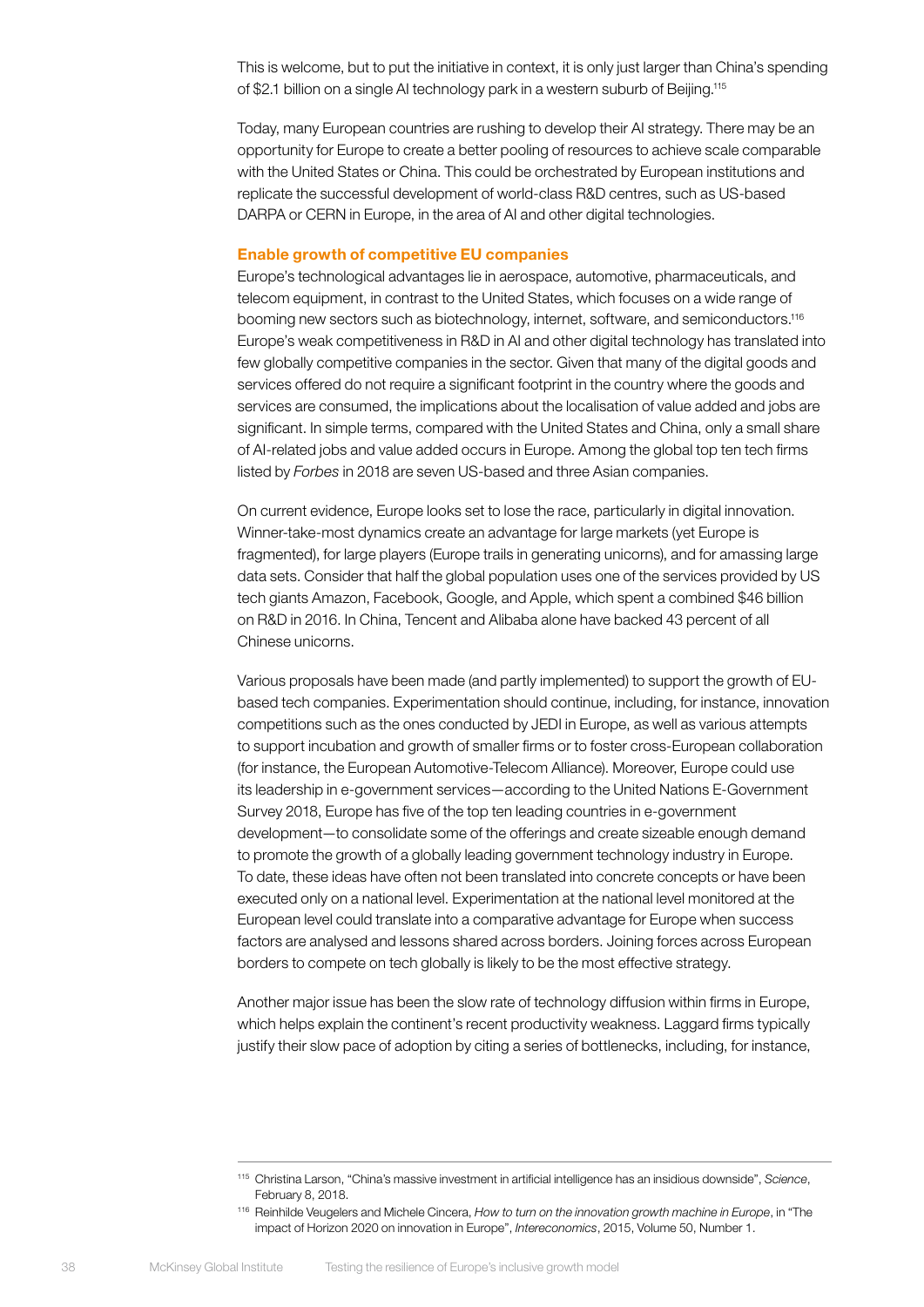This is welcome, but to put the initiative in context, it is only just larger than China's spending of $2.1 billion on a single AI technology park in a western suburb of Beijing.[115]

Today, many European countries are rushing to develop their AI strategy. There may be an opportunity for Europe to create a better pooling of resources to achieve scale comparable with the United States or China. This could be orchestrated by European institutions and replicate the successful development of world-class R&D centres, such as US-based DARPA or CERN in Europe, in the area of AI and other digital technologies.

### Enable growth of competitive EU companies

Europe's technological advantages lie in aerospace, automotive, pharmaceuticals, and telecom equipment, in contrast to the United States, which focuses on a wide range of booming new sectors such as biotechnology, internet, software, and semiconductors.[116] Europe's weak competitiveness in R&D in AI and other digital technology has translated into few globally competitive companies in the sector. Given that many of the digital goods and services offered do not require a significant footprint in the country where the goods and services are consumed, the implications about the localisation of value added and jobs are significant. In simple terms, compared with the United States and China, only a small share of AI-related jobs and value added occurs in Europe. Among the global top ten tech firms listed by *Forbes* in 2018 are seven US-based and three Asian companies.

On current evidence, Europe looks set to lose the race, particularly in digital innovation. Winner-take-most dynamics create an advantage for large markets (yet Europe is fragmented), for large players (Europe trails in generating unicorns), and for amassing large data sets. Consider that half the global population uses one of the services provided by US tech giants Amazon, Facebook, Google, and Apple, which spent a combined $46 billion on R&D in 2016. In China, Tencent and Alibaba alone have backed 43 percent of all Chinese unicorns.

Various proposals have been made (and partly implemented) to support the growth of EU-based tech companies. Experimentation should continue, including, for instance, innovation competitions such as the ones conducted by JEDI in Europe, as well as various attempts to support incubation and growth of smaller firms or to foster cross-European collaboration (for instance, the European Automotive-Telecom Alliance). Moreover, Europe could use its leadership in e-government services—according to the United Nations E-Government Survey 2018, Europe has five of the top ten leading countries in e-government development—to consolidate some of the offerings and create sizeable enough demand to promote the growth of a globally leading government technology industry in Europe. To date, these ideas have often not been translated into concrete concepts or have been executed only on a national level. Experimentation at the national level monitored at the European level could translate into a comparative advantage for Europe when success factors are analysed and lessons shared across borders. Joining forces across European borders to compete on tech globally is likely to be the most effective strategy.

Another major issue has been the slow rate of technology diffusion within firms in Europe, which helps explain the continent's recent productivity weakness. Laggard firms typically justify their slow pace of adoption by citing a series of bottlenecks, including, for instance,

---

[115] Christina Larson, "China's massive investment in artificial intelligence has an insidious downside", *Science*, February 8, 2018.

[116] Reinhilde Veugelers and Michele Cincera, *How to turn on the innovation growth machine in Europe*, in "The impact of Horizon 2020 on innovation in Europe", *Intereconomics*, 2015, Volume 50, Number 1.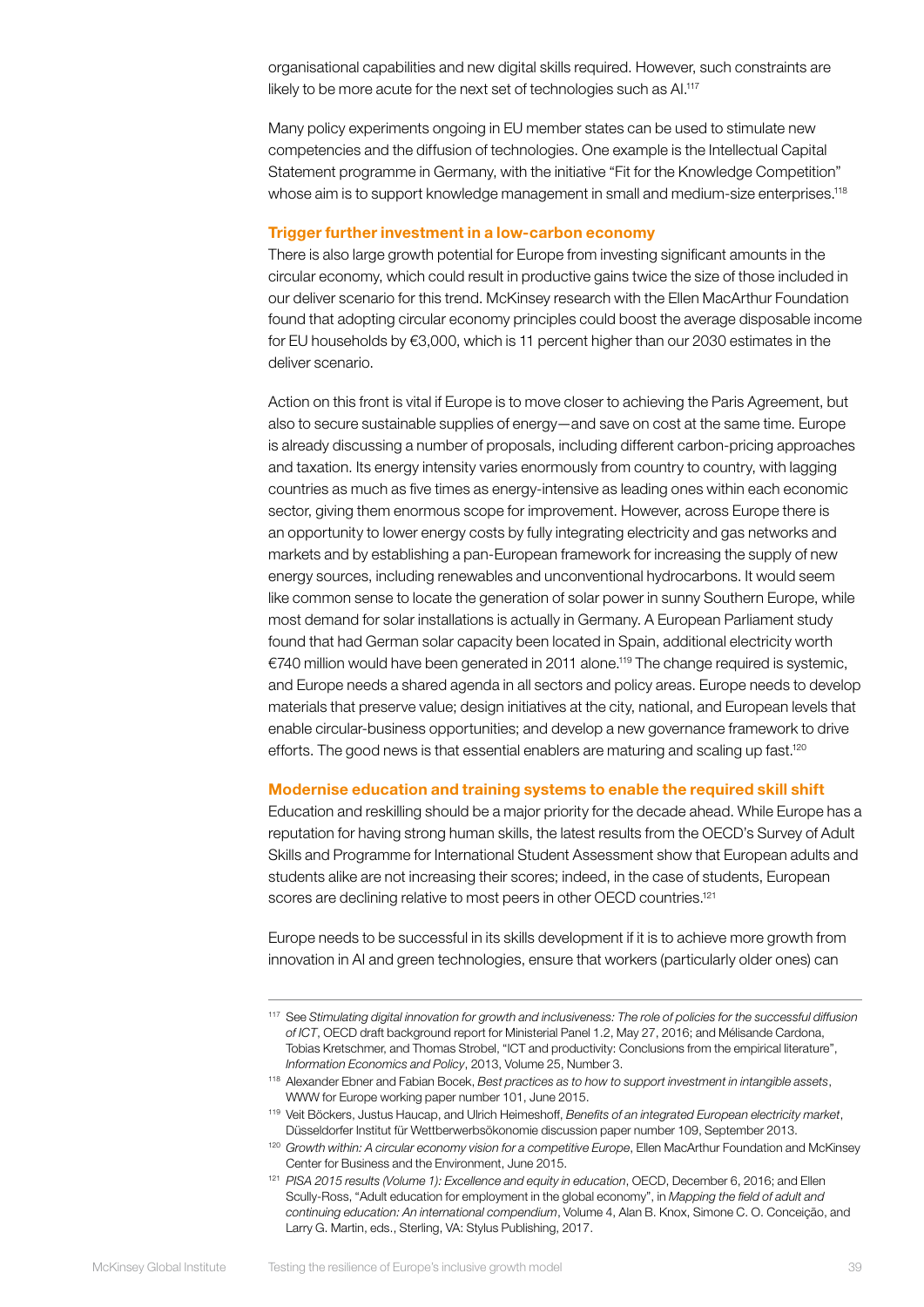organisational capabilities and new digital skills required. However, such constraints are likely to be more acute for the next set of technologies such as AI.[117]

Many policy experiments ongoing in EU member states can be used to stimulate new competencies and the diffusion of technologies. One example is the Intellectual Capital Statement programme in Germany, with the initiative “Fit for the Knowledge Competition” whose aim is to support knowledge management in small and medium-size enterprises.[118]

**Trigger further investment in a low-carbon economy**

There is also large growth potential for Europe from investing significant amounts in the circular economy, which could result in productive gains twice the size of those included in our deliver scenario for this trend. McKinsey research with the Ellen MacArthur Foundation found that adopting circular economy principles could boost the average disposable income for EU households by €3,000, which is 11 percent higher than our 2030 estimates in the deliver scenario.

Action on this front is vital if Europe is to move closer to achieving the Paris Agreement, but also to secure sustainable supplies of energy—and save on cost at the same time. Europe is already discussing a number of proposals, including different carbon-pricing approaches and taxation. Its energy intensity varies enormously from country to country, with lagging countries as much as five times as energy-intensive as leading ones within each economic sector, giving them enormous scope for improvement. However, across Europe there is an opportunity to lower energy costs by fully integrating electricity and gas networks and markets and by establishing a pan-European framework for increasing the supply of new energy sources, including renewables and unconventional hydrocarbons. It would seem like common sense to locate the generation of solar power in sunny Southern Europe, while most demand for solar installations is actually in Germany. A European Parliament study found that had German solar capacity been located in Spain, additional electricity worth €740 million would have been generated in 2011 alone.[119] The change required is systemic, and Europe needs a shared agenda in all sectors and policy areas. Europe needs to develop materials that preserve value; design initiatives at the city, national, and European levels that enable circular-business opportunities; and develop a new governance framework to drive efforts. The good news is that essential enablers are maturing and scaling up fast.[120]

**Modernise education and training systems to enable the required skill shift**

Education and reskilling should be a major priority for the decade ahead. While Europe has a reputation for having strong human skills, the latest results from the OECD’s Survey of Adult Skills and Programme for International Student Assessment show that European adults and students alike are not increasing their scores; indeed, in the case of students, European scores are declining relative to most peers in other OECD countries.[121]

Europe needs to be successful in its skills development if it is to achieve more growth from innovation in AI and green technologies, ensure that workers (particularly older ones) can

---

[117] See *Stimulating digital innovation for growth and inclusiveness: The role of policies for the successful diffusion of ICT*, OECD draft background report for Ministerial Panel 1.2, May 27, 2016; and Mélisande Cardona, Tobias Kretschmer, and Thomas Strobel, “ICT and productivity: Conclusions from the empirical literature”, *Information Economics and Policy*, 2013, Volume 25, Number 3.

[118] Alexander Ebner and Fabian Bocek, *Best practices as to how to support investment in intangible assets*, WWW for Europe working paper number 101, June 2015.

[119] Veit Böckers, Justus Haucap, and Ulrich Heimeshoff, *Benefits of an integrated European electricity market*, Düsseldorfer Institut für Wettberwerbsökonomie discussion paper number 109, September 2013.

[120] *Growth within: A circular economy vision for a competitive Europe*, Ellen MacArthur Foundation and McKinsey Center for Business and the Environment, June 2015.

[121] *PISA 2015 results (Volume 1): Excellence and equity in education*, OECD, December 6, 2016; and Ellen Scully-Ross, “Adult education for employment in the global economy”, in *Mapping the field of adult and continuing education: An international compendium*, Volume 4, Alan B. Knox, Simone C. O. Conceição, and Larry G. Martin, eds., Sterling, VA: Stylus Publishing, 2017.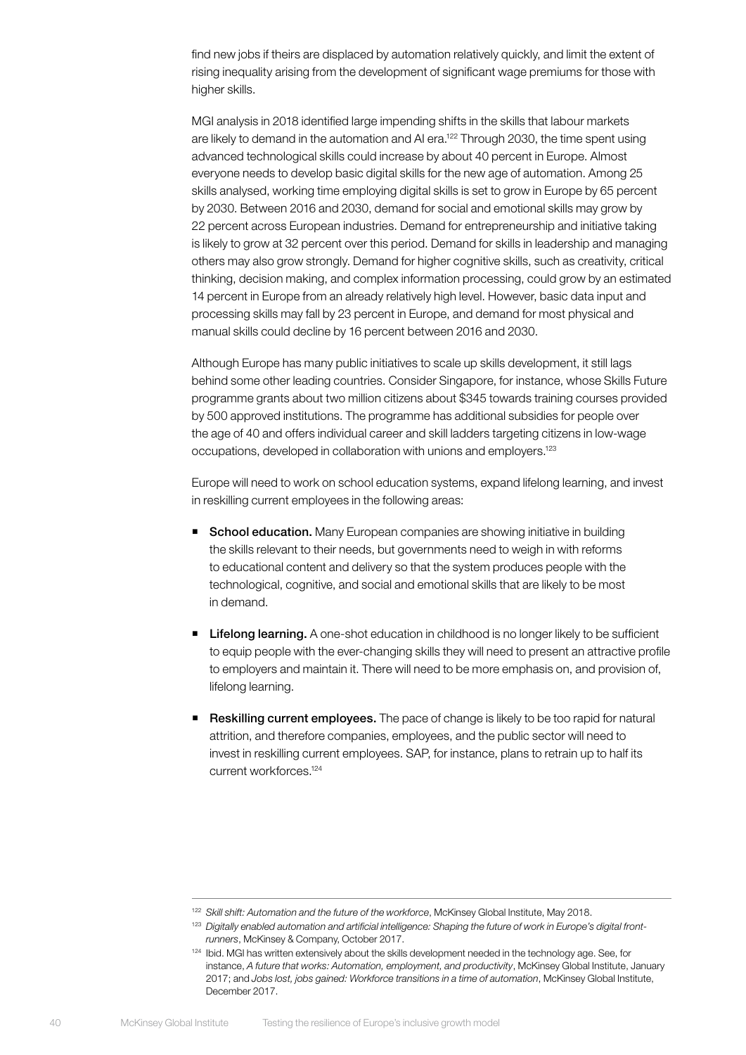find new jobs if theirs are displaced by automation relatively quickly, and limit the extent of rising inequality arising from the development of significant wage premiums for those with higher skills.

MGI analysis in 2018 identified large impending shifts in the skills that labour markets are likely to demand in the automation and AI era.[122] Through 2030, the time spent using advanced technological skills could increase by about 40 percent in Europe. Almost everyone needs to develop basic digital skills for the new age of automation. Among 25 skills analysed, working time employing digital skills is set to grow in Europe by 65 percent by 2030. Between 2016 and 2030, demand for social and emotional skills may grow by 22 percent across European industries. Demand for entrepreneurship and initiative taking is likely to grow at 32 percent over this period. Demand for skills in leadership and managing others may also grow strongly. Demand for higher cognitive skills, such as creativity, critical thinking, decision making, and complex information processing, could grow by an estimated 14 percent in Europe from an already relatively high level. However, basic data input and processing skills may fall by 23 percent in Europe, and demand for most physical and manual skills could decline by 16 percent between 2016 and 2030.

Although Europe has many public initiatives to scale up skills development, it still lags behind some other leading countries. Consider Singapore, for instance, whose Skills Future programme grants about two million citizens about $345 towards training courses provided by 500 approved institutions. The programme has additional subsidies for people over the age of 40 and offers individual career and skill ladders targeting citizens in low-wage occupations, developed in collaboration with unions and employers.[123]

Europe will need to work on school education systems, expand lifelong learning, and invest in reskilling current employees in the following areas:

- **School education.** Many European companies are showing initiative in building the skills relevant to their needs, but governments need to weigh in with reforms to educational content and delivery so that the system produces people with the technological, cognitive, and social and emotional skills that are likely to be most in demand.
- **Lifelong learning.** A one-shot education in childhood is no longer likely to be sufficient to equip people with the ever-changing skills they will need to present an attractive profile to employers and maintain it. There will need to be more emphasis on, and provision of, lifelong learning.
- **Reskilling current employees.** The pace of change is likely to be too rapid for natural attrition, and therefore companies, employees, and the public sector will need to invest in reskilling current employees. SAP, for instance, plans to retrain up to half its current workforces.[124]

---

[122] *Skill shift: Automation and the future of the workforce*, McKinsey Global Institute, May 2018.

[123] *Digitally enabled automation and artificial intelligence: Shaping the future of work in Europe's digital front-runners*, McKinsey & Company, October 2017.

[124] Ibid. MGI has written extensively about the skills development needed in the technology age. See, for instance, *A future that works: Automation, employment, and productivity*, McKinsey Global Institute, January 2017; and *Jobs lost, jobs gained: Workforce transitions in a time of automation*, McKinsey Global Institute, December 2017.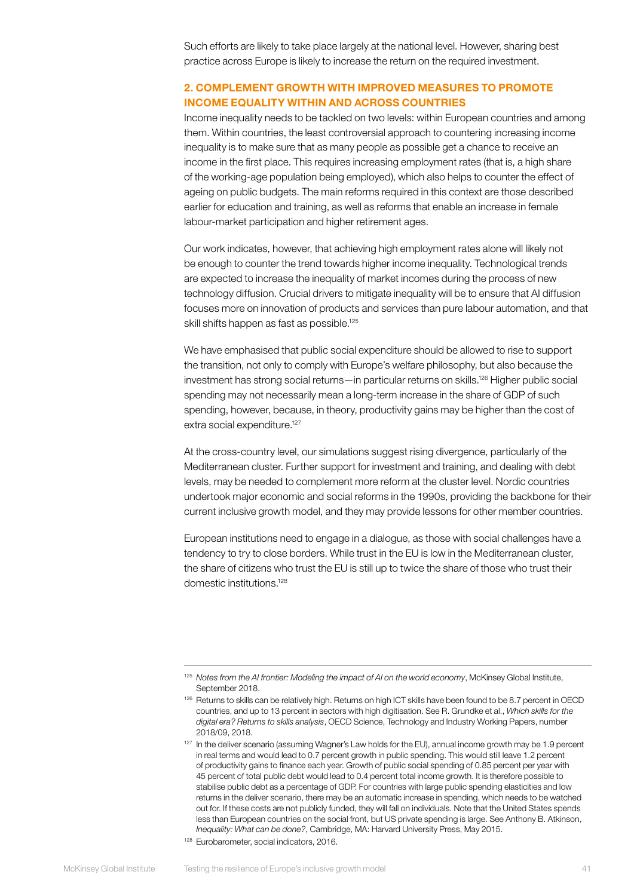Such efforts are likely to take place largely at the national level. However, sharing best practice across Europe is likely to increase the return on the required investment.

### 2. COMPLEMENT GROWTH WITH IMPROVED MEASURES TO PROMOTE INCOME EQUALITY WITHIN AND ACROSS COUNTRIES

Income inequality needs to be tackled on two levels: within European countries and among them. Within countries, the least controversial approach to countering increasing income inequality is to make sure that as many people as possible get a chance to receive an income in the first place. This requires increasing employment rates (that is, a high share of the working-age population being employed), which also helps to counter the effect of ageing on public budgets. The main reforms required in this context are those described earlier for education and training, as well as reforms that enable an increase in female labour-market participation and higher retirement ages.

Our work indicates, however, that achieving high employment rates alone will likely not be enough to counter the trend towards higher income inequality. Technological trends are expected to increase the inequality of market incomes during the process of new technology diffusion. Crucial drivers to mitigate inequality will be to ensure that AI diffusion focuses more on innovation of products and services than pure labour automation, and that skill shifts happen as fast as possible.[125]

We have emphasised that public social expenditure should be allowed to rise to support the transition, not only to comply with Europe's welfare philosophy, but also because the investment has strong social returns—in particular returns on skills.[126] Higher public social spending may not necessarily mean a long-term increase in the share of GDP of such spending, however, because, in theory, productivity gains may be higher than the cost of extra social expenditure.[127]

At the cross-country level, our simulations suggest rising divergence, particularly of the Mediterranean cluster. Further support for investment and training, and dealing with debt levels, may be needed to complement more reform at the cluster level. Nordic countries undertook major economic and social reforms in the 1990s, providing the backbone for their current inclusive growth model, and they may provide lessons for other member countries.

European institutions need to engage in a dialogue, as those with social challenges have a tendency to try to close borders. While trust in the EU is low in the Mediterranean cluster, the share of citizens who trust the EU is still up to twice the share of those who trust their domestic institutions.[128]

---

[125] *Notes from the AI frontier: Modeling the impact of AI on the world economy*, McKinsey Global Institute, September 2018.

[126] Returns to skills can be relatively high. Returns on high ICT skills have been found to be 8.7 percent in OECD countries, and up to 13 percent in sectors with high digitisation. See R. Grundke et al., *Which skills for the digital era? Returns to skills analysis*, OECD Science, Technology and Industry Working Papers, number 2018/09, 2018.

[127] In the deliver scenario (assuming Wagner's Law holds for the EU), annual income growth may be 1.9 percent in real terms and would lead to 0.7 percent growth in public spending. This would still leave 1.2 percent of productivity gains to finance each year. Growth of public social spending of 0.85 percent per year with 45 percent of total public debt would lead to 0.4 percent total income growth. It is therefore possible to stabilise public debt as a percentage of GDP. For countries with large public spending elasticities and low returns in the deliver scenario, there may be an automatic increase in spending, which needs to be watched out for. If these costs are not publicly funded, they will fall on individuals. Note that the United States spends less than European countries on the social front, but US private spending is large. See Anthony B. Atkinson, *Inequality: What can be done?*, Cambridge, MA: Harvard University Press, May 2015.

[128] Eurobarometer, social indicators, 2016.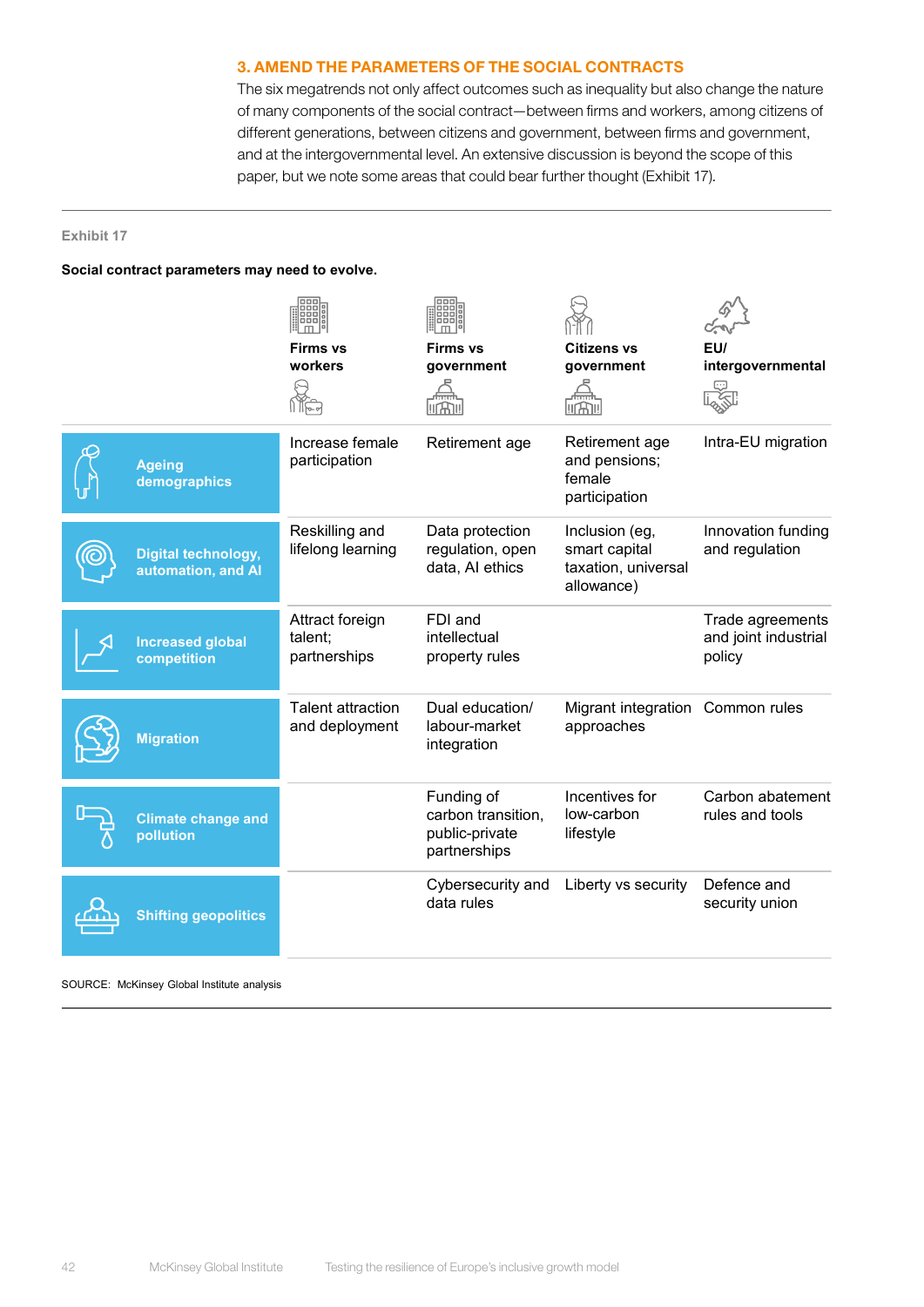### 3. AMEND THE PARAMETERS OF THE SOCIAL CONTRACTS

The six megatrends not only affect outcomes such as inequality but also change the nature of many components of the social contract—between firms and workers, among citizens of different generations, between citizens and government, between firms and government, and at the intergovernmental level. An extensive discussion is beyond the scope of this paper, but we note some areas that could bear further thought (Exhibit 17).

Exhibit 17

**Social contract parameters may need to evolve.**

| | **Firms vs workers** | **Firms vs government** | **Citizens vs government** | **EU/ intergovernmental** |
|---|---|---|---|---|
| **Ageing demographics** | Increase female participation | Retirement age | Retirement age and pensions; female participation | Intra-EU migration |
| **Digital technology, automation, and AI** | Reskilling and lifelong learning | Data protection regulation, open data, AI ethics | Inclusion (eg, smart capital taxation, universal allowance) | Innovation funding and regulation |
| **Increased global competition** | Attract foreign talent; partnerships | FDI and intellectual property rules | | Trade agreements and joint industrial policy |
| **Migration** | Talent attraction and deployment | Dual education/ labour-market integration | Migrant integration approaches | Common rules |
| **Climate change and pollution** | | Funding of carbon transition, public-private partnerships | Incentives for low-carbon lifestyle | Carbon abatement rules and tools |
| **Shifting geopolitics** | | Cybersecurity and data rules | Liberty vs security | Defence and security union |

SOURCE: McKinsey Global Institute analysis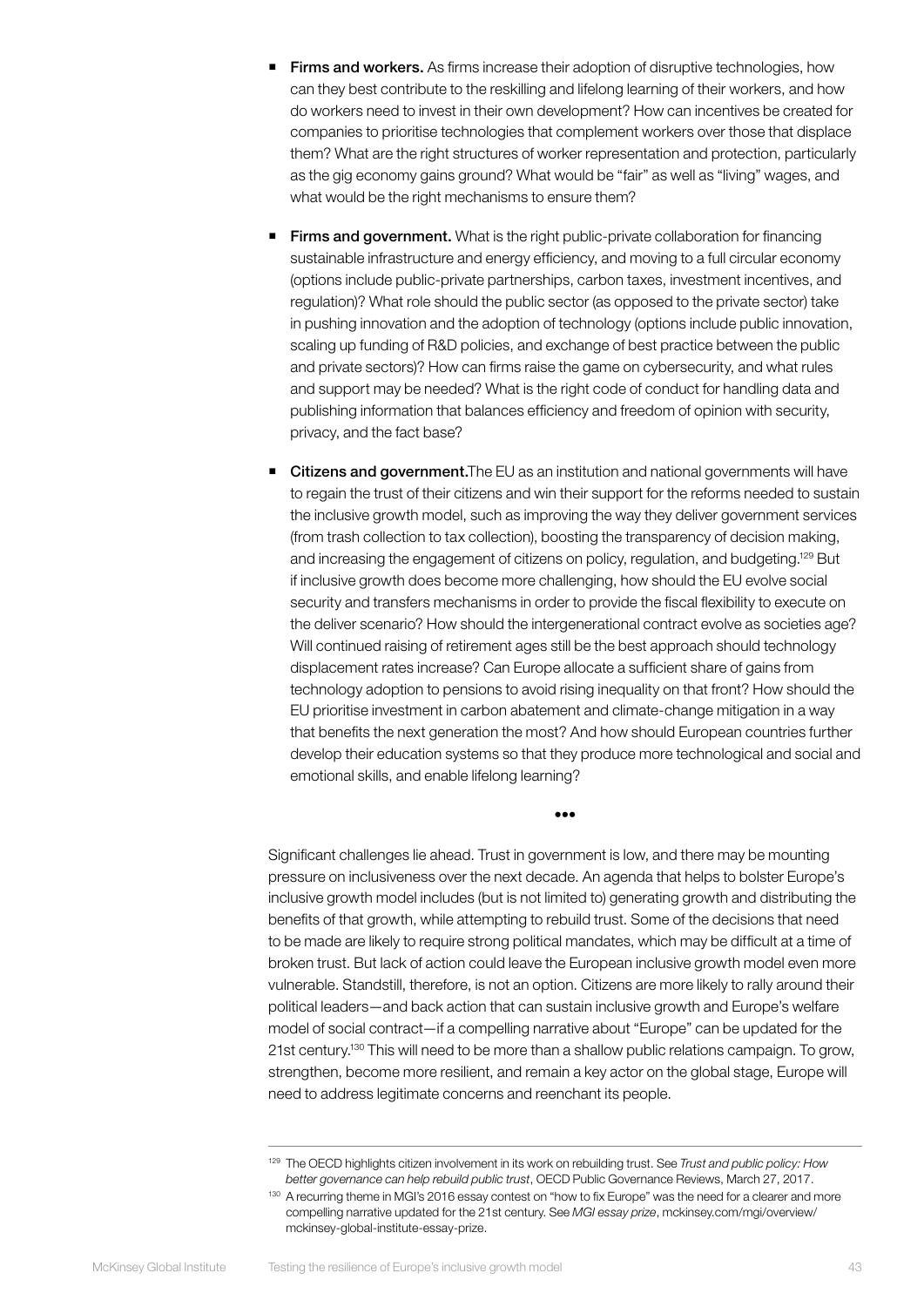- **Firms and workers.** As firms increase their adoption of disruptive technologies, how can they best contribute to the reskilling and lifelong learning of their workers, and how do workers need to invest in their own development? How can incentives be created for companies to prioritise technologies that complement workers over those that displace them? What are the right structures of worker representation and protection, particularly as the gig economy gains ground? What would be "fair" as well as "living" wages, and what would be the right mechanisms to ensure them?

- **Firms and government.** What is the right public-private collaboration for financing sustainable infrastructure and energy efficiency, and moving to a full circular economy (options include public-private partnerships, carbon taxes, investment incentives, and regulation)? What role should the public sector (as opposed to the private sector) take in pushing innovation and the adoption of technology (options include public innovation, scaling up funding of R&D policies, and exchange of best practice between the public and private sectors)? How can firms raise the game on cybersecurity, and what rules and support may be needed? What is the right code of conduct for handling data and publishing information that balances efficiency and freedom of opinion with security, privacy, and the fact base?

- **Citizens and government.** The EU as an institution and national governments will have to regain the trust of their citizens and win their support for the reforms needed to sustain the inclusive growth model, such as improving the way they deliver government services (from trash collection to tax collection), boosting the transparency of decision making, and increasing the engagement of citizens on policy, regulation, and budgeting.[129] But if inclusive growth does become more challenging, how should the EU evolve social security and transfers mechanisms in order to provide the fiscal flexibility to execute on the deliver scenario? How should the intergenerational contract evolve as societies age? Will continued raising of retirement ages still be the best approach should technology displacement rates increase? Can Europe allocate a sufficient share of gains from technology adoption to pensions to avoid rising inequality on that front? How should the EU prioritise investment in carbon abatement and climate-change mitigation in a way that benefits the next generation the most? And how should European countries further develop their education systems so that they produce more technological and social and emotional skills, and enable lifelong learning?

•••

Significant challenges lie ahead. Trust in government is low, and there may be mounting pressure on inclusiveness over the next decade. An agenda that helps to bolster Europe's inclusive growth model includes (but is not limited to) generating growth and distributing the benefits of that growth, while attempting to rebuild trust. Some of the decisions that need to be made are likely to require strong political mandates, which may be difficult at a time of broken trust. But lack of action could leave the European inclusive growth model even more vulnerable. Standstill, therefore, is not an option. Citizens are more likely to rally around their political leaders—and back action that can sustain inclusive growth and Europe's welfare model of social contract—if a compelling narrative about "Europe" can be updated for the 21st century.[130] This will need to be more than a shallow public relations campaign. To grow, strengthen, become more resilient, and remain a key actor on the global stage, Europe will need to address legitimate concerns and reenchant its people.

---

[129] The OECD highlights citizen involvement in its work on rebuilding trust. See *Trust and public policy: How better governance can help rebuild public trust*, OECD Public Governance Reviews, March 27, 2017.

[130] A recurring theme in MGI's 2016 essay contest on "how to fix Europe" was the need for a clearer and more compelling narrative updated for the 21st century. See *MGI essay prize*, mckinsey.com/mgi/overview/mckinsey-global-institute-essay-prize.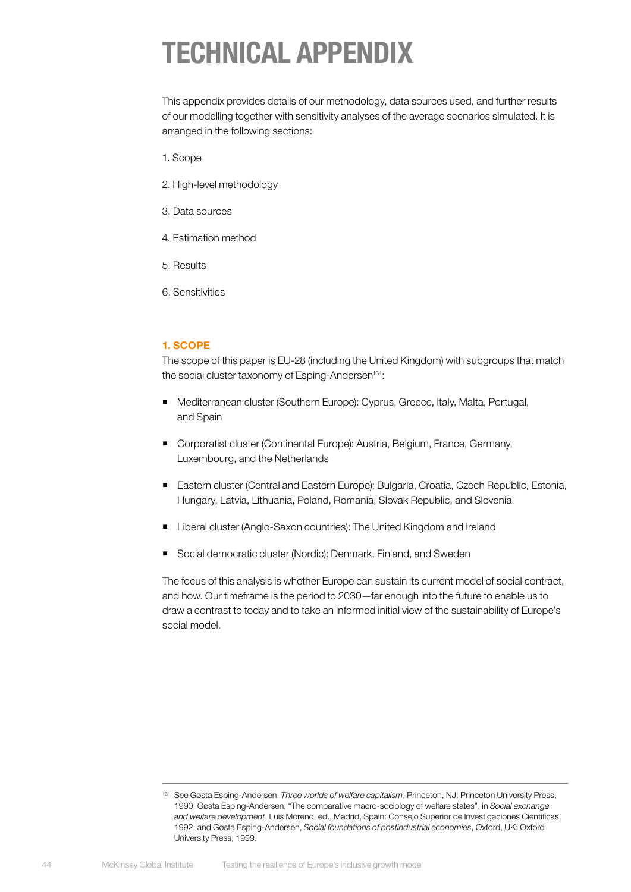# TECHNICAL APPENDIX

This appendix provides details of our methodology, data sources used, and further results of our modelling together with sensitivity analyses of the average scenarios simulated. It is arranged in the following sections:

1. Scope

2. High-level methodology

3. Data sources

4. Estimation method

5. Results

6. Sensitivities

## 1. SCOPE

The scope of this paper is EU-28 (including the United Kingdom) with subgroups that match the social cluster taxonomy of Esping-Andersen[131]:

- Mediterranean cluster (Southern Europe): Cyprus, Greece, Italy, Malta, Portugal, and Spain
- Corporatist cluster (Continental Europe): Austria, Belgium, France, Germany, Luxembourg, and the Netherlands
- Eastern cluster (Central and Eastern Europe): Bulgaria, Croatia, Czech Republic, Estonia, Hungary, Latvia, Lithuania, Poland, Romania, Slovak Republic, and Slovenia
- Liberal cluster (Anglo-Saxon countries): The United Kingdom and Ireland
- Social democratic cluster (Nordic): Denmark, Finland, and Sweden

The focus of this analysis is whether Europe can sustain its current model of social contract, and how. Our timeframe is the period to 2030—far enough into the future to enable us to draw a contrast to today and to take an informed initial view of the sustainability of Europe's social model.

---

[131] See Gøsta Esping-Andersen, *Three worlds of welfare capitalism*, Princeton, NJ: Princeton University Press, 1990; Gøsta Esping-Andersen, "The comparative macro-sociology of welfare states", in *Social exchange and welfare development*, Luis Moreno, ed., Madrid, Spain: Consejo Superior de Investigaciones Científicas, 1992; and Gøsta Esping-Andersen, *Social foundations of postindustrial economies*, Oxford, UK: Oxford University Press, 1999.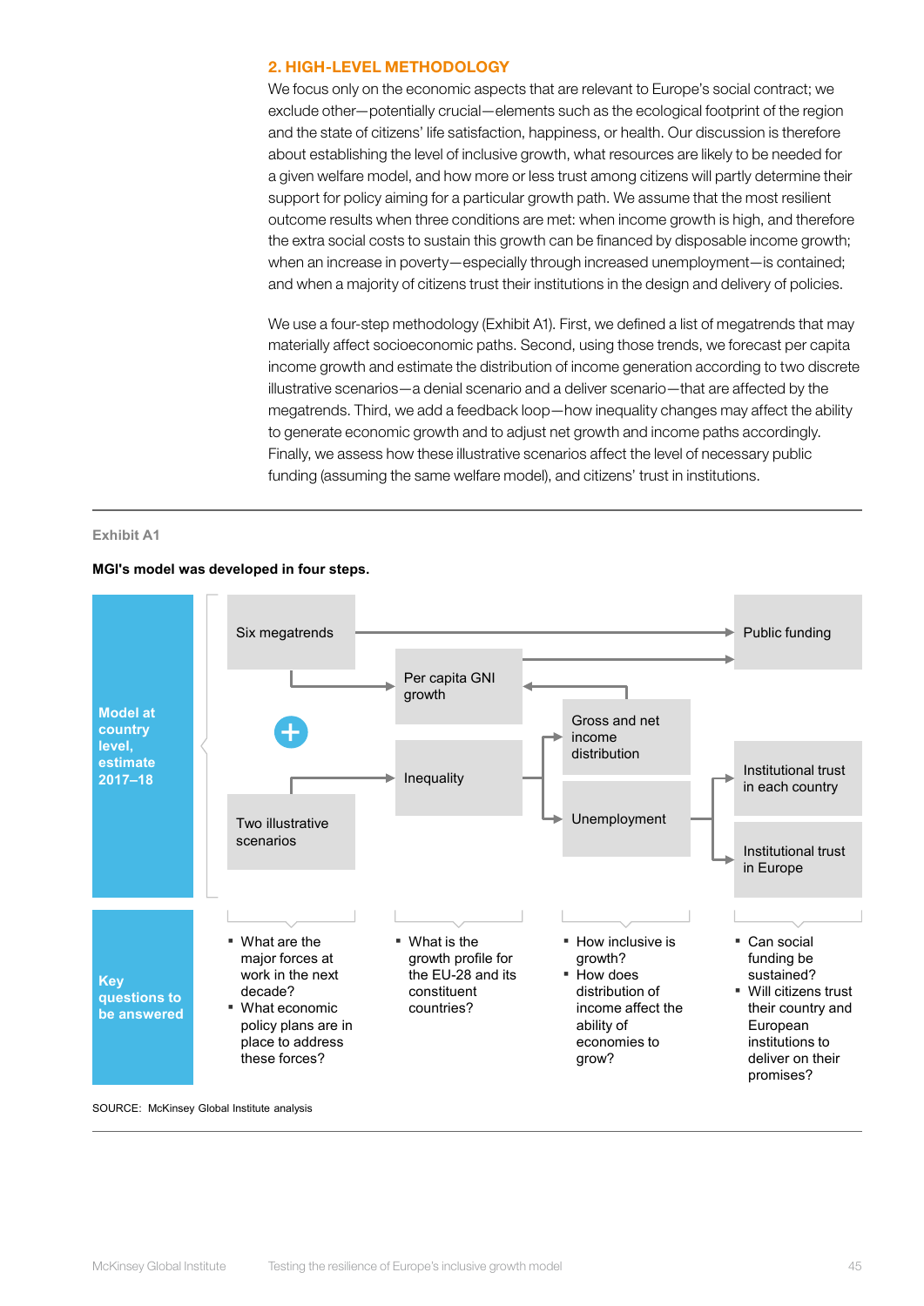## 2. HIGH-LEVEL METHODOLOGY

We focus only on the economic aspects that are relevant to Europe's social contract; we exclude other—potentially crucial—elements such as the ecological footprint of the region and the state of citizens' life satisfaction, happiness, or health. Our discussion is therefore about establishing the level of inclusive growth, what resources are likely to be needed for a given welfare model, and how more or less trust among citizens will partly determine their support for policy aiming for a particular growth path. We assume that the most resilient outcome results when three conditions are met: when income growth is high, and therefore the extra social costs to sustain this growth can be financed by disposable income growth; when an increase in poverty—especially through increased unemployment—is contained; and when a majority of citizens trust their institutions in the design and delivery of policies.

We use a four-step methodology (Exhibit A1). First, we defined a list of megatrends that may materially affect socioeconomic paths. Second, using those trends, we forecast per capita income growth and estimate the distribution of income generation according to two discrete illustrative scenarios—a denial scenario and a deliver scenario—that are affected by the megatrends. Third, we add a feedback loop—how inequality changes may affect the ability to generate economic growth and to adjust net growth and income paths accordingly. Finally, we assess how these illustrative scenarios affect the level of necessary public funding (assuming the same welfare model), and citizens' trust in institutions.

Exhibit A1

**MGI's model was developed in four steps.**

**Model at country level, estimate 2017–18**

- Six megatrends + Two illustrative scenarios
- Per capita GNI growth; Inequality
- Gross and net income distribution; Unemployment
- Public funding; Institutional trust in each country; Institutional trust in Europe

**Key questions to be answered**

| Six megatrends / Two illustrative scenarios | Per capita GNI growth / Inequality | Gross and net income distribution / Unemployment | Public funding / Institutional trust |
|---|---|---|---|
| ▪ What are the major forces at work in the next decade?<br>▪ What economic policy plans are in place to address these forces? | ▪ What is the growth profile for the EU-28 and its constituent countries? | ▪ How inclusive is growth?<br>▪ How does distribution of income affect the ability of economies to grow? | ▪ Can social funding be sustained?<br>▪ Will citizens trust their country and European institutions to deliver on their promises? |

SOURCE: McKinsey Global Institute analysis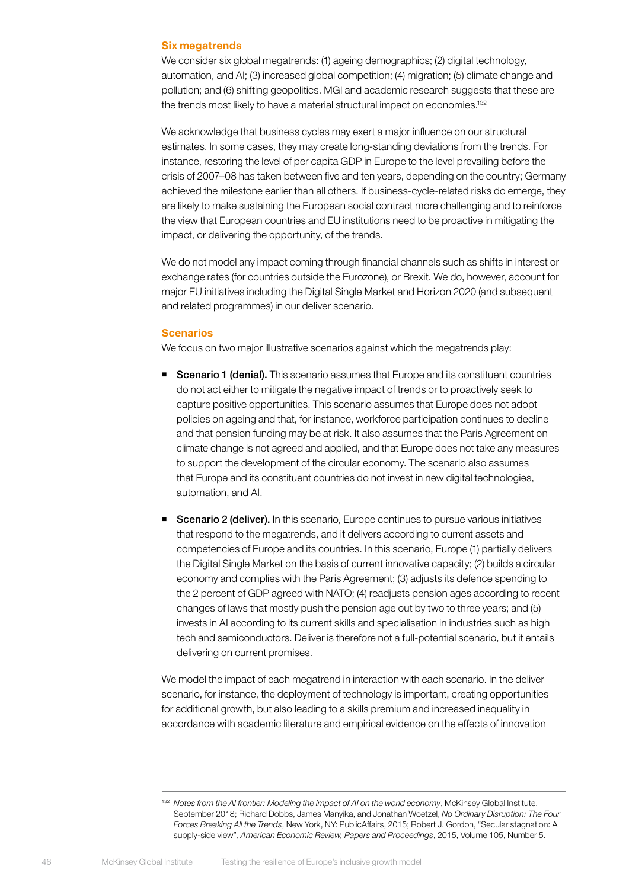### Six megatrends

We consider six global megatrends: (1) ageing demographics; (2) digital technology, automation, and AI; (3) increased global competition; (4) migration; (5) climate change and pollution; and (6) shifting geopolitics. MGI and academic research suggests that these are the trends most likely to have a material structural impact on economies.[132]

We acknowledge that business cycles may exert a major influence on our structural estimates. In some cases, they may create long-standing deviations from the trends. For instance, restoring the level of per capita GDP in Europe to the level prevailing before the crisis of 2007–08 has taken between five and ten years, depending on the country; Germany achieved the milestone earlier than all others. If business-cycle-related risks do emerge, they are likely to make sustaining the European social contract more challenging and to reinforce the view that European countries and EU institutions need to be proactive in mitigating the impact, or delivering the opportunity, of the trends.

We do not model any impact coming through financial channels such as shifts in interest or exchange rates (for countries outside the Eurozone), or Brexit. We do, however, account for major EU initiatives including the Digital Single Market and Horizon 2020 (and subsequent and related programmes) in our deliver scenario.

### Scenarios

We focus on two major illustrative scenarios against which the megatrends play:

- **Scenario 1 (denial).** This scenario assumes that Europe and its constituent countries do not act either to mitigate the negative impact of trends or to proactively seek to capture positive opportunities. This scenario assumes that Europe does not adopt policies on ageing and that, for instance, workforce participation continues to decline and that pension funding may be at risk. It also assumes that the Paris Agreement on climate change is not agreed and applied, and that Europe does not take any measures to support the development of the circular economy. The scenario also assumes that Europe and its constituent countries do not invest in new digital technologies, automation, and AI.

- **Scenario 2 (deliver).** In this scenario, Europe continues to pursue various initiatives that respond to the megatrends, and it delivers according to current assets and competencies of Europe and its countries. In this scenario, Europe (1) partially delivers the Digital Single Market on the basis of current innovative capacity; (2) builds a circular economy and complies with the Paris Agreement; (3) adjusts its defence spending to the 2 percent of GDP agreed with NATO; (4) readjusts pension ages according to recent changes of laws that mostly push the pension age out by two to three years; and (5) invests in AI according to its current skills and specialisation in industries such as high tech and semiconductors. Deliver is therefore not a full-potential scenario, but it entails delivering on current promises.

We model the impact of each megatrend in interaction with each scenario. In the deliver scenario, for instance, the deployment of technology is important, creating opportunities for additional growth, but also leading to a skills premium and increased inequality in accordance with academic literature and empirical evidence on the effects of innovation

---

[132] *Notes from the AI frontier: Modeling the impact of AI on the world economy*, McKinsey Global Institute, September 2018; Richard Dobbs, James Manyika, and Jonathan Woetzel, *No Ordinary Disruption: The Four Forces Breaking All the Trends*, New York, NY: PublicAffairs, 2015; Robert J. Gordon, "Secular stagnation: A supply-side view", *American Economic Review, Papers and Proceedings*, 2015, Volume 105, Number 5.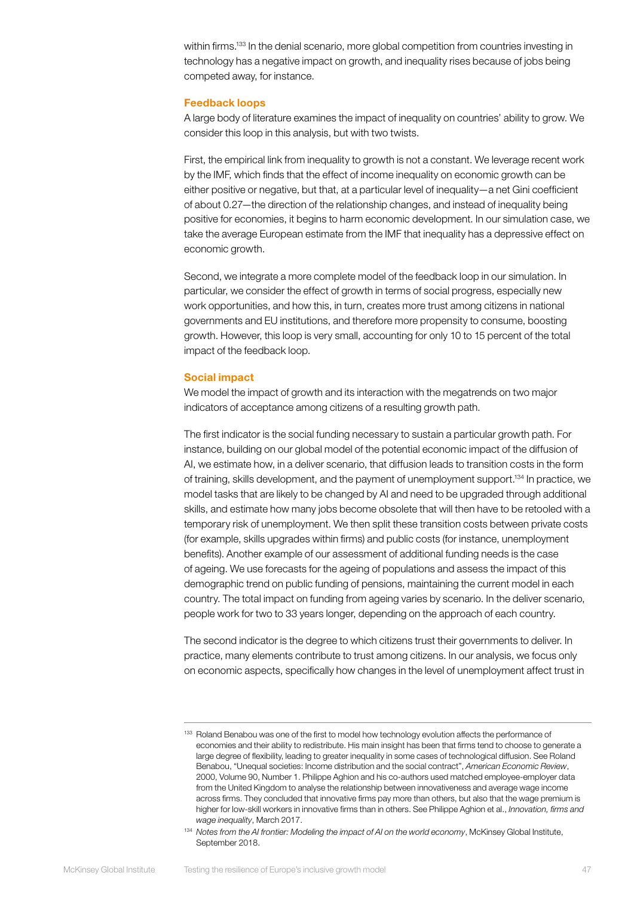within firms.[133] In the denial scenario, more global competition from countries investing in technology has a negative impact on growth, and inequality rises because of jobs being competed away, for instance.

### Feedback loops

A large body of literature examines the impact of inequality on countries' ability to grow. We consider this loop in this analysis, but with two twists.

First, the empirical link from inequality to growth is not a constant. We leverage recent work by the IMF, which finds that the effect of income inequality on economic growth can be either positive or negative, but that, at a particular level of inequality—a net Gini coefficient of about 0.27—the direction of the relationship changes, and instead of inequality being positive for economies, it begins to harm economic development. In our simulation case, we take the average European estimate from the IMF that inequality has a depressive effect on economic growth.

Second, we integrate a more complete model of the feedback loop in our simulation. In particular, we consider the effect of growth in terms of social progress, especially new work opportunities, and how this, in turn, creates more trust among citizens in national governments and EU institutions, and therefore more propensity to consume, boosting growth. However, this loop is very small, accounting for only 10 to 15 percent of the total impact of the feedback loop.

### Social impact

We model the impact of growth and its interaction with the megatrends on two major indicators of acceptance among citizens of a resulting growth path.

The first indicator is the social funding necessary to sustain a particular growth path. For instance, building on our global model of the potential economic impact of the diffusion of AI, we estimate how, in a deliver scenario, that diffusion leads to transition costs in the form of training, skills development, and the payment of unemployment support.[134] In practice, we model tasks that are likely to be changed by AI and need to be upgraded through additional skills, and estimate how many jobs become obsolete that will then have to be retooled with a temporary risk of unemployment. We then split these transition costs between private costs (for example, skills upgrades within firms) and public costs (for instance, unemployment benefits). Another example of our assessment of additional funding needs is the case of ageing. We use forecasts for the ageing of populations and assess the impact of this demographic trend on public funding of pensions, maintaining the current model in each country. The total impact on funding from ageing varies by scenario. In the deliver scenario, people work for two to 33 years longer, depending on the approach of each country.

The second indicator is the degree to which citizens trust their governments to deliver. In practice, many elements contribute to trust among citizens. In our analysis, we focus only on economic aspects, specifically how changes in the level of unemployment affect trust in

---

[133] Roland Benabou was one of the first to model how technology evolution affects the performance of economies and their ability to redistribute. His main insight has been that firms tend to choose to generate a large degree of flexibility, leading to greater inequality in some cases of technological diffusion. See Roland Benabou, "Unequal societies: Income distribution and the social contract", *American Economic Review*, 2000, Volume 90, Number 1. Philippe Aghion and his co-authors used matched employee-employer data from the United Kingdom to analyse the relationship between innovativeness and average wage income across firms. They concluded that innovative firms pay more than others, but also that the wage premium is higher for low-skill workers in innovative firms than in others. See Philippe Aghion et al., *Innovation, firms and wage inequality*, March 2017.

[134] *Notes from the AI frontier: Modeling the impact of AI on the world economy*, McKinsey Global Institute, September 2018.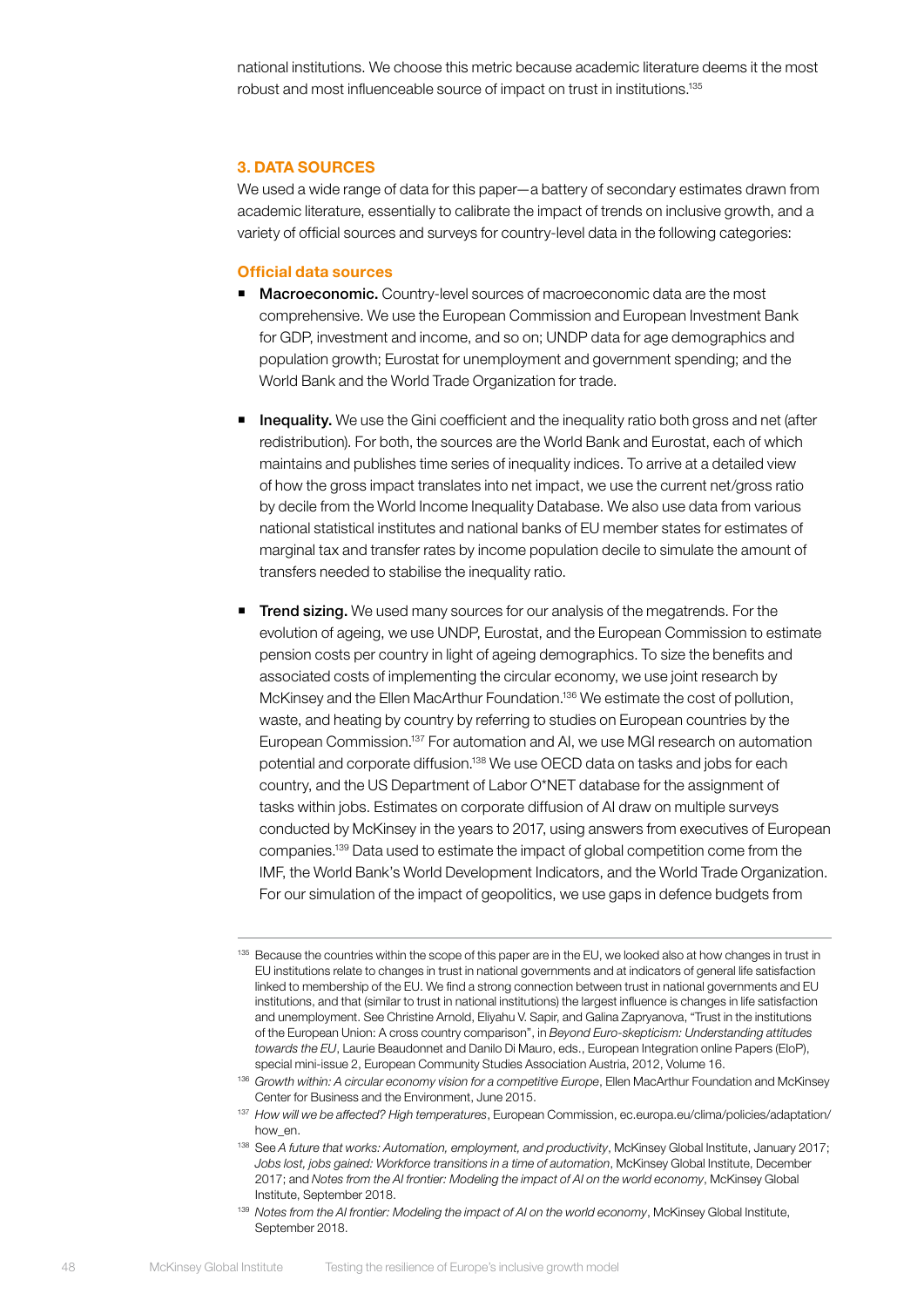national institutions. We choose this metric because academic literature deems it the most robust and most influenceable source of impact on trust in institutions.[135]

### 3. DATA SOURCES

We used a wide range of data for this paper—a battery of secondary estimates drawn from academic literature, essentially to calibrate the impact of trends on inclusive growth, and a variety of official sources and surveys for country-level data in the following categories:

#### Official data sources

- **Macroeconomic.** Country-level sources of macroeconomic data are the most comprehensive. We use the European Commission and European Investment Bank for GDP, investment and income, and so on; UNDP data for age demographics and population growth; Eurostat for unemployment and government spending; and the World Bank and the World Trade Organization for trade.

- **Inequality.** We use the Gini coefficient and the inequality ratio both gross and net (after redistribution). For both, the sources are the World Bank and Eurostat, each of which maintains and publishes time series of inequality indices. To arrive at a detailed view of how the gross impact translates into net impact, we use the current net/gross ratio by decile from the World Income Inequality Database. We also use data from various national statistical institutes and national banks of EU member states for estimates of marginal tax and transfer rates by income population decile to simulate the amount of transfers needed to stabilise the inequality ratio.

- **Trend sizing.** We used many sources for our analysis of the megatrends. For the evolution of ageing, we use UNDP, Eurostat, and the European Commission to estimate pension costs per country in light of ageing demographics. To size the benefits and associated costs of implementing the circular economy, we use joint research by McKinsey and the Ellen MacArthur Foundation.[136] We estimate the cost of pollution, waste, and heating by country by referring to studies on European countries by the European Commission.[137] For automation and AI, we use MGI research on automation potential and corporate diffusion.[138] We use OECD data on tasks and jobs for each country, and the US Department of Labor O*NET database for the assignment of tasks within jobs. Estimates on corporate diffusion of AI draw on multiple surveys conducted by McKinsey in the years to 2017, using answers from executives of European companies.[139] Data used to estimate the impact of global competition come from the IMF, the World Bank's World Development Indicators, and the World Trade Organization. For our simulation of the impact of geopolitics, we use gaps in defence budgets from

---

[135] Because the countries within the scope of this paper are in the EU, we looked also at how changes in trust in EU institutions relate to changes in trust in national governments and at indicators of general life satisfaction linked to membership of the EU. We find a strong connection between trust in national governments and EU institutions, and that (similar to trust in national institutions) the largest influence is changes in life satisfaction and unemployment. See Christine Arnold, Eliyahu V. Sapir, and Galina Zapryanova, "Trust in the institutions of the European Union: A cross country comparison", in *Beyond Euro-skepticism: Understanding attitudes towards the EU*, Laurie Beaudonnet and Danilo Di Mauro, eds., European Integration online Papers (EIoP), special mini-issue 2, European Community Studies Association Austria, 2012, Volume 16.

[136] *Growth within: A circular economy vision for a competitive Europe*, Ellen MacArthur Foundation and McKinsey Center for Business and the Environment, June 2015.

[137] *How will we be affected? High temperatures*, European Commission, ec.europa.eu/clima/policies/adaptation/how_en.

[138] See *A future that works: Automation, employment, and productivity*, McKinsey Global Institute, January 2017; *Jobs lost, jobs gained: Workforce transitions in a time of automation*, McKinsey Global Institute, December 2017; and *Notes from the AI frontier: Modeling the impact of AI on the world economy*, McKinsey Global Institute, September 2018.

[139] *Notes from the AI frontier: Modeling the impact of AI on the world economy*, McKinsey Global Institute, September 2018.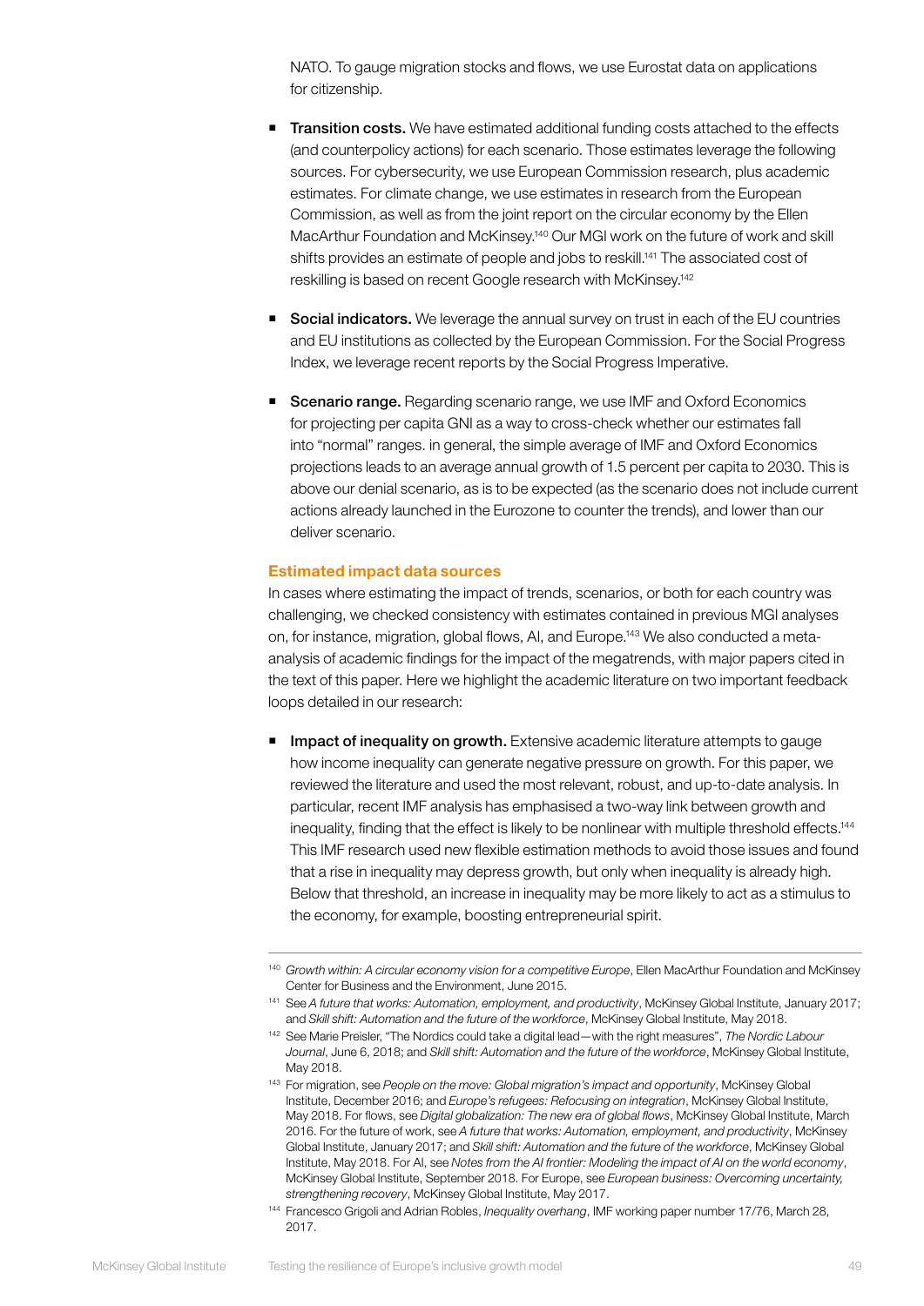NATO. To gauge migration stocks and flows, we use Eurostat data on applications for citizenship.

- **Transition costs.** We have estimated additional funding costs attached to the effects (and counterpolicy actions) for each scenario. Those estimates leverage the following sources. For cybersecurity, we use European Commission research, plus academic estimates. For climate change, we use estimates in research from the European Commission, as well as from the joint report on the circular economy by the Ellen MacArthur Foundation and McKinsey.[140] Our MGI work on the future of work and skill shifts provides an estimate of people and jobs to reskill.[141] The associated cost of reskilling is based on recent Google research with McKinsey.[142]

- **Social indicators.** We leverage the annual survey on trust in each of the EU countries and EU institutions as collected by the European Commission. For the Social Progress Index, we leverage recent reports by the Social Progress Imperative.

- **Scenario range.** Regarding scenario range, we use IMF and Oxford Economics for projecting per capita GNI as a way to cross-check whether our estimates fall into "normal" ranges. in general, the simple average of IMF and Oxford Economics projections leads to an average annual growth of 1.5 percent per capita to 2030. This is above our denial scenario, as is to be expected (as the scenario does not include current actions already launched in the Eurozone to counter the trends), and lower than our deliver scenario.

### Estimated impact data sources

In cases where estimating the impact of trends, scenarios, or both for each country was challenging, we checked consistency with estimates contained in previous MGI analyses on, for instance, migration, global flows, AI, and Europe.[143] We also conducted a meta-analysis of academic findings for the impact of the megatrends, with major papers cited in the text of this paper. Here we highlight the academic literature on two important feedback loops detailed in our research:

- **Impact of inequality on growth.** Extensive academic literature attempts to gauge how income inequality can generate negative pressure on growth. For this paper, we reviewed the literature and used the most relevant, robust, and up-to-date analysis. In particular, recent IMF analysis has emphasised a two-way link between growth and inequality, finding that the effect is likely to be nonlinear with multiple threshold effects.[144] This IMF research used new flexible estimation methods to avoid those issues and found that a rise in inequality may depress growth, but only when inequality is already high. Below that threshold, an increase in inequality may be more likely to act as a stimulus to the economy, for example, boosting entrepreneurial spirit.

---

[140] *Growth within: A circular economy vision for a competitive Europe*, Ellen MacArthur Foundation and McKinsey Center for Business and the Environment, June 2015.

[141] See *A future that works: Automation, employment, and productivity*, McKinsey Global Institute, January 2017; and *Skill shift: Automation and the future of the workforce*, McKinsey Global Institute, May 2018.

[142] See Marie Preisler, "The Nordics could take a digital lead—with the right measures", *The Nordic Labour Journal*, June 6, 2018; and *Skill shift: Automation and the future of the workforce*, McKinsey Global Institute, May 2018.

[143] For migration, see *People on the move: Global migration's impact and opportunity*, McKinsey Global Institute, December 2016; and *Europe's refugees: Refocusing on integration*, McKinsey Global Institute, May 2018. For flows, see *Digital globalization: The new era of global flows*, McKinsey Global Institute, March 2016. For the future of work, see *A future that works: Automation, employment, and productivity*, McKinsey Global Institute, January 2017; and *Skill shift: Automation and the future of the workforce*, McKinsey Global Institute, May 2018. For AI, see *Notes from the AI frontier: Modeling the impact of AI on the world economy*, McKinsey Global Institute, September 2018. For Europe, see *European business: Overcoming uncertainty, strengthening recovery*, McKinsey Global Institute, May 2017.

[144] Francesco Grigoli and Adrian Robles, *Inequality overhang*, IMF working paper number 17/76, March 28, 2017.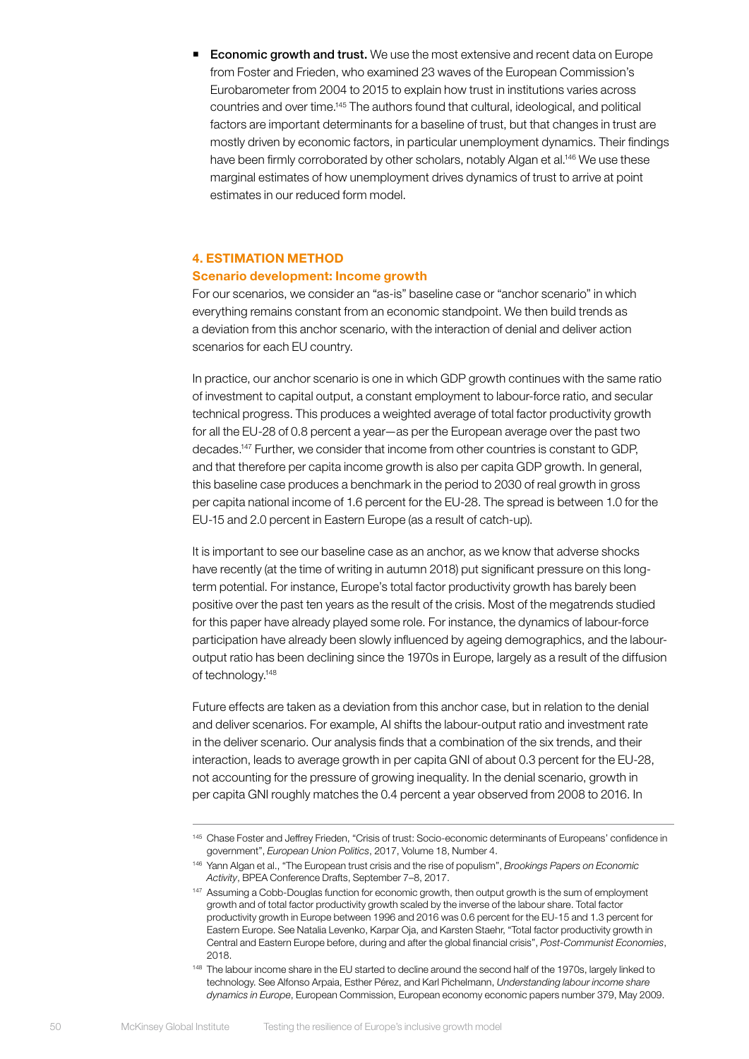- **Economic growth and trust.** We use the most extensive and recent data on Europe from Foster and Frieden, who examined 23 waves of the European Commission's Eurobarometer from 2004 to 2015 to explain how trust in institutions varies across countries and over time.[145] The authors found that cultural, ideological, and political factors are important determinants for a baseline of trust, but that changes in trust are mostly driven by economic factors, in particular unemployment dynamics. Their findings have been firmly corroborated by other scholars, notably Algan et al.[146] We use these marginal estimates of how unemployment drives dynamics of trust to arrive at point estimates in our reduced form model.

## 4. ESTIMATION METHOD

### Scenario development: Income growth

For our scenarios, we consider an "as-is" baseline case or "anchor scenario" in which everything remains constant from an economic standpoint. We then build trends as a deviation from this anchor scenario, with the interaction of denial and deliver action scenarios for each EU country.

In practice, our anchor scenario is one in which GDP growth continues with the same ratio of investment to capital output, a constant employment to labour-force ratio, and secular technical progress. This produces a weighted average of total factor productivity growth for all the EU-28 of 0.8 percent a year—as per the European average over the past two decades.[147] Further, we consider that income from other countries is constant to GDP, and that therefore per capita income growth is also per capita GDP growth. In general, this baseline case produces a benchmark in the period to 2030 of real growth in gross per capita national income of 1.6 percent for the EU-28. The spread is between 1.0 for the EU-15 and 2.0 percent in Eastern Europe (as a result of catch-up).

It is important to see our baseline case as an anchor, as we know that adverse shocks have recently (at the time of writing in autumn 2018) put significant pressure on this long-term potential. For instance, Europe's total factor productivity growth has barely been positive over the past ten years as the result of the crisis. Most of the megatrends studied for this paper have already played some role. For instance, the dynamics of labour-force participation have already been slowly influenced by ageing demographics, and the labour-output ratio has been declining since the 1970s in Europe, largely as a result of the diffusion of technology.[148]

Future effects are taken as a deviation from this anchor case, but in relation to the denial and deliver scenarios. For example, AI shifts the labour-output ratio and investment rate in the deliver scenario. Our analysis finds that a combination of the six trends, and their interaction, leads to average growth in per capita GNI of about 0.3 percent for the EU-28, not accounting for the pressure of growing inequality. In the denial scenario, growth in per capita GNI roughly matches the 0.4 percent a year observed from 2008 to 2016. In

---

[145] Chase Foster and Jeffrey Frieden, "Crisis of trust: Socio-economic determinants of Europeans' confidence in government", *European Union Politics*, 2017, Volume 18, Number 4.

[146] Yann Algan et al., "The European trust crisis and the rise of populism", *Brookings Papers on Economic Activity*, BPEA Conference Drafts, September 7–8, 2017.

[147] Assuming a Cobb-Douglas function for economic growth, then output growth is the sum of employment growth and of total factor productivity growth scaled by the inverse of the labour share. Total factor productivity growth in Europe between 1996 and 2016 was 0.6 percent for the EU-15 and 1.3 percent for Eastern Europe. See Natalia Levenko, Karpar Oja, and Karsten Staehr, "Total factor productivity growth in Central and Eastern Europe before, during and after the global financial crisis", *Post-Communist Economies*, 2018.

[148] The labour income share in the EU started to decline around the second half of the 1970s, largely linked to technology. See Alfonso Arpaia, Esther Pérez, and Karl Pichelmann, *Understanding labour income share dynamics in Europe*, European Commission, European economy economic papers number 379, May 2009.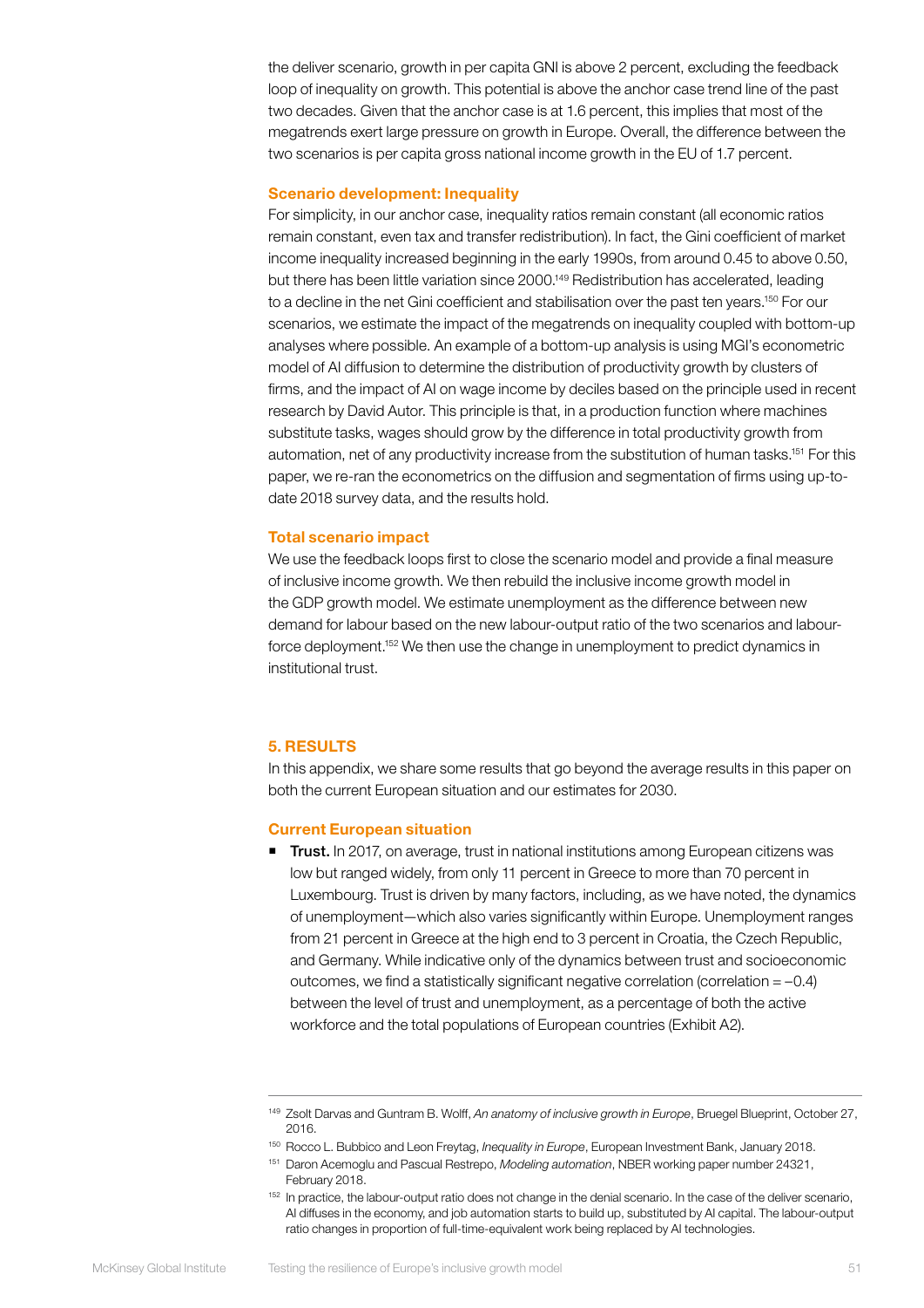the deliver scenario, growth in per capita GNI is above 2 percent, excluding the feedback loop of inequality on growth. This potential is above the anchor case trend line of the past two decades. Given that the anchor case is at 1.6 percent, this implies that most of the megatrends exert large pressure on growth in Europe. Overall, the difference between the two scenarios is per capita gross national income growth in the EU of 1.7 percent.

### Scenario development: Inequality

For simplicity, in our anchor case, inequality ratios remain constant (all economic ratios remain constant, even tax and transfer redistribution). In fact, the Gini coefficient of market income inequality increased beginning in the early 1990s, from around 0.45 to above 0.50, but there has been little variation since 2000.[149] Redistribution has accelerated, leading to a decline in the net Gini coefficient and stabilisation over the past ten years.[150] For our scenarios, we estimate the impact of the megatrends on inequality coupled with bottom-up analyses where possible. An example of a bottom-up analysis is using MGI's econometric model of AI diffusion to determine the distribution of productivity growth by clusters of firms, and the impact of AI on wage income by deciles based on the principle used in recent research by David Autor. This principle is that, in a production function where machines substitute tasks, wages should grow by the difference in total productivity growth from automation, net of any productivity increase from the substitution of human tasks.[151] For this paper, we re-ran the econometrics on the diffusion and segmentation of firms using up-to-date 2018 survey data, and the results hold.

### Total scenario impact

We use the feedback loops first to close the scenario model and provide a final measure of inclusive income growth. We then rebuild the inclusive income growth model in the GDP growth model. We estimate unemployment as the difference between new demand for labour based on the new labour-output ratio of the two scenarios and labour-force deployment.[152] We then use the change in unemployment to predict dynamics in institutional trust.

## 5. RESULTS

In this appendix, we share some results that go beyond the average results in this paper on both the current European situation and our estimates for 2030.

### Current European situation

- **Trust.** In 2017, on average, trust in national institutions among European citizens was low but ranged widely, from only 11 percent in Greece to more than 70 percent in Luxembourg. Trust is driven by many factors, including, as we have noted, the dynamics of unemployment—which also varies significantly within Europe. Unemployment ranges from 21 percent in Greece at the high end to 3 percent in Croatia, the Czech Republic, and Germany. While indicative only of the dynamics between trust and socioeconomic outcomes, we find a statistically significant negative correlation (correlation = –0.4) between the level of trust and unemployment, as a percentage of both the active workforce and the total populations of European countries (Exhibit A2).

---

[149] Zsolt Darvas and Guntram B. Wolff, *An anatomy of inclusive growth in Europe*, Bruegel Blueprint, October 27, 2016.

[150] Rocco L. Bubbico and Leon Freytag, *Inequality in Europe*, European Investment Bank, January 2018.

[151] Daron Acemoglu and Pascual Restrepo, *Modeling automation*, NBER working paper number 24321, February 2018.

[152] In practice, the labour-output ratio does not change in the denial scenario. In the case of the deliver scenario, AI diffuses in the economy, and job automation starts to build up, substituted by AI capital. The labour-output ratio changes in proportion of full-time-equivalent work being replaced by AI technologies.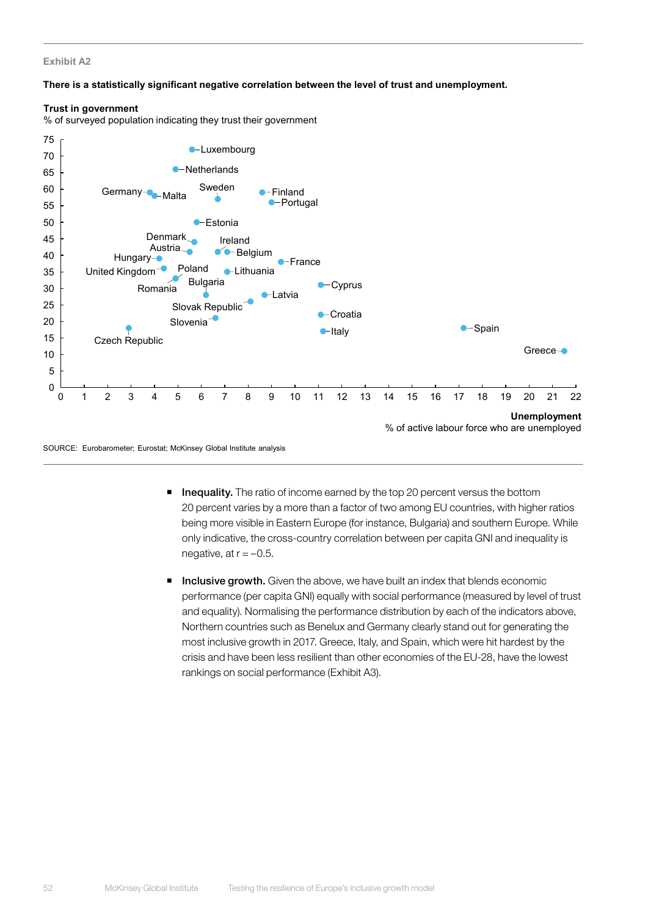Exhibit A2

**There is a statistically significant negative correlation between the level of trust and unemployment.**

**Trust in government**
% of surveyed population indicating they trust their government

Luxembourg, Netherlands, Germany, Malta, Sweden, Finland, Portugal, Estonia, Denmark, Austria, Ireland, Belgium, Hungary, France, United Kingdom, Poland, Lithuania, Bulgaria, Romania, Cyprus, Latvia, Slovak Republic, Croatia, Slovenia, Czech Republic, Italy, Spain, Greece

**Unemployment**
% of active labour force who are unemployed

SOURCE: Eurobarometer; Eurostat; McKinsey Global Institute analysis

- **Inequality.** The ratio of income earned by the top 20 percent versus the bottom 20 percent varies by a more than a factor of two among EU countries, with higher ratios being more visible in Eastern Europe (for instance, Bulgaria) and southern Europe. While only indicative, the cross-country correlation between per capita GNI and inequality is negative, at $r = -0.5$.

- **Inclusive growth.** Given the above, we have built an index that blends economic performance (per capita GNI) equally with social performance (measured by level of trust and equality). Normalising the performance distribution by each of the indicators above, Northern countries such as Benelux and Germany clearly stand out for generating the most inclusive growth in 2017. Greece, Italy, and Spain, which were hit hardest by the crisis and have been less resilient than other economies of the EU-28, have the lowest rankings on social performance (Exhibit A3).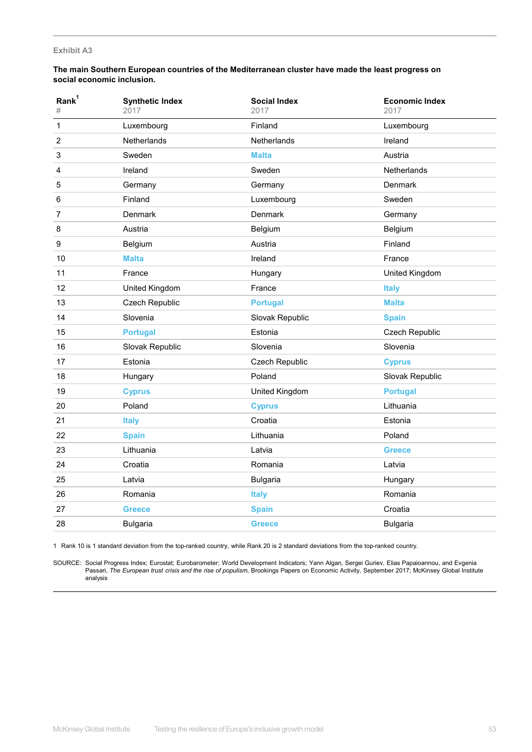Exhibit A3

**The main Southern European countries of the Mediterranean cluster have made the least progress on social economic inclusion.**

| Rank[1] # | Synthetic Index 2017 | Social Index 2017 | Economic Index 2017 |
|---|---|---|---|
| 1 | Luxembourg | Finland | Luxembourg |
| 2 | Netherlands | Netherlands | Ireland |
| 3 | Sweden | **Malta** | Austria |
| 4 | Ireland | Sweden | Netherlands |
| 5 | Germany | Germany | Denmark |
| 6 | Finland | Luxembourg | Sweden |
| 7 | Denmark | Denmark | Germany |
| 8 | Austria | Belgium | Belgium |
| 9 | Belgium | Austria | Finland |
| 10 | **Malta** | Ireland | France |
| 11 | France | Hungary | United Kingdom |
| 12 | United Kingdom | France | **Italy** |
| 13 | Czech Republic | **Portugal** | **Malta** |
| 14 | Slovenia | Slovak Republic | **Spain** |
| 15 | **Portugal** | Estonia | Czech Republic |
| 16 | Slovak Republic | Slovenia | Slovenia |
| 17 | Estonia | Czech Republic | **Cyprus** |
| 18 | Hungary | Poland | Slovak Republic |
| 19 | **Cyprus** | United Kingdom | **Portugal** |
| 20 | Poland | **Cyprus** | Lithuania |
| 21 | **Italy** | Croatia | Estonia |
| 22 | **Spain** | Lithuania | Poland |
| 23 | Lithuania | Latvia | **Greece** |
| 24 | Croatia | Romania | Latvia |
| 25 | Latvia | Bulgaria | Hungary |
| 26 | Romania | **Italy** | Romania |
| 27 | **Greece** | **Spain** | Croatia |
| 28 | Bulgaria | **Greece** | Bulgaria |

1 Rank 10 is 1 standard deviation from the top-ranked country, while Rank 20 is 2 standard deviations from the top-ranked country.

SOURCE: Social Progress Index; Eurostat; Eurobarometer; World Development Indicators; Yann Algan, Sergei Guriev, Elias Papaioannou, and Evgenia Passari, *The European trust crisis and the rise of populism*, Brookings Papers on Economic Activity, September 2017; McKinsey Global Institute analysis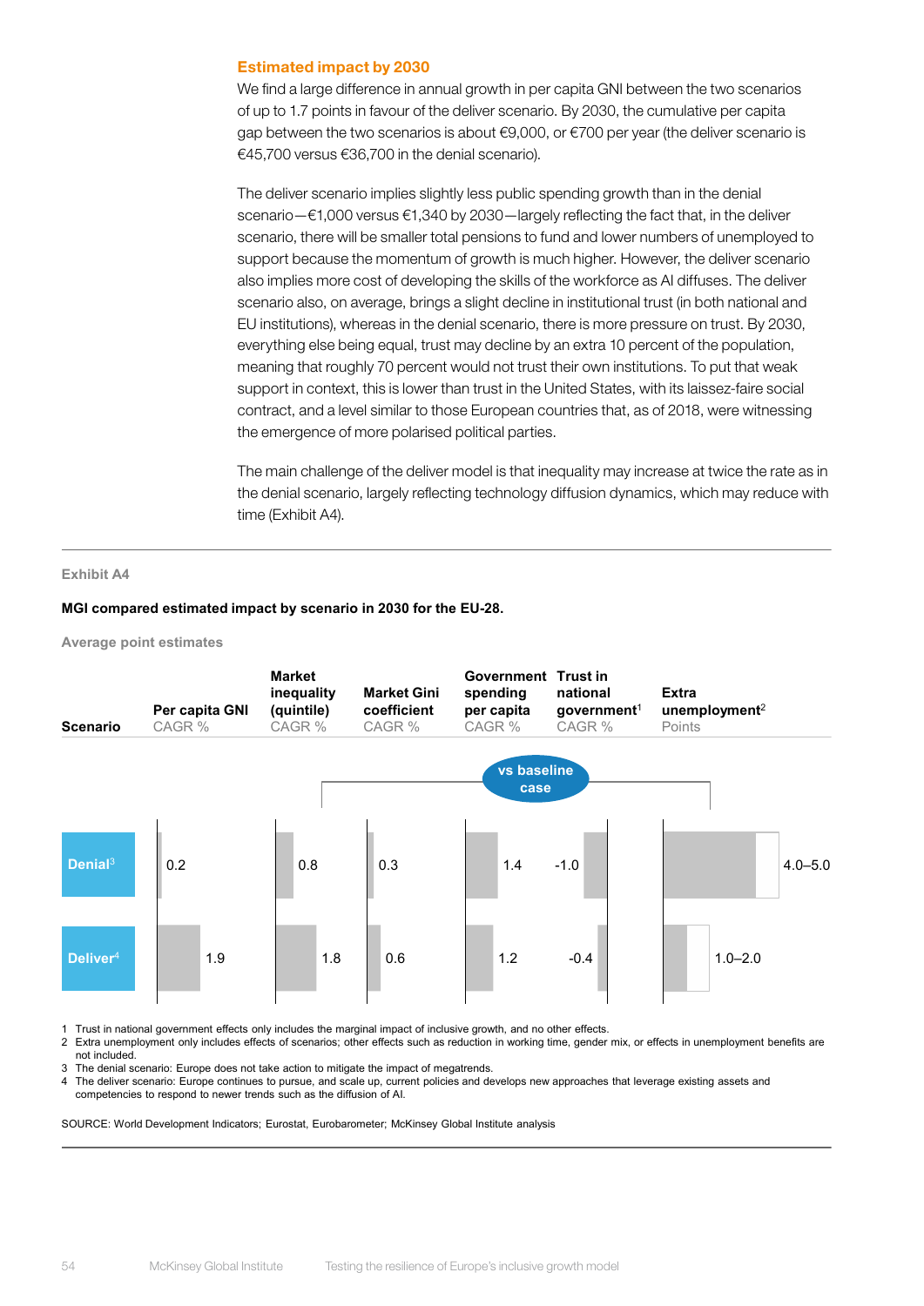### Estimated impact by 2030

We find a large difference in annual growth in per capita GNI between the two scenarios of up to 1.7 points in favour of the deliver scenario. By 2030, the cumulative per capita gap between the two scenarios is about €9,000, or €700 per year (the deliver scenario is €45,700 versus €36,700 in the denial scenario).

The deliver scenario implies slightly less public spending growth than in the denial scenario—€1,000 versus €1,340 by 2030—largely reflecting the fact that, in the deliver scenario, there will be smaller total pensions to fund and lower numbers of unemployed to support because the momentum of growth is much higher. However, the deliver scenario also implies more cost of developing the skills of the workforce as AI diffuses. The deliver scenario also, on average, brings a slight decline in institutional trust (in both national and EU institutions), whereas in the denial scenario, there is more pressure on trust. By 2030, everything else being equal, trust may decline by an extra 10 percent of the population, meaning that roughly 70 percent would not trust their own institutions. To put that weak support in context, this is lower than trust in the United States, with its laissez-faire social contract, and a level similar to those European countries that, as of 2018, were witnessing the emergence of more polarised political parties.

The main challenge of the deliver model is that inequality may increase at twice the rate as in the denial scenario, largely reflecting technology diffusion dynamics, which may reduce with time (Exhibit A4).

Exhibit A4

**MGI compared estimated impact by scenario in 2030 for the EU-28.**

Average point estimates

| Scenario | Per capita GNI CAGR % | Market inequality (quintile) CAGR % | Market Gini coefficient CAGR % | Government spending per capita CAGR % | Trust in national government[1] CAGR % | Extra unemployment[2] Points |
|---|---|---|---|---|---|---|
| | | vs baseline case | | | | |
| Denial[3] | 0.2 | 0.8 | 0.3 | 1.4 | -1.0 | 4.0–5.0 |
| Deliver[4] | 1.9 | 1.8 | 0.6 | 1.2 | -0.4 | 1.0–2.0 |

1 Trust in national government effects only includes the marginal impact of inclusive growth, and no other effects.
2 Extra unemployment only includes effects of scenarios; other effects such as reduction in working time, gender mix, or effects in unemployment benefits are not included.
3 The denial scenario: Europe does not take action to mitigate the impact of megatrends.
4 The deliver scenario: Europe continues to pursue, and scale up, current policies and develops new approaches that leverage existing assets and competencies to respond to newer trends such as the diffusion of AI.

SOURCE: World Development Indicators; Eurostat, Eurobarometer; McKinsey Global Institute analysis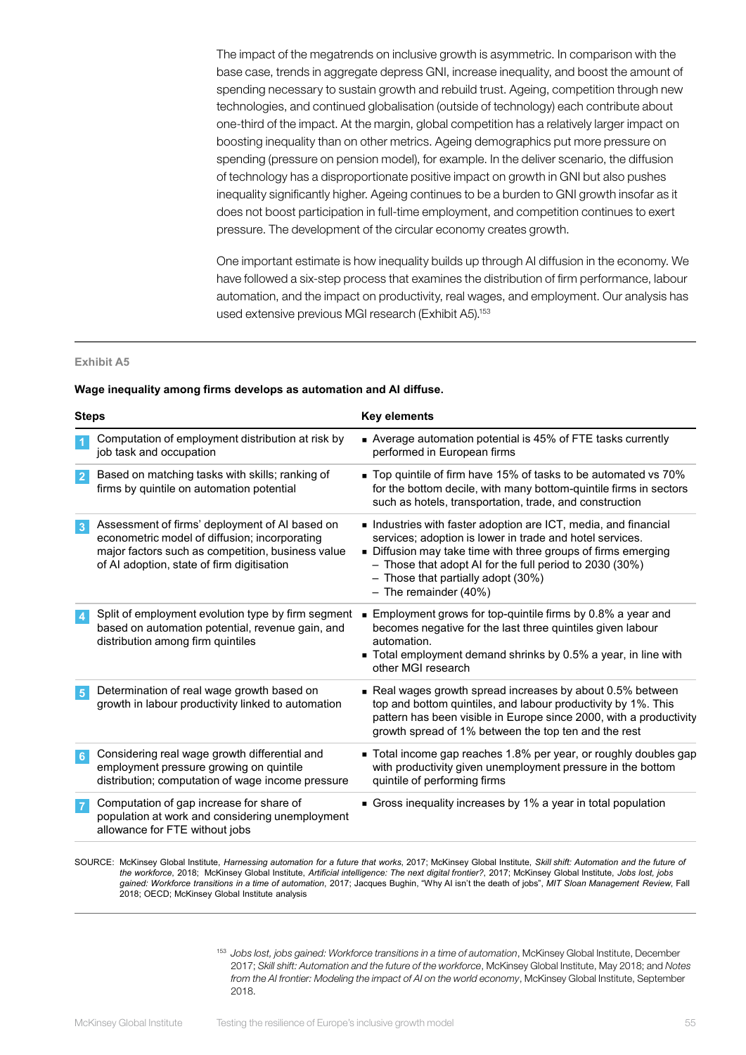The impact of the megatrends on inclusive growth is asymmetric. In comparison with the base case, trends in aggregate depress GNI, increase inequality, and boost the amount of spending necessary to sustain growth and rebuild trust. Ageing, competition through new technologies, and continued globalisation (outside of technology) each contribute about one-third of the impact. At the margin, global competition has a relatively larger impact on boosting inequality than on other metrics. Ageing demographics put more pressure on spending (pressure on pension model), for example. In the deliver scenario, the diffusion of technology has a disproportionate positive impact on growth in GNI but also pushes inequality significantly higher. Ageing continues to be a burden to GNI growth insofar as it does not boost participation in full-time employment, and competition continues to exert pressure. The development of the circular economy creates growth.

One important estimate is how inequality builds up through AI diffusion in the economy. We have followed a six-step process that examines the distribution of firm performance, labour automation, and the impact on productivity, real wages, and employment. Our analysis has used extensive previous MGI research (Exhibit A5).[153]

Exhibit A5

**Wage inequality among firms develops as automation and AI diffuse.**

| | Steps | Key elements |
|---|---|---|
| 1 | Computation of employment distribution at risk by job task and occupation | ▪ Average automation potential is 45% of FTE tasks currently performed in European firms |
| 2 | Based on matching tasks with skills; ranking of firms by quintile on automation potential | ▪ Top quintile of firm have 15% of tasks to be automated vs 70% for the bottom decile, with many bottom-quintile firms in sectors such as hotels, transportation, trade, and construction |
| 3 | Assessment of firms' deployment of AI based on econometric model of diffusion; incorporating major factors such as competition, business value of AI adoption, state of firm digitisation | ▪ Industries with faster adoption are ICT, media, and financial services; adoption is lower in trade and hotel services.<br>▪ Diffusion may take time with three groups of firms emerging<br>– Those that adopt AI for the full period to 2030 (30%)<br>– Those that partially adopt (30%)<br>– The remainder (40%) |
| 4 | Split of employment evolution type by firm segment based on automation potential, revenue gain, and distribution among firm quintiles | ▪ Employment grows for top-quintile firms by 0.8% a year and becomes negative for the last three quintiles given labour automation.<br>▪ Total employment demand shrinks by 0.5% a year, in line with other MGI research |
| 5 | Determination of real wage growth based on growth in labour productivity linked to automation | ▪ Real wages growth spread increases by about 0.5% between top and bottom quintiles, and labour productivity by 1%. This pattern has been visible in Europe since 2000, with a productivity growth spread of 1% between the top ten and the rest |
| 6 | Considering real wage growth differential and employment pressure growing on quintile distribution; computation of wage income pressure | ▪ Total income gap reaches 1.8% per year, or roughly doubles gap with productivity given unemployment pressure in the bottom quintile of performing firms |
| 7 | Computation of gap increase for share of population at work and considering unemployment allowance for FTE without jobs | ▪ Gross inequality increases by 1% a year in total population |

SOURCE: McKinsey Global Institute, *Harnessing automation for a future that works*, 2017; McKinsey Global Institute, *Skill shift: Automation and the future of the workforce*, 2018; McKinsey Global Institute, *Artificial intelligence: The next digital frontier?*, 2017; McKinsey Global Institute, *Jobs lost, jobs gained: Workforce transitions in a time of automation*, 2017; Jacques Bughin, "Why AI isn't the death of jobs", *MIT Sloan Management Review*, Fall 2018; OECD; McKinsey Global Institute analysis

[153] *Jobs lost, jobs gained: Workforce transitions in a time of automation*, McKinsey Global Institute, December 2017; *Skill shift: Automation and the future of the workforce*, McKinsey Global Institute, May 2018; and *Notes from the AI frontier: Modeling the impact of AI on the world economy*, McKinsey Global Institute, September 2018.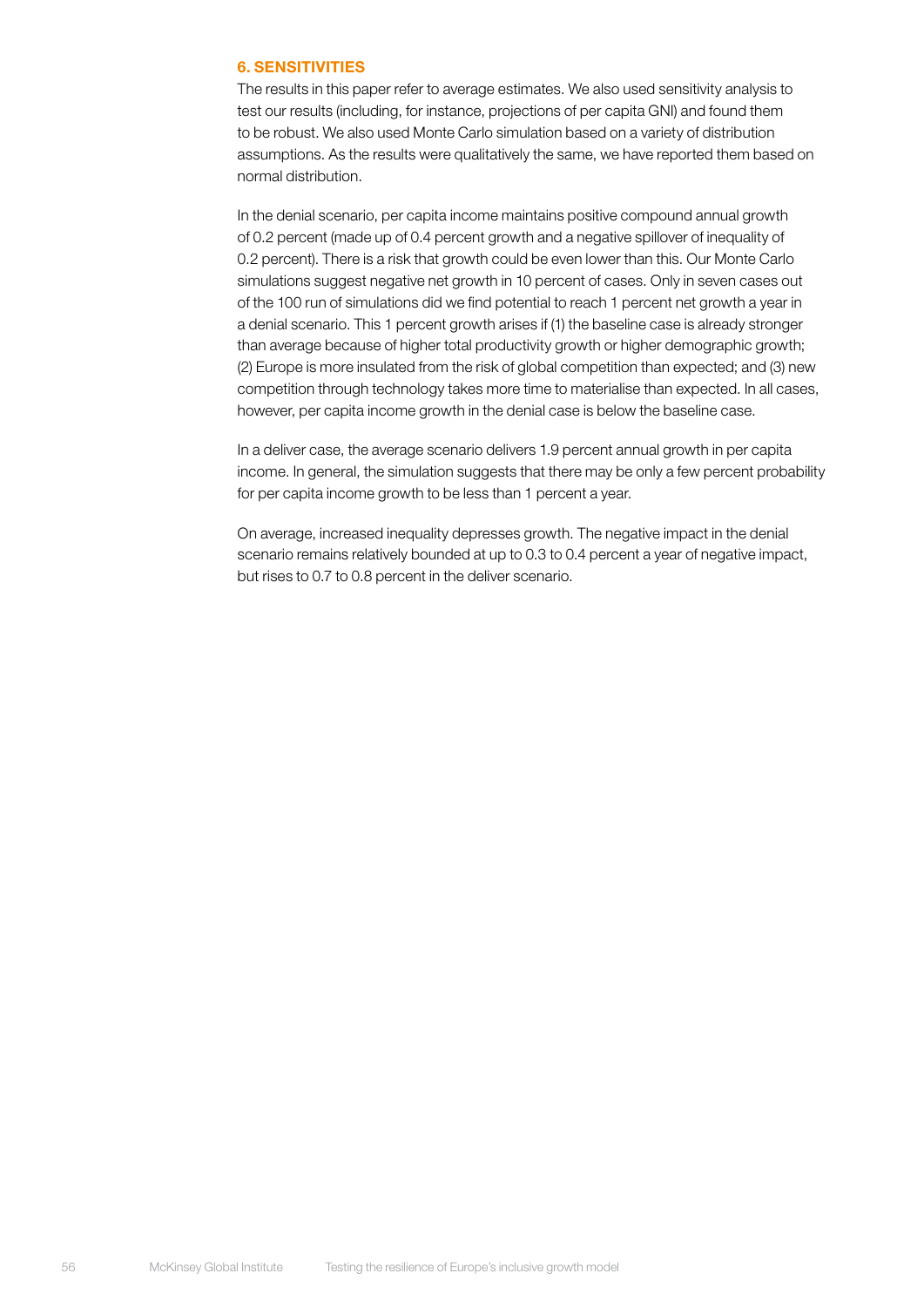### 6. SENSITIVITIES

The results in this paper refer to average estimates. We also used sensitivity analysis to test our results (including, for instance, projections of per capita GNI) and found them to be robust. We also used Monte Carlo simulation based on a variety of distribution assumptions. As the results were qualitatively the same, we have reported them based on normal distribution.

In the denial scenario, per capita income maintains positive compound annual growth of 0.2 percent (made up of 0.4 percent growth and a negative spillover of inequality of 0.2 percent). There is a risk that growth could be even lower than this. Our Monte Carlo simulations suggest negative net growth in 10 percent of cases. Only in seven cases out of the 100 run of simulations did we find potential to reach 1 percent net growth a year in a denial scenario. This 1 percent growth arises if (1) the baseline case is already stronger than average because of higher total productivity growth or higher demographic growth; (2) Europe is more insulated from the risk of global competition than expected; and (3) new competition through technology takes more time to materialise than expected. In all cases, however, per capita income growth in the denial case is below the baseline case.

In a deliver case, the average scenario delivers 1.9 percent annual growth in per capita income. In general, the simulation suggests that there may be only a few percent probability for per capita income growth to be less than 1 percent a year.

On average, increased inequality depresses growth. The negative impact in the denial scenario remains relatively bounded at up to 0.3 to 0.4 percent a year of negative impact, but rises to 0.7 to 0.8 percent in the deliver scenario.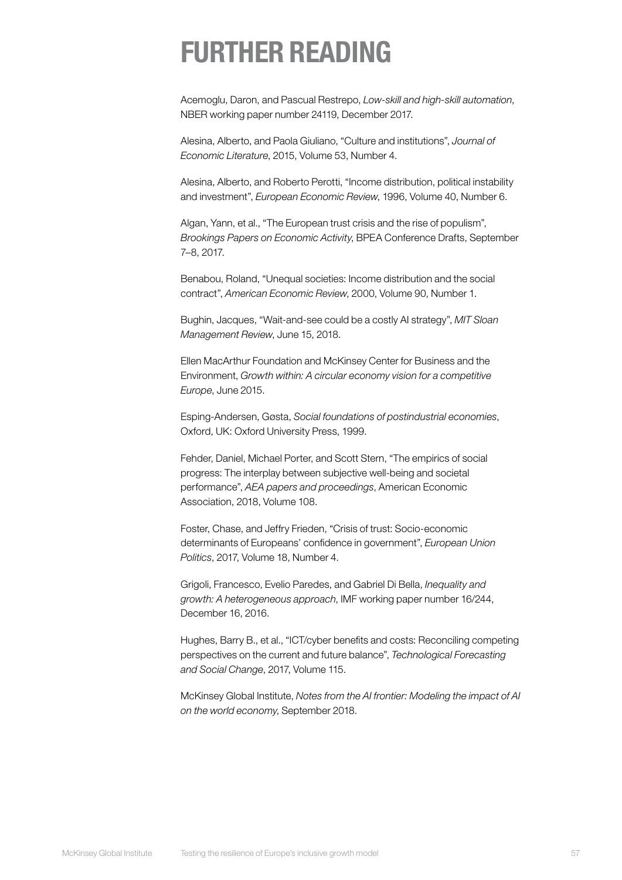# FURTHER READING

Acemoglu, Daron, and Pascual Restrepo, *Low-skill and high-skill automation*, NBER working paper number 24119, December 2017.

Alesina, Alberto, and Paola Giuliano, "Culture and institutions", *Journal of Economic Literature*, 2015, Volume 53, Number 4.

Alesina, Alberto, and Roberto Perotti, "Income distribution, political instability and investment", *European Economic Review*, 1996, Volume 40, Number 6.

Algan, Yann, et al., "The European trust crisis and the rise of populism", *Brookings Papers on Economic Activity*, BPEA Conference Drafts, September 7–8, 2017.

Benabou, Roland, "Unequal societies: Income distribution and the social contract", *American Economic Review*, 2000, Volume 90, Number 1.

Bughin, Jacques, "Wait-and-see could be a costly AI strategy", *MIT Sloan Management Review*, June 15, 2018.

Ellen MacArthur Foundation and McKinsey Center for Business and the Environment, *Growth within: A circular economy vision for a competitive Europe*, June 2015.

Esping-Andersen, Gøsta, *Social foundations of postindustrial economies*, Oxford, UK: Oxford University Press, 1999.

Fehder, Daniel, Michael Porter, and Scott Stern, "The empirics of social progress: The interplay between subjective well-being and societal performance", *AEA papers and proceedings*, American Economic Association, 2018, Volume 108.

Foster, Chase, and Jeffry Frieden, "Crisis of trust: Socio-economic determinants of Europeans' confidence in government", *European Union Politics*, 2017, Volume 18, Number 4.

Grigoli, Francesco, Evelio Paredes, and Gabriel Di Bella, *Inequality and growth: A heterogeneous approach*, IMF working paper number 16/244, December 16, 2016.

Hughes, Barry B., et al., "ICT/cyber benefits and costs: Reconciling competing perspectives on the current and future balance", *Technological Forecasting and Social Change*, 2017, Volume 115.

McKinsey Global Institute, *Notes from the AI frontier: Modeling the impact of AI on the world economy*, September 2018.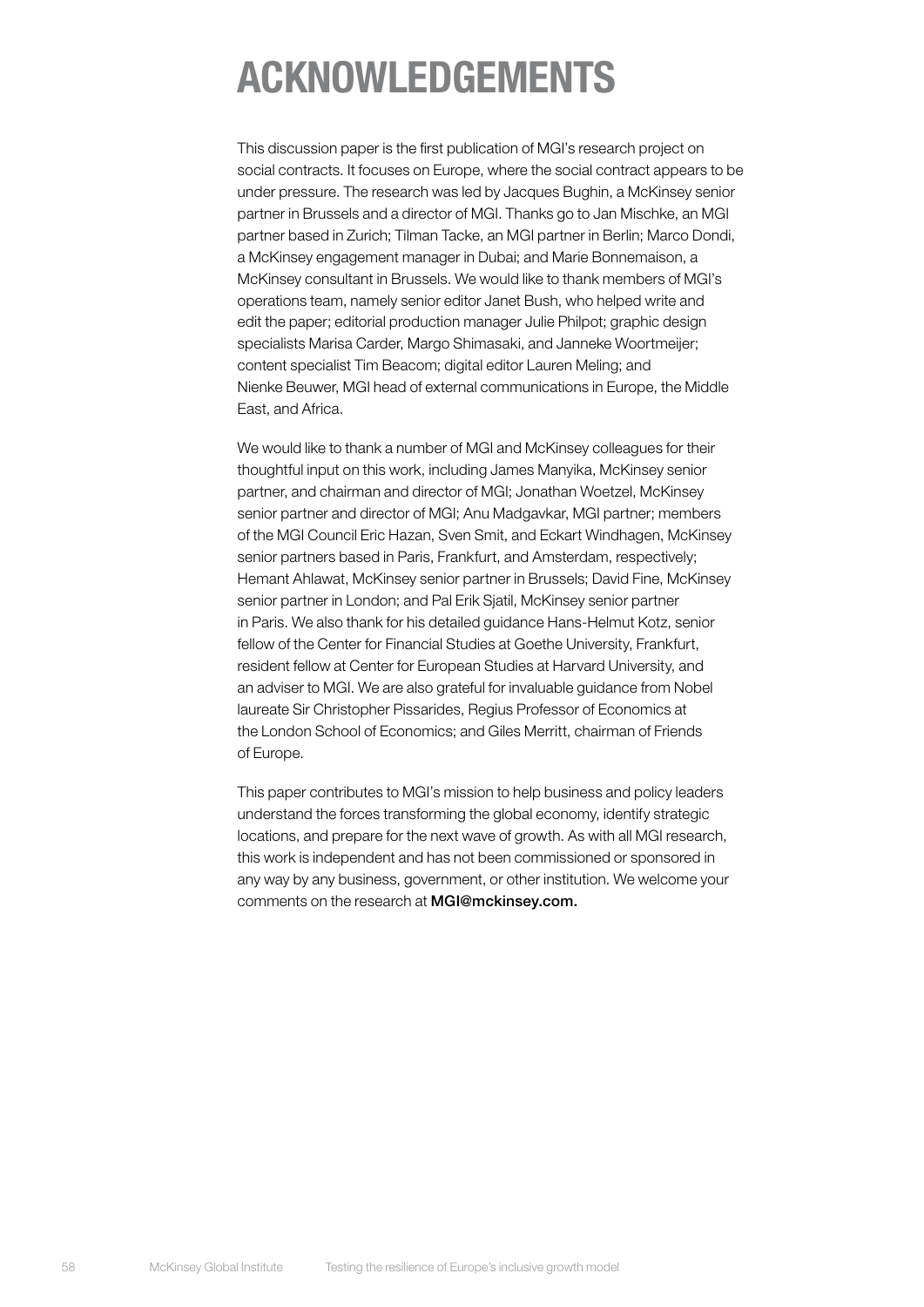# ACKNOWLEDGEMENTS

This discussion paper is the first publication of MGI's research project on social contracts. It focuses on Europe, where the social contract appears to be under pressure. The research was led by Jacques Bughin, a McKinsey senior partner in Brussels and a director of MGI. Thanks go to Jan Mischke, an MGI partner based in Zurich; Tilman Tacke, an MGI partner in Berlin; Marco Dondi, a McKinsey engagement manager in Dubai; and Marie Bonnemaison, a McKinsey consultant in Brussels. We would like to thank members of MGI's operations team, namely senior editor Janet Bush, who helped write and edit the paper; editorial production manager Julie Philpot; graphic design specialists Marisa Carder, Margo Shimasaki, and Janneke Woortmeijer; content specialist Tim Beacom; digital editor Lauren Meling; and Nienke Beuwer, MGI head of external communications in Europe, the Middle East, and Africa.

We would like to thank a number of MGI and McKinsey colleagues for their thoughtful input on this work, including James Manyika, McKinsey senior partner, and chairman and director of MGI; Jonathan Woetzel, McKinsey senior partner and director of MGI; Anu Madgavkar, MGI partner; members of the MGI Council Eric Hazan, Sven Smit, and Eckart Windhagen, McKinsey senior partners based in Paris, Frankfurt, and Amsterdam, respectively; Hemant Ahlawat, McKinsey senior partner in Brussels; David Fine, McKinsey senior partner in London; and Pal Erik Sjatil, McKinsey senior partner in Paris. We also thank for his detailed guidance Hans-Helmut Kotz, senior fellow of the Center for Financial Studies at Goethe University, Frankfurt, resident fellow at Center for European Studies at Harvard University, and an adviser to MGI. We are also grateful for invaluable guidance from Nobel laureate Sir Christopher Pissarides, Regius Professor of Economics at the London School of Economics; and Giles Merritt, chairman of Friends of Europe.

This paper contributes to MGI's mission to help business and policy leaders understand the forces transforming the global economy, identify strategic locations, and prepare for the next wave of growth. As with all MGI research, this work is independent and has not been commissioned or sponsored in any way by any business, government, or other institution. We welcome your comments on the research at **MGI@mckinsey.com.**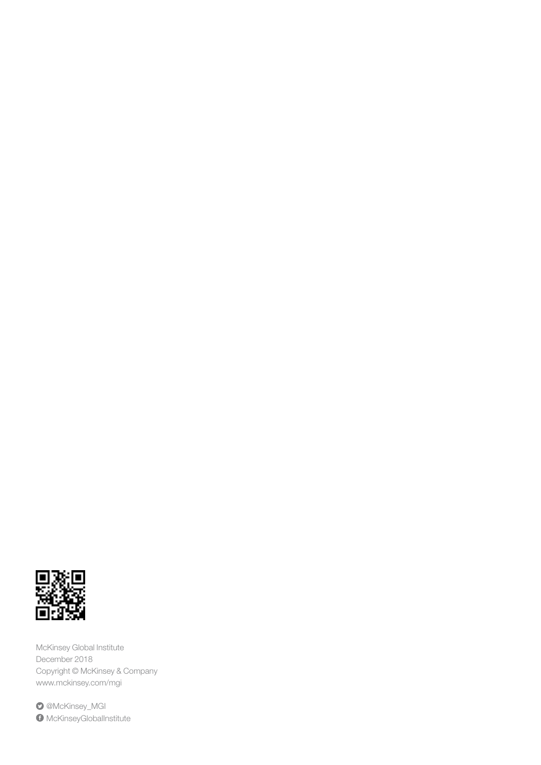McKinsey Global Institute
December 2018
Copyright © McKinsey & Company
www.mckinsey.com/mgi

@McKinsey_MGI
McKinseyGlobalInstitute